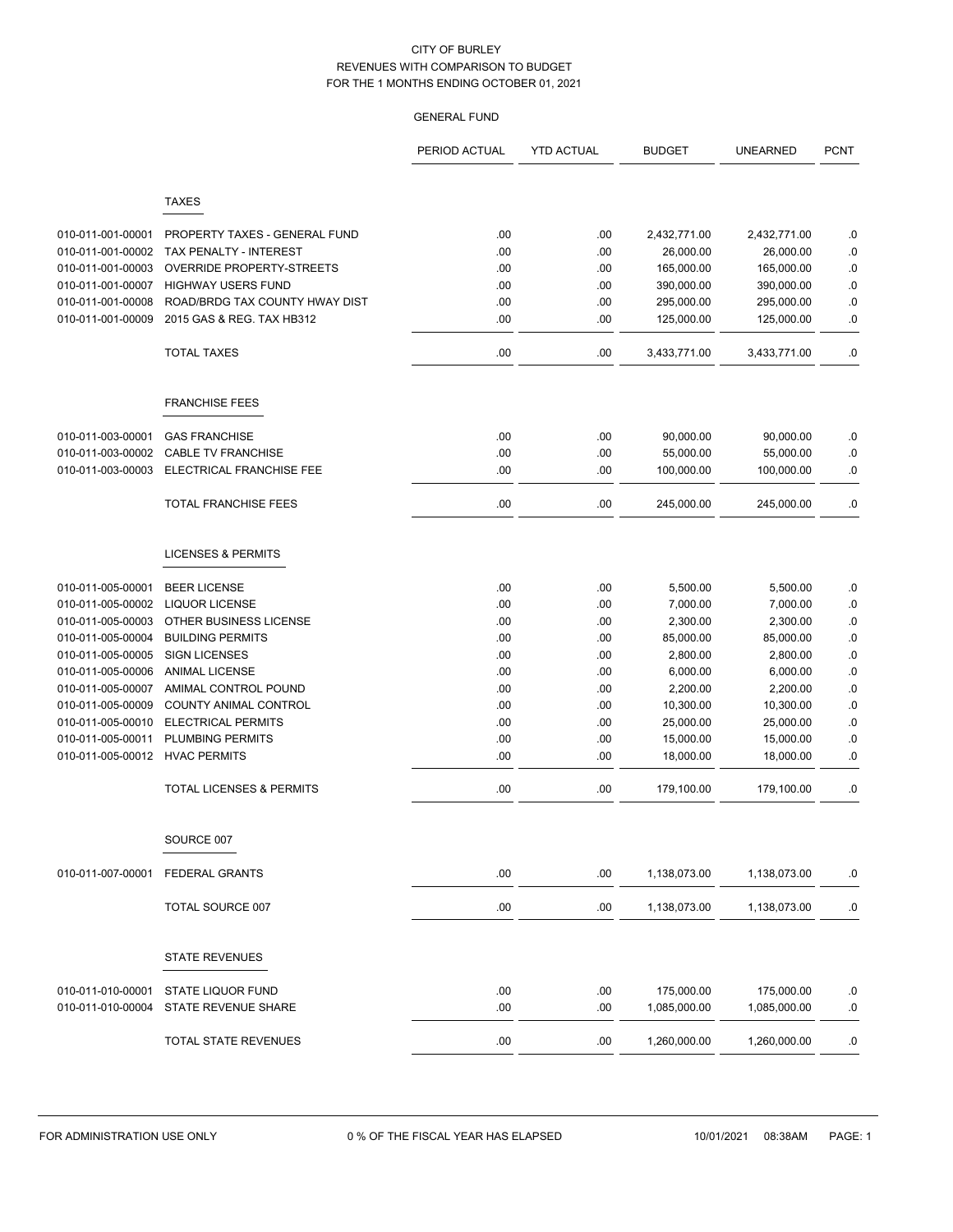# CITY OF BURLEY

## REVENUES WITH COMPARISON TO BUDGET

### FOR THE 1 MONTHS ENDING OCTOBER 01, 2021

#### GENERAL FUND

| | | PERIOD ACTUAL | YTD ACTUAL | BUDGET | UNEARNED | PCNT |
|---|---|---|---|---|---|---|
| | **TAXES** | | | | | |
| 010-011-001-00001 | PROPERTY TAXES - GENERAL FUND | .00 | .00 | 2,432,771.00 | 2,432,771.00 | .0 |
| 010-011-001-00002 | TAX PENALTY - INTEREST | .00 | .00 | 26,000.00 | 26,000.00 | .0 |
| 010-011-001-00003 | OVERRIDE PROPERTY-STREETS | .00 | .00 | 165,000.00 | 165,000.00 | .0 |
| 010-011-001-00007 | HIGHWAY USERS FUND | .00 | .00 | 390,000.00 | 390,000.00 | .0 |
| 010-011-001-00008 | ROAD/BRDG TAX COUNTY HWAY DIST | .00 | .00 | 295,000.00 | 295,000.00 | .0 |
| 010-011-001-00009 | 2015 GAS & REG. TAX HB312 | .00 | .00 | 125,000.00 | 125,000.00 | .0 |
| | TOTAL TAXES | .00 | .00 | 3,433,771.00 | 3,433,771.00 | .0 |
| | **FRANCHISE FEES** | | | | | |
| 010-011-003-00001 | GAS FRANCHISE | .00 | .00 | 90,000.00 | 90,000.00 | .0 |
| 010-011-003-00002 | CABLE TV FRANCHISE | .00 | .00 | 55,000.00 | 55,000.00 | .0 |
| 010-011-003-00003 | ELECTRICAL FRANCHISE FEE | .00 | .00 | 100,000.00 | 100,000.00 | .0 |
| | TOTAL FRANCHISE FEES | .00 | .00 | 245,000.00 | 245,000.00 | .0 |
| | **LICENSES & PERMITS** | | | | | |
| 010-011-005-00001 | BEER LICENSE | .00 | .00 | 5,500.00 | 5,500.00 | .0 |
| 010-011-005-00002 | LIQUOR LICENSE | .00 | .00 | 7,000.00 | 7,000.00 | .0 |
| 010-011-005-00003 | OTHER BUSINESS LICENSE | .00 | .00 | 2,300.00 | 2,300.00 | .0 |
| 010-011-005-00004 | BUILDING PERMITS | .00 | .00 | 85,000.00 | 85,000.00 | .0 |
| 010-011-005-00005 | SIGN LICENSES | .00 | .00 | 2,800.00 | 2,800.00 | .0 |
| 010-011-005-00006 | ANIMAL LICENSE | .00 | .00 | 6,000.00 | 6,000.00 | .0 |
| 010-011-005-00007 | AMIMAL CONTROL POUND | .00 | .00 | 2,200.00 | 2,200.00 | .0 |
| 010-011-005-00009 | COUNTY ANIMAL CONTROL | .00 | .00 | 10,300.00 | 10,300.00 | .0 |
| 010-011-005-00010 | ELECTRICAL PERMITS | .00 | .00 | 25,000.00 | 25,000.00 | .0 |
| 010-011-005-00011 | PLUMBING PERMITS | .00 | .00 | 15,000.00 | 15,000.00 | .0 |
| 010-011-005-00012 | HVAC PERMITS | .00 | .00 | 18,000.00 | 18,000.00 | .0 |
| | TOTAL LICENSES & PERMITS | .00 | .00 | 179,100.00 | 179,100.00 | .0 |
| | **SOURCE 007** | | | | | |
| 010-011-007-00001 | FEDERAL GRANTS | .00 | .00 | 1,138,073.00 | 1,138,073.00 | .0 |
| | TOTAL SOURCE 007 | .00 | .00 | 1,138,073.00 | 1,138,073.00 | .0 |
| | **STATE REVENUES** | | | | | |
| 010-011-010-00001 | STATE LIQUOR FUND | .00 | .00 | 175,000.00 | 175,000.00 | .0 |
| 010-011-010-00004 | STATE REVENUE SHARE | .00 | .00 | 1,085,000.00 | 1,085,000.00 | .0 |
| | TOTAL STATE REVENUES | .00 | .00 | 1,260,000.00 | 1,260,000.00 | .0 |

FOR ADMINISTRATION USE ONLY — 0 % OF THE FISCAL YEAR HAS ELAPSED — 10/01/2021 08:38AM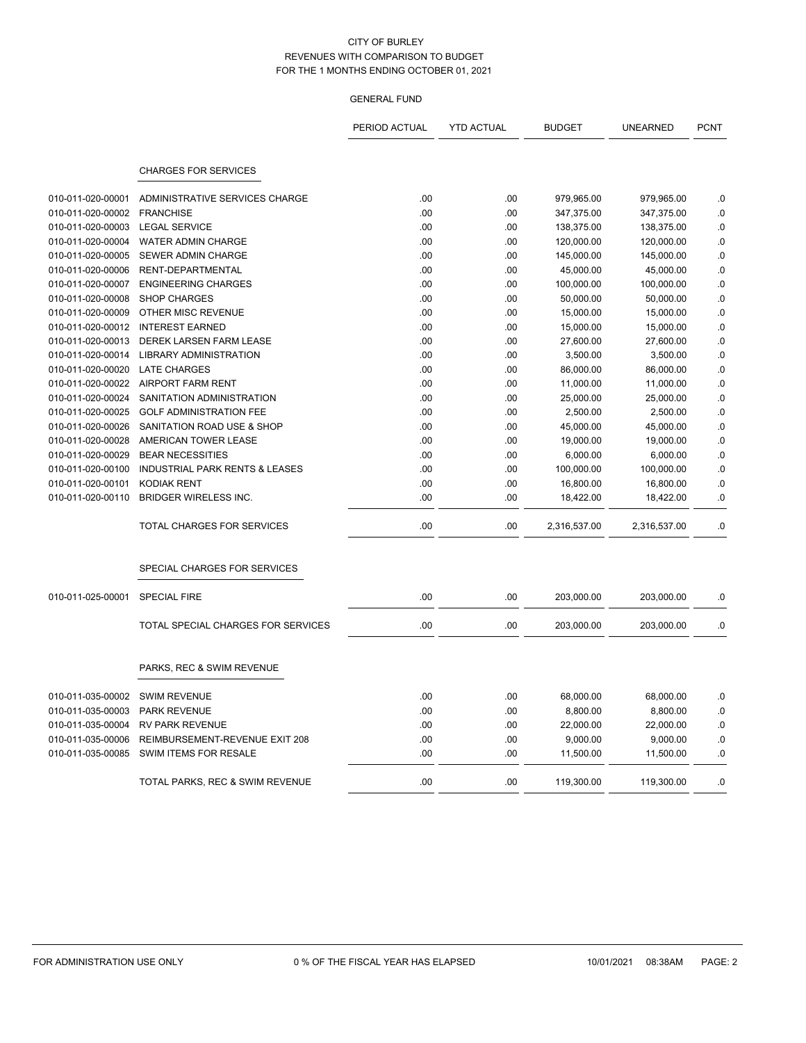CITY OF BURLEY
REVENUES WITH COMPARISON TO BUDGET
FOR THE 1 MONTHS ENDING OCTOBER 01, 2021

GENERAL FUND

| | | PERIOD ACTUAL | YTD ACTUAL | BUDGET | UNEARNED | PCNT |
|---|---|---|---|---|---|---|
| | **CHARGES FOR SERVICES** | | | | | |
| 010-011-020-00001 | ADMINISTRATIVE SERVICES CHARGE | .00 | .00 | 979,965.00 | 979,965.00 | .0 |
| 010-011-020-00002 | FRANCHISE | .00 | .00 | 347,375.00 | 347,375.00 | .0 |
| 010-011-020-00003 | LEGAL SERVICE | .00 | .00 | 138,375.00 | 138,375.00 | .0 |
| 010-011-020-00004 | WATER ADMIN CHARGE | .00 | .00 | 120,000.00 | 120,000.00 | .0 |
| 010-011-020-00005 | SEWER ADMIN CHARGE | .00 | .00 | 145,000.00 | 145,000.00 | .0 |
| 010-011-020-00006 | RENT-DEPARTMENTAL | .00 | .00 | 45,000.00 | 45,000.00 | .0 |
| 010-011-020-00007 | ENGINEERING CHARGES | .00 | .00 | 100,000.00 | 100,000.00 | .0 |
| 010-011-020-00008 | SHOP CHARGES | .00 | .00 | 50,000.00 | 50,000.00 | .0 |
| 010-011-020-00009 | OTHER MISC REVENUE | .00 | .00 | 15,000.00 | 15,000.00 | .0 |
| 010-011-020-00012 | INTEREST EARNED | .00 | .00 | 15,000.00 | 15,000.00 | .0 |
| 010-011-020-00013 | DEREK LARSEN FARM LEASE | .00 | .00 | 27,600.00 | 27,600.00 | .0 |
| 010-011-020-00014 | LIBRARY ADMINISTRATION | .00 | .00 | 3,500.00 | 3,500.00 | .0 |
| 010-011-020-00020 | LATE CHARGES | .00 | .00 | 86,000.00 | 86,000.00 | .0 |
| 010-011-020-00022 | AIRPORT FARM RENT | .00 | .00 | 11,000.00 | 11,000.00 | .0 |
| 010-011-020-00024 | SANITATION ADMINISTRATION | .00 | .00 | 25,000.00 | 25,000.00 | .0 |
| 010-011-020-00025 | GOLF ADMINISTRATION FEE | .00 | .00 | 2,500.00 | 2,500.00 | .0 |
| 010-011-020-00026 | SANITATION ROAD USE & SHOP | .00 | .00 | 45,000.00 | 45,000.00 | .0 |
| 010-011-020-00028 | AMERICAN TOWER LEASE | .00 | .00 | 19,000.00 | 19,000.00 | .0 |
| 010-011-020-00029 | BEAR NECESSITIES | .00 | .00 | 6,000.00 | 6,000.00 | .0 |
| 010-011-020-00100 | INDUSTRIAL PARK RENTS & LEASES | .00 | .00 | 100,000.00 | 100,000.00 | .0 |
| 010-011-020-00101 | KODIAK RENT | .00 | .00 | 16,800.00 | 16,800.00 | .0 |
| 010-011-020-00110 | BRIDGER WIRELESS INC. | .00 | .00 | 18,422.00 | 18,422.00 | .0 |
| | TOTAL CHARGES FOR SERVICES | .00 | .00 | 2,316,537.00 | 2,316,537.00 | .0 |
| | **SPECIAL CHARGES FOR SERVICES** | | | | | |
| 010-011-025-00001 | SPECIAL FIRE | .00 | .00 | 203,000.00 | 203,000.00 | .0 |
| | TOTAL SPECIAL CHARGES FOR SERVICES | .00 | .00 | 203,000.00 | 203,000.00 | .0 |
| | **PARKS, REC & SWIM REVENUE** | | | | | |
| 010-011-035-00002 | SWIM REVENUE | .00 | .00 | 68,000.00 | 68,000.00 | .0 |
| 010-011-035-00003 | PARK REVENUE | .00 | .00 | 8,800.00 | 8,800.00 | .0 |
| 010-011-035-00004 | RV PARK REVENUE | .00 | .00 | 22,000.00 | 22,000.00 | .0 |
| 010-011-035-00006 | REIMBURSEMENT-REVENUE EXIT 208 | .00 | .00 | 9,000.00 | 9,000.00 | .0 |
| 010-011-035-00085 | SWIM ITEMS FOR RESALE | .00 | .00 | 11,500.00 | 11,500.00 | .0 |
| | TOTAL PARKS, REC & SWIM REVENUE | .00 | .00 | 119,300.00 | 119,300.00 | .0 |

FOR ADMINISTRATION USE ONLY — 0 % OF THE FISCAL YEAR HAS ELAPSED — 10/01/2021 08:38AM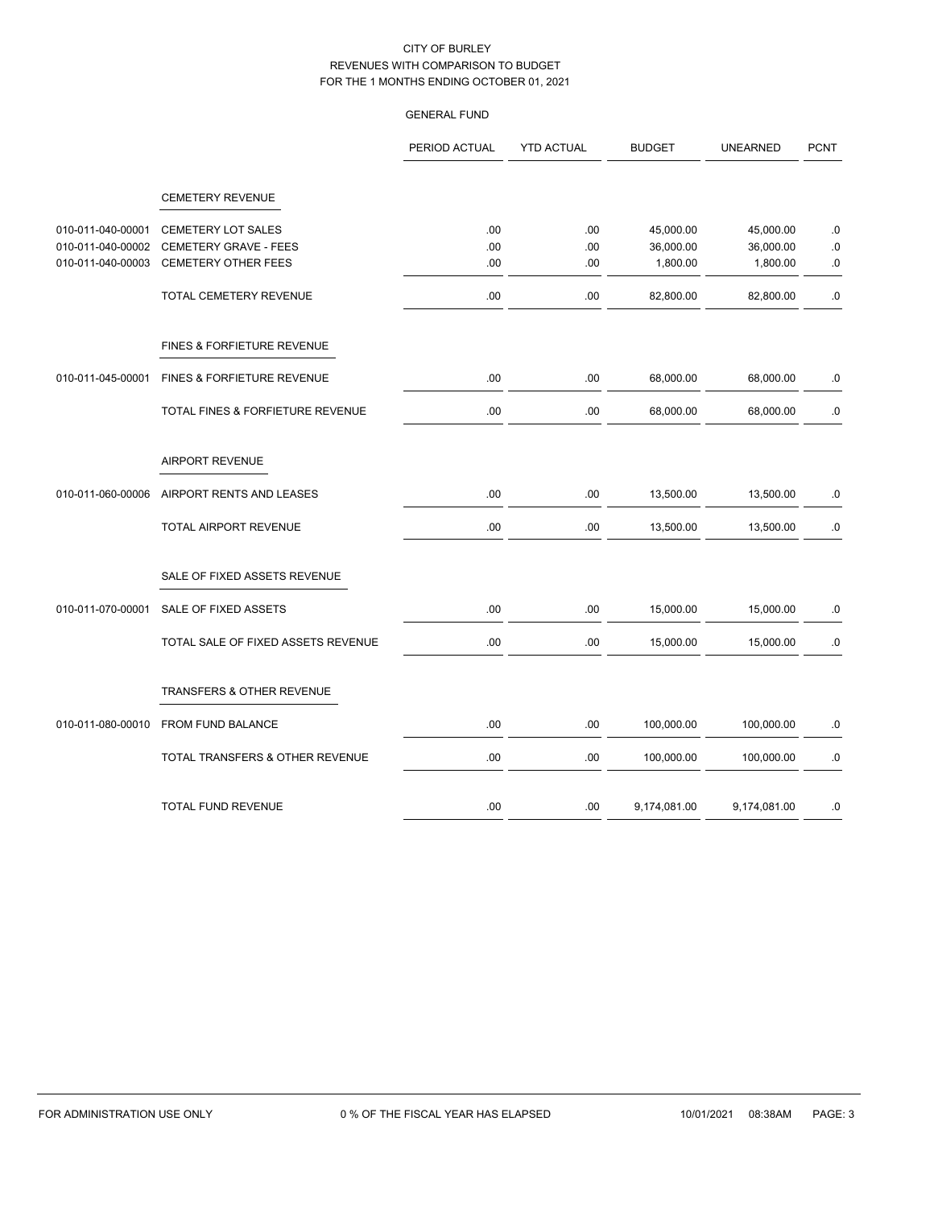CITY OF BURLEY
REVENUES WITH COMPARISON TO BUDGET
FOR THE 1 MONTHS ENDING OCTOBER 01, 2021

GENERAL FUND

| | | PERIOD ACTUAL | YTD ACTUAL | BUDGET | UNEARNED | PCNT |
|---|---|---|---|---|---|---|
| | CEMETERY REVENUE | | | | | |
| 010-011-040-00001 | CEMETERY LOT SALES | .00 | .00 | 45,000.00 | 45,000.00 | .0 |
| 010-011-040-00002 | CEMETERY GRAVE - FEES | .00 | .00 | 36,000.00 | 36,000.00 | .0 |
| 010-011-040-00003 | CEMETERY OTHER FEES | .00 | .00 | 1,800.00 | 1,800.00 | .0 |
| | TOTAL CEMETERY REVENUE | .00 | .00 | 82,800.00 | 82,800.00 | .0 |
| | FINES & FORFIETURE REVENUE | | | | | |
| 010-011-045-00001 | FINES & FORFIETURE REVENUE | .00 | .00 | 68,000.00 | 68,000.00 | .0 |
| | TOTAL FINES & FORFIETURE REVENUE | .00 | .00 | 68,000.00 | 68,000.00 | .0 |
| | AIRPORT REVENUE | | | | | |
| 010-011-060-00006 | AIRPORT RENTS AND LEASES | .00 | .00 | 13,500.00 | 13,500.00 | .0 |
| | TOTAL AIRPORT REVENUE | .00 | .00 | 13,500.00 | 13,500.00 | .0 |
| | SALE OF FIXED ASSETS REVENUE | | | | | |
| 010-011-070-00001 | SALE OF FIXED ASSETS | .00 | .00 | 15,000.00 | 15,000.00 | .0 |
| | TOTAL SALE OF FIXED ASSETS REVENUE | .00 | .00 | 15,000.00 | 15,000.00 | .0 |
| | TRANSFERS & OTHER REVENUE | | | | | |
| 010-011-080-00010 | FROM FUND BALANCE | .00 | .00 | 100,000.00 | 100,000.00 | .0 |
| | TOTAL TRANSFERS & OTHER REVENUE | .00 | .00 | 100,000.00 | 100,000.00 | .0 |
| | TOTAL FUND REVENUE | .00 | .00 | 9,174,081.00 | 9,174,081.00 | .0 |

FOR ADMINISTRATION USE ONLY    0 % OF THE FISCAL YEAR HAS ELAPSED    10/01/2021 08:38AM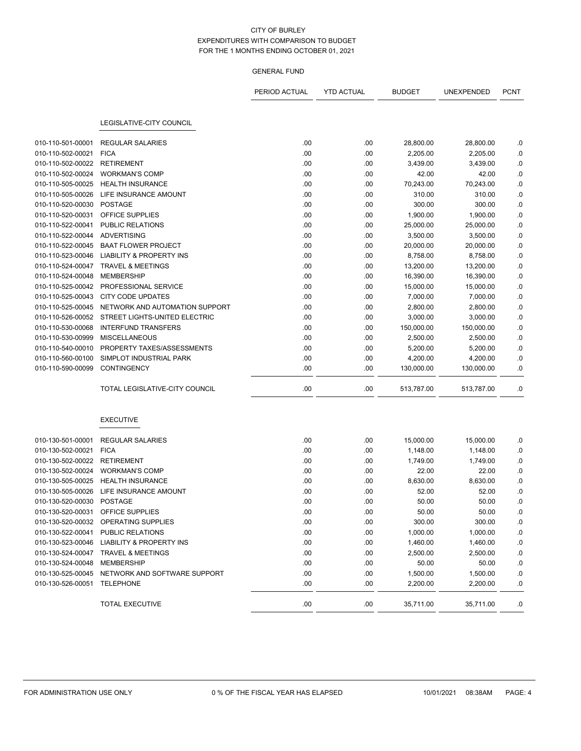CITY OF BURLEY
EXPENDITURES WITH COMPARISON TO BUDGET
FOR THE 1 MONTHS ENDING OCTOBER 01, 2021

GENERAL FUND

| | | PERIOD ACTUAL | YTD ACTUAL | BUDGET | UNEXPENDED | PCNT |
|---|---|---|---|---|---|---|
| | **LEGISLATIVE-CITY COUNCIL** | | | | | |
| 010-110-501-00001 | REGULAR SALARIES | .00 | .00 | 28,800.00 | 28,800.00 | .0 |
| 010-110-502-00021 | FICA | .00 | .00 | 2,205.00 | 2,205.00 | .0 |
| 010-110-502-00022 | RETIREMENT | .00 | .00 | 3,439.00 | 3,439.00 | .0 |
| 010-110-502-00024 | WORKMAN'S COMP | .00 | .00 | 42.00 | 42.00 | .0 |
| 010-110-505-00025 | HEALTH INSURANCE | .00 | .00 | 70,243.00 | 70,243.00 | .0 |
| 010-110-505-00026 | LIFE INSURANCE AMOUNT | .00 | .00 | 310.00 | 310.00 | .0 |
| 010-110-520-00030 | POSTAGE | .00 | .00 | 300.00 | 300.00 | .0 |
| 010-110-520-00031 | OFFICE SUPPLIES | .00 | .00 | 1,900.00 | 1,900.00 | .0 |
| 010-110-522-00041 | PUBLIC RELATIONS | .00 | .00 | 25,000.00 | 25,000.00 | .0 |
| 010-110-522-00044 | ADVERTISING | .00 | .00 | 3,500.00 | 3,500.00 | .0 |
| 010-110-522-00045 | BAAT FLOWER PROJECT | .00 | .00 | 20,000.00 | 20,000.00 | .0 |
| 010-110-523-00046 | LIABILITY & PROPERTY INS | .00 | .00 | 8,758.00 | 8,758.00 | .0 |
| 010-110-524-00047 | TRAVEL & MEETINGS | .00 | .00 | 13,200.00 | 13,200.00 | .0 |
| 010-110-524-00048 | MEMBERSHIP | .00 | .00 | 16,390.00 | 16,390.00 | .0 |
| 010-110-525-00042 | PROFESSIONAL SERVICE | .00 | .00 | 15,000.00 | 15,000.00 | .0 |
| 010-110-525-00043 | CITY CODE UPDATES | .00 | .00 | 7,000.00 | 7,000.00 | .0 |
| 010-110-525-00045 | NETWORK AND AUTOMATION SUPPORT | .00 | .00 | 2,800.00 | 2,800.00 | .0 |
| 010-110-526-00052 | STREET LIGHTS-UNITED ELECTRIC | .00 | .00 | 3,000.00 | 3,000.00 | .0 |
| 010-110-530-00068 | INTERFUND TRANSFERS | .00 | .00 | 150,000.00 | 150,000.00 | .0 |
| 010-110-530-00999 | MISCELLANEOUS | .00 | .00 | 2,500.00 | 2,500.00 | .0 |
| 010-110-540-00010 | PROPERTY TAXES/ASSESSMENTS | .00 | .00 | 5,200.00 | 5,200.00 | .0 |
| 010-110-560-00100 | SIMPLOT INDUSTRIAL PARK | .00 | .00 | 4,200.00 | 4,200.00 | .0 |
| 010-110-590-00099 | CONTINGENCY | .00 | .00 | 130,000.00 | 130,000.00 | .0 |
| | TOTAL LEGISLATIVE-CITY COUNCIL | .00 | .00 | 513,787.00 | 513,787.00 | .0 |
| | **EXECUTIVE** | | | | | |
| 010-130-501-00001 | REGULAR SALARIES | .00 | .00 | 15,000.00 | 15,000.00 | .0 |
| 010-130-502-00021 | FICA | .00 | .00 | 1,148.00 | 1,148.00 | .0 |
| 010-130-502-00022 | RETIREMENT | .00 | .00 | 1,749.00 | 1,749.00 | .0 |
| 010-130-502-00024 | WORKMAN'S COMP | .00 | .00 | 22.00 | 22.00 | .0 |
| 010-130-505-00025 | HEALTH INSURANCE | .00 | .00 | 8,630.00 | 8,630.00 | .0 |
| 010-130-505-00026 | LIFE INSURANCE AMOUNT | .00 | .00 | 52.00 | 52.00 | .0 |
| 010-130-520-00030 | POSTAGE | .00 | .00 | 50.00 | 50.00 | .0 |
| 010-130-520-00031 | OFFICE SUPPLIES | .00 | .00 | 50.00 | 50.00 | .0 |
| 010-130-520-00032 | OPERATING SUPPLIES | .00 | .00 | 300.00 | 300.00 | .0 |
| 010-130-522-00041 | PUBLIC RELATIONS | .00 | .00 | 1,000.00 | 1,000.00 | .0 |
| 010-130-523-00046 | LIABILITY & PROPERTY INS | .00 | .00 | 1,460.00 | 1,460.00 | .0 |
| 010-130-524-00047 | TRAVEL & MEETINGS | .00 | .00 | 2,500.00 | 2,500.00 | .0 |
| 010-130-524-00048 | MEMBERSHIP | .00 | .00 | 50.00 | 50.00 | .0 |
| 010-130-525-00045 | NETWORK AND SOFTWARE SUPPORT | .00 | .00 | 1,500.00 | 1,500.00 | .0 |
| 010-130-526-00051 | TELEPHONE | .00 | .00 | 2,200.00 | 2,200.00 | .0 |
| | TOTAL EXECUTIVE | .00 | .00 | 35,711.00 | 35,711.00 | .0 |

FOR ADMINISTRATION USE ONLY 0 % OF THE FISCAL YEAR HAS ELAPSED 10/01/2021 08:38AM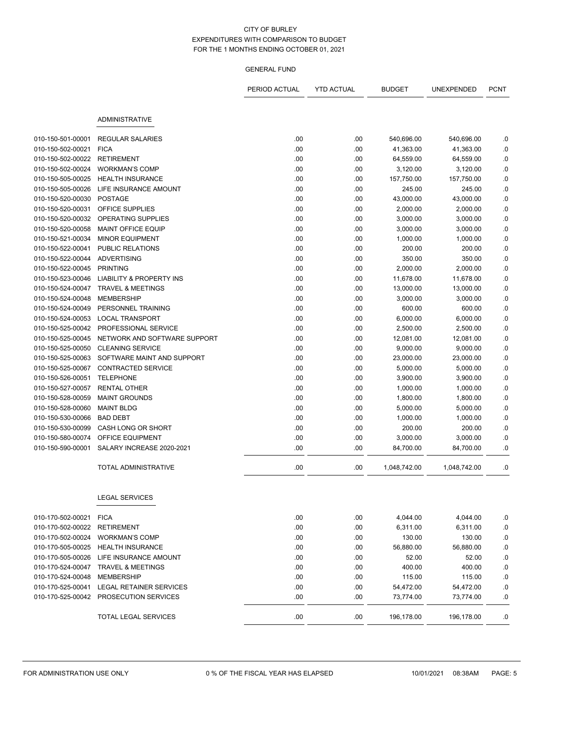CITY OF BURLEY
EXPENDITURES WITH COMPARISON TO BUDGET
FOR THE 1 MONTHS ENDING OCTOBER 01, 2021

GENERAL FUND

| | | PERIOD ACTUAL | YTD ACTUAL | BUDGET | UNEXPENDED | PCNT |
|---|---|---|---|---|---|---|
| | **ADMINISTRATIVE** | | | | | |
| 010-150-501-00001 | REGULAR SALARIES | .00 | .00 | 540,696.00 | 540,696.00 | .0 |
| 010-150-502-00021 | FICA | .00 | .00 | 41,363.00 | 41,363.00 | .0 |
| 010-150-502-00022 | RETIREMENT | .00 | .00 | 64,559.00 | 64,559.00 | .0 |
| 010-150-502-00024 | WORKMAN'S COMP | .00 | .00 | 3,120.00 | 3,120.00 | .0 |
| 010-150-505-00025 | HEALTH INSURANCE | .00 | .00 | 157,750.00 | 157,750.00 | .0 |
| 010-150-505-00026 | LIFE INSURANCE AMOUNT | .00 | .00 | 245.00 | 245.00 | .0 |
| 010-150-520-00030 | POSTAGE | .00 | .00 | 43,000.00 | 43,000.00 | .0 |
| 010-150-520-00031 | OFFICE SUPPLIES | .00 | .00 | 2,000.00 | 2,000.00 | .0 |
| 010-150-520-00032 | OPERATING SUPPLIES | .00 | .00 | 3,000.00 | 3,000.00 | .0 |
| 010-150-520-00058 | MAINT OFFICE EQUIP | .00 | .00 | 3,000.00 | 3,000.00 | .0 |
| 010-150-521-00034 | MINOR EQUIPMENT | .00 | .00 | 1,000.00 | 1,000.00 | .0 |
| 010-150-522-00041 | PUBLIC RELATIONS | .00 | .00 | 200.00 | 200.00 | .0 |
| 010-150-522-00044 | ADVERTISING | .00 | .00 | 350.00 | 350.00 | .0 |
| 010-150-522-00045 | PRINTING | .00 | .00 | 2,000.00 | 2,000.00 | .0 |
| 010-150-523-00046 | LIABILITY & PROPERTY INS | .00 | .00 | 11,678.00 | 11,678.00 | .0 |
| 010-150-524-00047 | TRAVEL & MEETINGS | .00 | .00 | 13,000.00 | 13,000.00 | .0 |
| 010-150-524-00048 | MEMBERSHIP | .00 | .00 | 3,000.00 | 3,000.00 | .0 |
| 010-150-524-00049 | PERSONNEL TRAINING | .00 | .00 | 600.00 | 600.00 | .0 |
| 010-150-524-00053 | LOCAL TRANSPORT | .00 | .00 | 6,000.00 | 6,000.00 | .0 |
| 010-150-525-00042 | PROFESSIONAL SERVICE | .00 | .00 | 2,500.00 | 2,500.00 | .0 |
| 010-150-525-00045 | NETWORK AND SOFTWARE SUPPORT | .00 | .00 | 12,081.00 | 12,081.00 | .0 |
| 010-150-525-00050 | CLEANING SERVICE | .00 | .00 | 9,000.00 | 9,000.00 | .0 |
| 010-150-525-00063 | SOFTWARE MAINT AND SUPPORT | .00 | .00 | 23,000.00 | 23,000.00 | .0 |
| 010-150-525-00067 | CONTRACTED SERVICE | .00 | .00 | 5,000.00 | 5,000.00 | .0 |
| 010-150-526-00051 | TELEPHONE | .00 | .00 | 3,900.00 | 3,900.00 | .0 |
| 010-150-527-00057 | RENTAL OTHER | .00 | .00 | 1,000.00 | 1,000.00 | .0 |
| 010-150-528-00059 | MAINT GROUNDS | .00 | .00 | 1,800.00 | 1,800.00 | .0 |
| 010-150-528-00060 | MAINT BLDG | .00 | .00 | 5,000.00 | 5,000.00 | .0 |
| 010-150-530-00066 | BAD DEBT | .00 | .00 | 1,000.00 | 1,000.00 | .0 |
| 010-150-530-00099 | CASH LONG OR SHORT | .00 | .00 | 200.00 | 200.00 | .0 |
| 010-150-580-00074 | OFFICE EQUIPMENT | .00 | .00 | 3,000.00 | 3,000.00 | .0 |
| 010-150-590-00001 | SALARY INCREASE 2020-2021 | .00 | .00 | 84,700.00 | 84,700.00 | .0 |
| | TOTAL ADMINISTRATIVE | .00 | .00 | 1,048,742.00 | 1,048,742.00 | .0 |
| | **LEGAL SERVICES** | | | | | |
| 010-170-502-00021 | FICA | .00 | .00 | 4,044.00 | 4,044.00 | .0 |
| 010-170-502-00022 | RETIREMENT | .00 | .00 | 6,311.00 | 6,311.00 | .0 |
| 010-170-502-00024 | WORKMAN'S COMP | .00 | .00 | 130.00 | 130.00 | .0 |
| 010-170-505-00025 | HEALTH INSURANCE | .00 | .00 | 56,880.00 | 56,880.00 | .0 |
| 010-170-505-00026 | LIFE INSURANCE AMOUNT | .00 | .00 | 52.00 | 52.00 | .0 |
| 010-170-524-00047 | TRAVEL & MEETINGS | .00 | .00 | 400.00 | 400.00 | .0 |
| 010-170-524-00048 | MEMBERSHIP | .00 | .00 | 115.00 | 115.00 | .0 |
| 010-170-525-00041 | LEGAL RETAINER SERVICES | .00 | .00 | 54,472.00 | 54,472.00 | .0 |
| 010-170-525-00042 | PROSECUTION SERVICES | .00 | .00 | 73,774.00 | 73,774.00 | .0 |
| | TOTAL LEGAL SERVICES | .00 | .00 | 196,178.00 | 196,178.00 | .0 |

FOR ADMINISTRATION USE ONLY 0 % OF THE FISCAL YEAR HAS ELAPSED 10/01/2021 08:38AM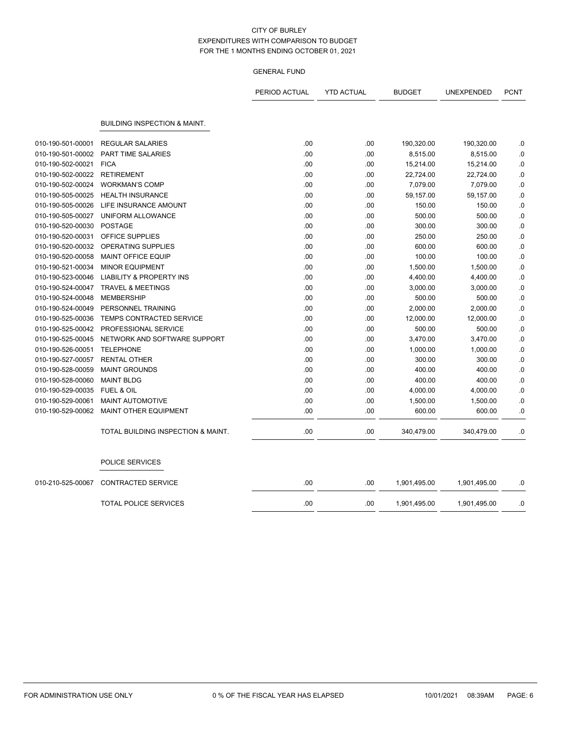CITY OF BURLEY
EXPENDITURES WITH COMPARISON TO BUDGET
FOR THE 1 MONTHS ENDING OCTOBER 01, 2021

GENERAL FUND

| | | PERIOD ACTUAL | YTD ACTUAL | BUDGET | UNEXPENDED | PCNT |
|---|---|---|---|---|---|---|
| | **BUILDING INSPECTION & MAINT.** | | | | | |
| 010-190-501-00001 | REGULAR SALARIES | .00 | .00 | 190,320.00 | 190,320.00 | .0 |
| 010-190-501-00002 | PART TIME SALARIES | .00 | .00 | 8,515.00 | 8,515.00 | .0 |
| 010-190-502-00021 | FICA | .00 | .00 | 15,214.00 | 15,214.00 | .0 |
| 010-190-502-00022 | RETIREMENT | .00 | .00 | 22,724.00 | 22,724.00 | .0 |
| 010-190-502-00024 | WORKMAN'S COMP | .00 | .00 | 7,079.00 | 7,079.00 | .0 |
| 010-190-505-00025 | HEALTH INSURANCE | .00 | .00 | 59,157.00 | 59,157.00 | .0 |
| 010-190-505-00026 | LIFE INSURANCE AMOUNT | .00 | .00 | 150.00 | 150.00 | .0 |
| 010-190-505-00027 | UNIFORM ALLOWANCE | .00 | .00 | 500.00 | 500.00 | .0 |
| 010-190-520-00030 | POSTAGE | .00 | .00 | 300.00 | 300.00 | .0 |
| 010-190-520-00031 | OFFICE SUPPLIES | .00 | .00 | 250.00 | 250.00 | .0 |
| 010-190-520-00032 | OPERATING SUPPLIES | .00 | .00 | 600.00 | 600.00 | .0 |
| 010-190-520-00058 | MAINT OFFICE EQUIP | .00 | .00 | 100.00 | 100.00 | .0 |
| 010-190-521-00034 | MINOR EQUIPMENT | .00 | .00 | 1,500.00 | 1,500.00 | .0 |
| 010-190-523-00046 | LIABILITY & PROPERTY INS | .00 | .00 | 4,400.00 | 4,400.00 | .0 |
| 010-190-524-00047 | TRAVEL & MEETINGS | .00 | .00 | 3,000.00 | 3,000.00 | .0 |
| 010-190-524-00048 | MEMBERSHIP | .00 | .00 | 500.00 | 500.00 | .0 |
| 010-190-524-00049 | PERSONNEL TRAINING | .00 | .00 | 2,000.00 | 2,000.00 | .0 |
| 010-190-525-00036 | TEMPS CONTRACTED SERVICE | .00 | .00 | 12,000.00 | 12,000.00 | .0 |
| 010-190-525-00042 | PROFESSIONAL SERVICE | .00 | .00 | 500.00 | 500.00 | .0 |
| 010-190-525-00045 | NETWORK AND SOFTWARE SUPPORT | .00 | .00 | 3,470.00 | 3,470.00 | .0 |
| 010-190-526-00051 | TELEPHONE | .00 | .00 | 1,000.00 | 1,000.00 | .0 |
| 010-190-527-00057 | RENTAL OTHER | .00 | .00 | 300.00 | 300.00 | .0 |
| 010-190-528-00059 | MAINT GROUNDS | .00 | .00 | 400.00 | 400.00 | .0 |
| 010-190-528-00060 | MAINT BLDG | .00 | .00 | 400.00 | 400.00 | .0 |
| 010-190-529-00035 | FUEL & OIL | .00 | .00 | 4,000.00 | 4,000.00 | .0 |
| 010-190-529-00061 | MAINT AUTOMOTIVE | .00 | .00 | 1,500.00 | 1,500.00 | .0 |
| 010-190-529-00062 | MAINT OTHER EQUIPMENT | .00 | .00 | 600.00 | 600.00 | .0 |
| | TOTAL BUILDING INSPECTION & MAINT. | .00 | .00 | 340,479.00 | 340,479.00 | .0 |
| | **POLICE SERVICES** | | | | | |
| 010-210-525-00067 | CONTRACTED SERVICE | .00 | .00 | 1,901,495.00 | 1,901,495.00 | .0 |
| | TOTAL POLICE SERVICES | .00 | .00 | 1,901,495.00 | 1,901,495.00 | .0 |

FOR ADMINISTRATION USE ONLY    0 % OF THE FISCAL YEAR HAS ELAPSED    10/01/2021 08:39AM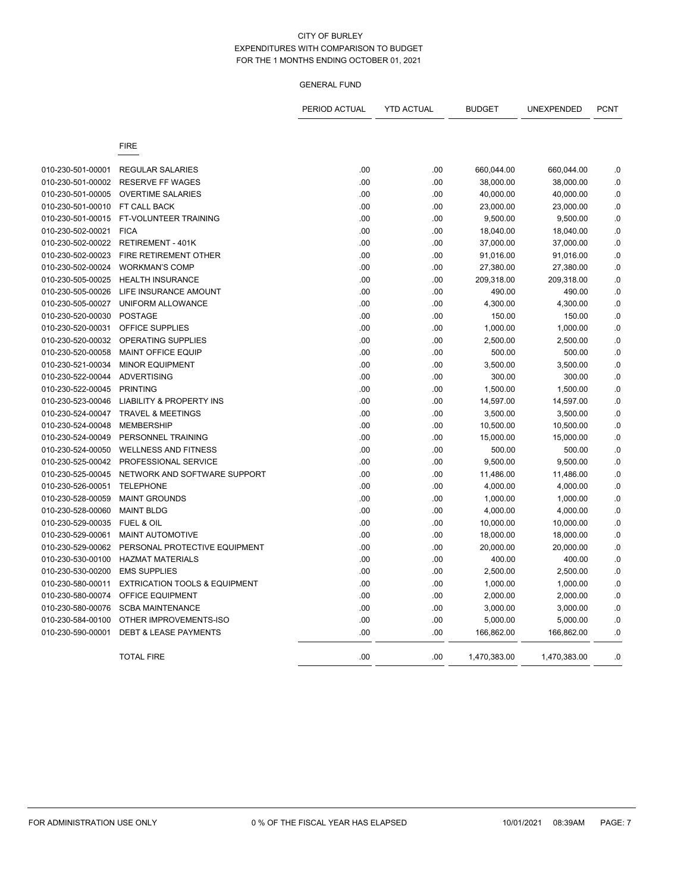CITY OF BURLEY
EXPENDITURES WITH COMPARISON TO BUDGET
FOR THE 1 MONTHS ENDING OCTOBER 01, 2021

GENERAL FUND

| | | PERIOD ACTUAL | YTD ACTUAL | BUDGET | UNEXPENDED | PCNT |
|---|---|---|---|---|---|---|
| | FIRE | | | | | |
| 010-230-501-00001 | REGULAR SALARIES | .00 | .00 | 660,044.00 | 660,044.00 | .0 |
| 010-230-501-00002 | RESERVE FF WAGES | .00 | .00 | 38,000.00 | 38,000.00 | .0 |
| 010-230-501-00005 | OVERTIME SALARIES | .00 | .00 | 40,000.00 | 40,000.00 | .0 |
| 010-230-501-00010 | FT CALL BACK | .00 | .00 | 23,000.00 | 23,000.00 | .0 |
| 010-230-501-00015 | FT-VOLUNTEER TRAINING | .00 | .00 | 9,500.00 | 9,500.00 | .0 |
| 010-230-502-00021 | FICA | .00 | .00 | 18,040.00 | 18,040.00 | .0 |
| 010-230-502-00022 | RETIREMENT - 401K | .00 | .00 | 37,000.00 | 37,000.00 | .0 |
| 010-230-502-00023 | FIRE RETIREMENT OTHER | .00 | .00 | 91,016.00 | 91,016.00 | .0 |
| 010-230-502-00024 | WORKMAN'S COMP | .00 | .00 | 27,380.00 | 27,380.00 | .0 |
| 010-230-505-00025 | HEALTH INSURANCE | .00 | .00 | 209,318.00 | 209,318.00 | .0 |
| 010-230-505-00026 | LIFE INSURANCE AMOUNT | .00 | .00 | 490.00 | 490.00 | .0 |
| 010-230-505-00027 | UNIFORM ALLOWANCE | .00 | .00 | 4,300.00 | 4,300.00 | .0 |
| 010-230-520-00030 | POSTAGE | .00 | .00 | 150.00 | 150.00 | .0 |
| 010-230-520-00031 | OFFICE SUPPLIES | .00 | .00 | 1,000.00 | 1,000.00 | .0 |
| 010-230-520-00032 | OPERATING SUPPLIES | .00 | .00 | 2,500.00 | 2,500.00 | .0 |
| 010-230-520-00058 | MAINT OFFICE EQUIP | .00 | .00 | 500.00 | 500.00 | .0 |
| 010-230-521-00034 | MINOR EQUIPMENT | .00 | .00 | 3,500.00 | 3,500.00 | .0 |
| 010-230-522-00044 | ADVERTISING | .00 | .00 | 300.00 | 300.00 | .0 |
| 010-230-522-00045 | PRINTING | .00 | .00 | 1,500.00 | 1,500.00 | .0 |
| 010-230-523-00046 | LIABILITY & PROPERTY INS | .00 | .00 | 14,597.00 | 14,597.00 | .0 |
| 010-230-524-00047 | TRAVEL & MEETINGS | .00 | .00 | 3,500.00 | 3,500.00 | .0 |
| 010-230-524-00048 | MEMBERSHIP | .00 | .00 | 10,500.00 | 10,500.00 | .0 |
| 010-230-524-00049 | PERSONNEL TRAINING | .00 | .00 | 15,000.00 | 15,000.00 | .0 |
| 010-230-524-00050 | WELLNESS AND FITNESS | .00 | .00 | 500.00 | 500.00 | .0 |
| 010-230-525-00042 | PROFESSIONAL SERVICE | .00 | .00 | 9,500.00 | 9,500.00 | .0 |
| 010-230-525-00045 | NETWORK AND SOFTWARE SUPPORT | .00 | .00 | 11,486.00 | 11,486.00 | .0 |
| 010-230-526-00051 | TELEPHONE | .00 | .00 | 4,000.00 | 4,000.00 | .0 |
| 010-230-528-00059 | MAINT GROUNDS | .00 | .00 | 1,000.00 | 1,000.00 | .0 |
| 010-230-528-00060 | MAINT BLDG | .00 | .00 | 4,000.00 | 4,000.00 | .0 |
| 010-230-529-00035 | FUEL & OIL | .00 | .00 | 10,000.00 | 10,000.00 | .0 |
| 010-230-529-00061 | MAINT AUTOMOTIVE | .00 | .00 | 18,000.00 | 18,000.00 | .0 |
| 010-230-529-00062 | PERSONAL PROTECTIVE EQUIPMENT | .00 | .00 | 20,000.00 | 20,000.00 | .0 |
| 010-230-530-00100 | HAZMAT MATERIALS | .00 | .00 | 400.00 | 400.00 | .0 |
| 010-230-530-00200 | EMS SUPPLIES | .00 | .00 | 2,500.00 | 2,500.00 | .0 |
| 010-230-580-00011 | EXTRICATION TOOLS & EQUIPMENT | .00 | .00 | 1,000.00 | 1,000.00 | .0 |
| 010-230-580-00074 | OFFICE EQUIPMENT | .00 | .00 | 2,000.00 | 2,000.00 | .0 |
| 010-230-580-00076 | SCBA MAINTENANCE | .00 | .00 | 3,000.00 | 3,000.00 | .0 |
| 010-230-584-00100 | OTHER IMPROVEMENTS-ISO | .00 | .00 | 5,000.00 | 5,000.00 | .0 |
| 010-230-590-00001 | DEBT & LEASE PAYMENTS | .00 | .00 | 166,862.00 | 166,862.00 | .0 |
| | TOTAL FIRE | .00 | .00 | 1,470,383.00 | 1,470,383.00 | .0 |

FOR ADMINISTRATION USE ONLY    0 % OF THE FISCAL YEAR HAS ELAPSED    10/01/2021 08:39AM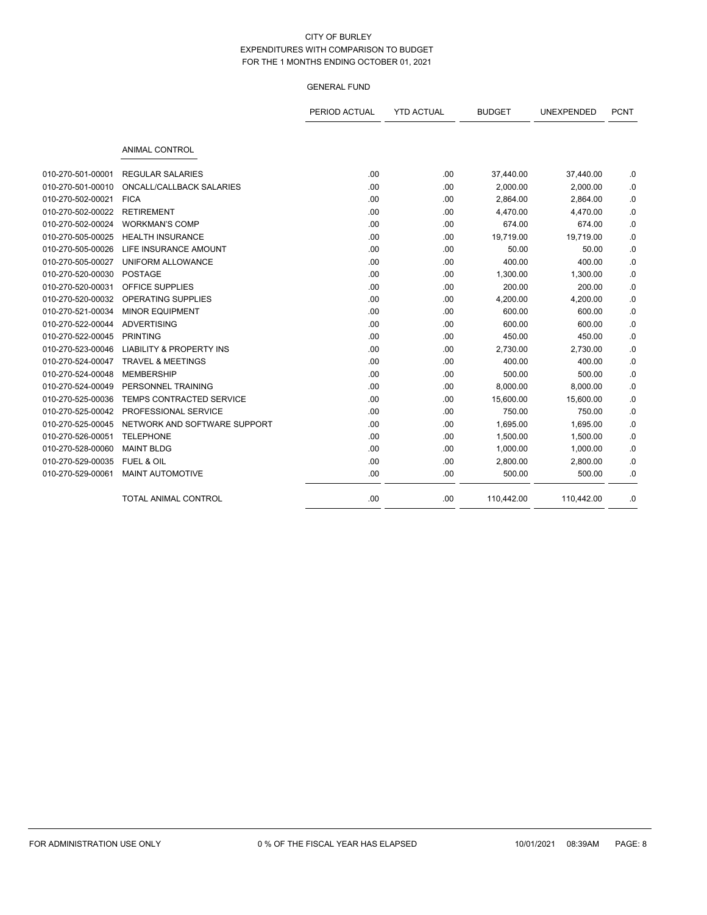CITY OF BURLEY
EXPENDITURES WITH COMPARISON TO BUDGET
FOR THE 1 MONTHS ENDING OCTOBER 01, 2021

GENERAL FUND

| | | PERIOD ACTUAL | YTD ACTUAL | BUDGET | UNEXPENDED | PCNT |
|---|---|---|---|---|---|---|
| | ANIMAL CONTROL | | | | | |
| 010-270-501-00001 | REGULAR SALARIES | .00 | .00 | 37,440.00 | 37,440.00 | .0 |
| 010-270-501-00010 | ONCALL/CALLBACK SALARIES | .00 | .00 | 2,000.00 | 2,000.00 | .0 |
| 010-270-502-00021 | FICA | .00 | .00 | 2,864.00 | 2,864.00 | .0 |
| 010-270-502-00022 | RETIREMENT | .00 | .00 | 4,470.00 | 4,470.00 | .0 |
| 010-270-502-00024 | WORKMAN'S COMP | .00 | .00 | 674.00 | 674.00 | .0 |
| 010-270-505-00025 | HEALTH INSURANCE | .00 | .00 | 19,719.00 | 19,719.00 | .0 |
| 010-270-505-00026 | LIFE INSURANCE AMOUNT | .00 | .00 | 50.00 | 50.00 | .0 |
| 010-270-505-00027 | UNIFORM ALLOWANCE | .00 | .00 | 400.00 | 400.00 | .0 |
| 010-270-520-00030 | POSTAGE | .00 | .00 | 1,300.00 | 1,300.00 | .0 |
| 010-270-520-00031 | OFFICE SUPPLIES | .00 | .00 | 200.00 | 200.00 | .0 |
| 010-270-520-00032 | OPERATING SUPPLIES | .00 | .00 | 4,200.00 | 4,200.00 | .0 |
| 010-270-521-00034 | MINOR EQUIPMENT | .00 | .00 | 600.00 | 600.00 | .0 |
| 010-270-522-00044 | ADVERTISING | .00 | .00 | 600.00 | 600.00 | .0 |
| 010-270-522-00045 | PRINTING | .00 | .00 | 450.00 | 450.00 | .0 |
| 010-270-523-00046 | LIABILITY & PROPERTY INS | .00 | .00 | 2,730.00 | 2,730.00 | .0 |
| 010-270-524-00047 | TRAVEL & MEETINGS | .00 | .00 | 400.00 | 400.00 | .0 |
| 010-270-524-00048 | MEMBERSHIP | .00 | .00 | 500.00 | 500.00 | .0 |
| 010-270-524-00049 | PERSONNEL TRAINING | .00 | .00 | 8,000.00 | 8,000.00 | .0 |
| 010-270-525-00036 | TEMPS CONTRACTED SERVICE | .00 | .00 | 15,600.00 | 15,600.00 | .0 |
| 010-270-525-00042 | PROFESSIONAL SERVICE | .00 | .00 | 750.00 | 750.00 | .0 |
| 010-270-525-00045 | NETWORK AND SOFTWARE SUPPORT | .00 | .00 | 1,695.00 | 1,695.00 | .0 |
| 010-270-526-00051 | TELEPHONE | .00 | .00 | 1,500.00 | 1,500.00 | .0 |
| 010-270-528-00060 | MAINT BLDG | .00 | .00 | 1,000.00 | 1,000.00 | .0 |
| 010-270-529-00035 | FUEL & OIL | .00 | .00 | 2,800.00 | 2,800.00 | .0 |
| 010-270-529-00061 | MAINT AUTOMOTIVE | .00 | .00 | 500.00 | 500.00 | .0 |
| | TOTAL ANIMAL CONTROL | .00 | .00 | 110,442.00 | 110,442.00 | .0 |

FOR ADMINISTRATION USE ONLY    0 % OF THE FISCAL YEAR HAS ELAPSED    10/01/2021 08:39AM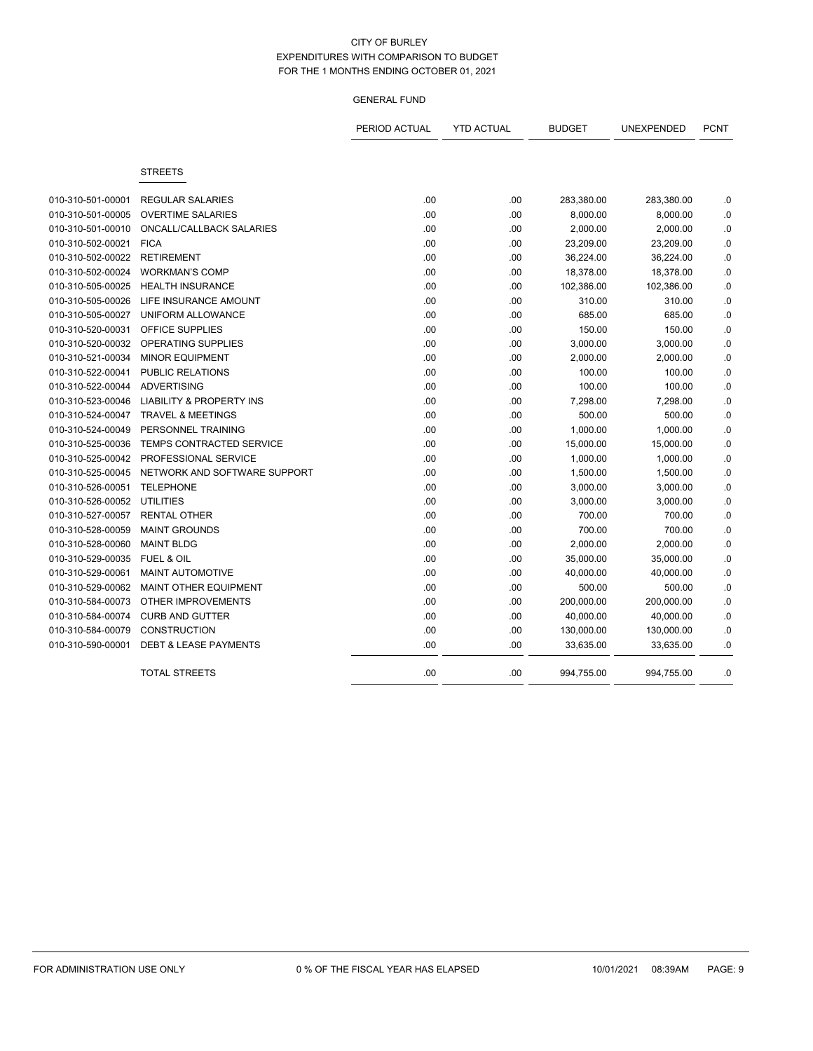CITY OF BURLEY
EXPENDITURES WITH COMPARISON TO BUDGET
FOR THE 1 MONTHS ENDING OCTOBER 01, 2021

GENERAL FUND

| | | PERIOD ACTUAL | YTD ACTUAL | BUDGET | UNEXPENDED | PCNT |
|---|---|---|---|---|---|---|
| | **STREETS** | | | | | |
| 010-310-501-00001 | REGULAR SALARIES | .00 | .00 | 283,380.00 | 283,380.00 | .0 |
| 010-310-501-00005 | OVERTIME SALARIES | .00 | .00 | 8,000.00 | 8,000.00 | .0 |
| 010-310-501-00010 | ONCALL/CALLBACK SALARIES | .00 | .00 | 2,000.00 | 2,000.00 | .0 |
| 010-310-502-00021 | FICA | .00 | .00 | 23,209.00 | 23,209.00 | .0 |
| 010-310-502-00022 | RETIREMENT | .00 | .00 | 36,224.00 | 36,224.00 | .0 |
| 010-310-502-00024 | WORKMAN'S COMP | .00 | .00 | 18,378.00 | 18,378.00 | .0 |
| 010-310-505-00025 | HEALTH INSURANCE | .00 | .00 | 102,386.00 | 102,386.00 | .0 |
| 010-310-505-00026 | LIFE INSURANCE AMOUNT | .00 | .00 | 310.00 | 310.00 | .0 |
| 010-310-505-00027 | UNIFORM ALLOWANCE | .00 | .00 | 685.00 | 685.00 | .0 |
| 010-310-520-00031 | OFFICE SUPPLIES | .00 | .00 | 150.00 | 150.00 | .0 |
| 010-310-520-00032 | OPERATING SUPPLIES | .00 | .00 | 3,000.00 | 3,000.00 | .0 |
| 010-310-521-00034 | MINOR EQUIPMENT | .00 | .00 | 2,000.00 | 2,000.00 | .0 |
| 010-310-522-00041 | PUBLIC RELATIONS | .00 | .00 | 100.00 | 100.00 | .0 |
| 010-310-522-00044 | ADVERTISING | .00 | .00 | 100.00 | 100.00 | .0 |
| 010-310-523-00046 | LIABILITY & PROPERTY INS | .00 | .00 | 7,298.00 | 7,298.00 | .0 |
| 010-310-524-00047 | TRAVEL & MEETINGS | .00 | .00 | 500.00 | 500.00 | .0 |
| 010-310-524-00049 | PERSONNEL TRAINING | .00 | .00 | 1,000.00 | 1,000.00 | .0 |
| 010-310-525-00036 | TEMPS CONTRACTED SERVICE | .00 | .00 | 15,000.00 | 15,000.00 | .0 |
| 010-310-525-00042 | PROFESSIONAL SERVICE | .00 | .00 | 1,000.00 | 1,000.00 | .0 |
| 010-310-525-00045 | NETWORK AND SOFTWARE SUPPORT | .00 | .00 | 1,500.00 | 1,500.00 | .0 |
| 010-310-526-00051 | TELEPHONE | .00 | .00 | 3,000.00 | 3,000.00 | .0 |
| 010-310-526-00052 | UTILITIES | .00 | .00 | 3,000.00 | 3,000.00 | .0 |
| 010-310-527-00057 | RENTAL OTHER | .00 | .00 | 700.00 | 700.00 | .0 |
| 010-310-528-00059 | MAINT GROUNDS | .00 | .00 | 700.00 | 700.00 | .0 |
| 010-310-528-00060 | MAINT BLDG | .00 | .00 | 2,000.00 | 2,000.00 | .0 |
| 010-310-529-00035 | FUEL & OIL | .00 | .00 | 35,000.00 | 35,000.00 | .0 |
| 010-310-529-00061 | MAINT AUTOMOTIVE | .00 | .00 | 40,000.00 | 40,000.00 | .0 |
| 010-310-529-00062 | MAINT OTHER EQUIPMENT | .00 | .00 | 500.00 | 500.00 | .0 |
| 010-310-584-00073 | OTHER IMPROVEMENTS | .00 | .00 | 200,000.00 | 200,000.00 | .0 |
| 010-310-584-00074 | CURB AND GUTTER | .00 | .00 | 40,000.00 | 40,000.00 | .0 |
| 010-310-584-00079 | CONSTRUCTION | .00 | .00 | 130,000.00 | 130,000.00 | .0 |
| 010-310-590-00001 | DEBT & LEASE PAYMENTS | .00 | .00 | 33,635.00 | 33,635.00 | .0 |
| | TOTAL STREETS | .00 | .00 | 994,755.00 | 994,755.00 | .0 |

FOR ADMINISTRATION USE ONLY — 0 % OF THE FISCAL YEAR HAS ELAPSED — 10/01/2021 08:39AM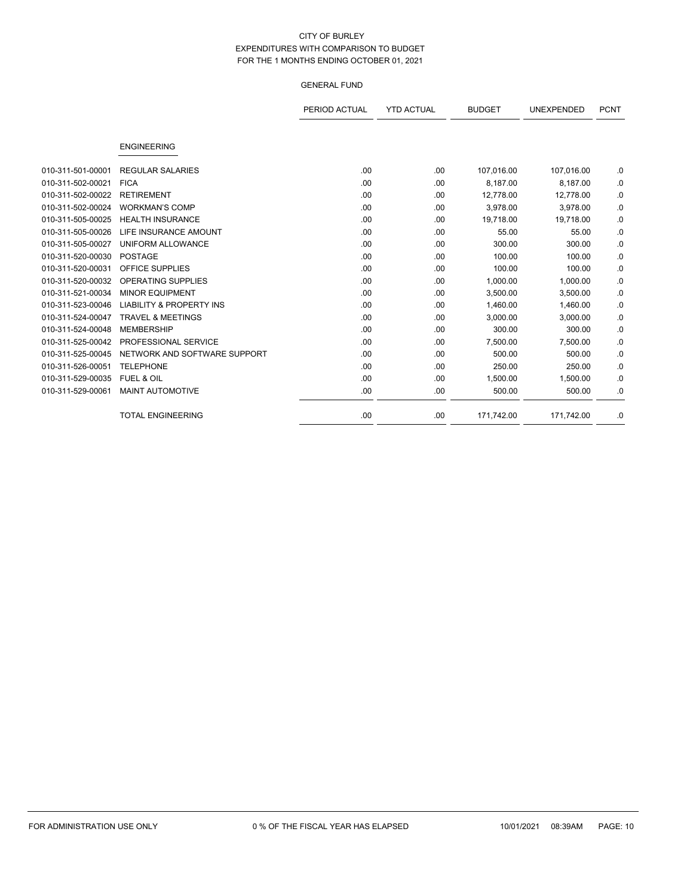# CITY OF BURLEY
## EXPENDITURES WITH COMPARISON TO BUDGET
### FOR THE 1 MONTHS ENDING OCTOBER 01, 2021

GENERAL FUND

| | | PERIOD ACTUAL | YTD ACTUAL | BUDGET | UNEXPENDED | PCNT |
|---|---|---|---|---|---|---|
| | **ENGINEERING** | | | | | |
| 010-311-501-00001 | REGULAR SALARIES | .00 | .00 | 107,016.00 | 107,016.00 | .0 |
| 010-311-502-00021 | FICA | .00 | .00 | 8,187.00 | 8,187.00 | .0 |
| 010-311-502-00022 | RETIREMENT | .00 | .00 | 12,778.00 | 12,778.00 | .0 |
| 010-311-502-00024 | WORKMAN'S COMP | .00 | .00 | 3,978.00 | 3,978.00 | .0 |
| 010-311-505-00025 | HEALTH INSURANCE | .00 | .00 | 19,718.00 | 19,718.00 | .0 |
| 010-311-505-00026 | LIFE INSURANCE AMOUNT | .00 | .00 | 55.00 | 55.00 | .0 |
| 010-311-505-00027 | UNIFORM ALLOWANCE | .00 | .00 | 300.00 | 300.00 | .0 |
| 010-311-520-00030 | POSTAGE | .00 | .00 | 100.00 | 100.00 | .0 |
| 010-311-520-00031 | OFFICE SUPPLIES | .00 | .00 | 100.00 | 100.00 | .0 |
| 010-311-520-00032 | OPERATING SUPPLIES | .00 | .00 | 1,000.00 | 1,000.00 | .0 |
| 010-311-521-00034 | MINOR EQUIPMENT | .00 | .00 | 3,500.00 | 3,500.00 | .0 |
| 010-311-523-00046 | LIABILITY & PROPERTY INS | .00 | .00 | 1,460.00 | 1,460.00 | .0 |
| 010-311-524-00047 | TRAVEL & MEETINGS | .00 | .00 | 3,000.00 | 3,000.00 | .0 |
| 010-311-524-00048 | MEMBERSHIP | .00 | .00 | 300.00 | 300.00 | .0 |
| 010-311-525-00042 | PROFESSIONAL SERVICE | .00 | .00 | 7,500.00 | 7,500.00 | .0 |
| 010-311-525-00045 | NETWORK AND SOFTWARE SUPPORT | .00 | .00 | 500.00 | 500.00 | .0 |
| 010-311-526-00051 | TELEPHONE | .00 | .00 | 250.00 | 250.00 | .0 |
| 010-311-529-00035 | FUEL & OIL | .00 | .00 | 1,500.00 | 1,500.00 | .0 |
| 010-311-529-00061 | MAINT AUTOMOTIVE | .00 | .00 | 500.00 | 500.00 | .0 |
| | TOTAL ENGINEERING | .00 | .00 | 171,742.00 | 171,742.00 | .0 |

FOR ADMINISTRATION USE ONLY — 0 % OF THE FISCAL YEAR HAS ELAPSED — 10/01/2021 08:39AM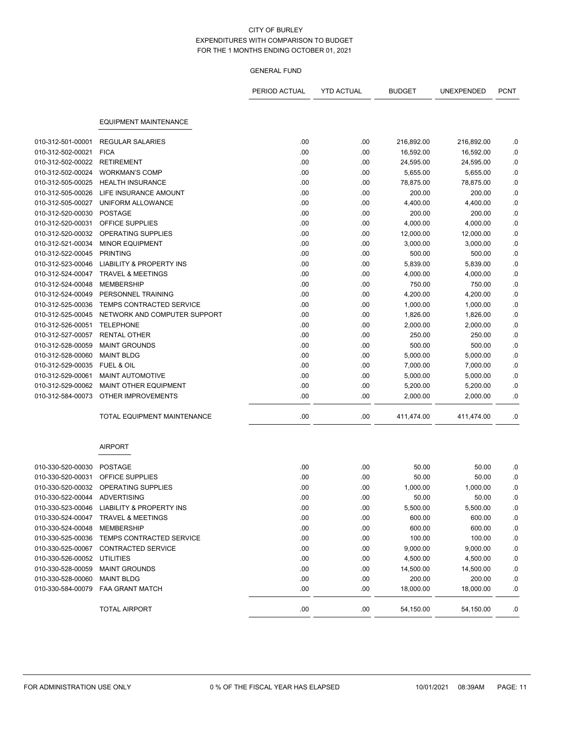CITY OF BURLEY
EXPENDITURES WITH COMPARISON TO BUDGET
FOR THE 1 MONTHS ENDING OCTOBER 01, 2021

GENERAL FUND

### EQUIPMENT MAINTENANCE

| | | PERIOD ACTUAL | YTD ACTUAL | BUDGET | UNEXPENDED | PCNT |
|---|---|---|---|---|---|---|
| 010-312-501-00001 | REGULAR SALARIES | .00 | .00 | 216,892.00 | 216,892.00 | .0 |
| 010-312-502-00021 | FICA | .00 | .00 | 16,592.00 | 16,592.00 | .0 |
| 010-312-502-00022 | RETIREMENT | .00 | .00 | 24,595.00 | 24,595.00 | .0 |
| 010-312-502-00024 | WORKMAN'S COMP | .00 | .00 | 5,655.00 | 5,655.00 | .0 |
| 010-312-505-00025 | HEALTH INSURANCE | .00 | .00 | 78,875.00 | 78,875.00 | .0 |
| 010-312-505-00026 | LIFE INSURANCE AMOUNT | .00 | .00 | 200.00 | 200.00 | .0 |
| 010-312-505-00027 | UNIFORM ALLOWANCE | .00 | .00 | 4,400.00 | 4,400.00 | .0 |
| 010-312-520-00030 | POSTAGE | .00 | .00 | 200.00 | 200.00 | .0 |
| 010-312-520-00031 | OFFICE SUPPLIES | .00 | .00 | 4,000.00 | 4,000.00 | .0 |
| 010-312-520-00032 | OPERATING SUPPLIES | .00 | .00 | 12,000.00 | 12,000.00 | .0 |
| 010-312-521-00034 | MINOR EQUIPMENT | .00 | .00 | 3,000.00 | 3,000.00 | .0 |
| 010-312-522-00045 | PRINTING | .00 | .00 | 500.00 | 500.00 | .0 |
| 010-312-523-00046 | LIABILITY & PROPERTY INS | .00 | .00 | 5,839.00 | 5,839.00 | .0 |
| 010-312-524-00047 | TRAVEL & MEETINGS | .00 | .00 | 4,000.00 | 4,000.00 | .0 |
| 010-312-524-00048 | MEMBERSHIP | .00 | .00 | 750.00 | 750.00 | .0 |
| 010-312-524-00049 | PERSONNEL TRAINING | .00 | .00 | 4,200.00 | 4,200.00 | .0 |
| 010-312-525-00036 | TEMPS CONTRACTED SERVICE | .00 | .00 | 1,000.00 | 1,000.00 | .0 |
| 010-312-525-00045 | NETWORK AND COMPUTER SUPPORT | .00 | .00 | 1,826.00 | 1,826.00 | .0 |
| 010-312-526-00051 | TELEPHONE | .00 | .00 | 2,000.00 | 2,000.00 | .0 |
| 010-312-527-00057 | RENTAL OTHER | .00 | .00 | 250.00 | 250.00 | .0 |
| 010-312-528-00059 | MAINT GROUNDS | .00 | .00 | 500.00 | 500.00 | .0 |
| 010-312-528-00060 | MAINT BLDG | .00 | .00 | 5,000.00 | 5,000.00 | .0 |
| 010-312-529-00035 | FUEL & OIL | .00 | .00 | 7,000.00 | 7,000.00 | .0 |
| 010-312-529-00061 | MAINT AUTOMOTIVE | .00 | .00 | 5,000.00 | 5,000.00 | .0 |
| 010-312-529-00062 | MAINT OTHER EQUIPMENT | .00 | .00 | 5,200.00 | 5,200.00 | .0 |
| 010-312-584-00073 | OTHER IMPROVEMENTS | .00 | .00 | 2,000.00 | 2,000.00 | .0 |
| | TOTAL EQUIPMENT MAINTENANCE | .00 | .00 | 411,474.00 | 411,474.00 | .0 |

### AIRPORT

| | | PERIOD ACTUAL | YTD ACTUAL | BUDGET | UNEXPENDED | PCNT |
|---|---|---|---|---|---|---|
| 010-330-520-00030 | POSTAGE | .00 | .00 | 50.00 | 50.00 | .0 |
| 010-330-520-00031 | OFFICE SUPPLIES | .00 | .00 | 50.00 | 50.00 | .0 |
| 010-330-520-00032 | OPERATING SUPPLIES | .00 | .00 | 1,000.00 | 1,000.00 | .0 |
| 010-330-522-00044 | ADVERTISING | .00 | .00 | 50.00 | 50.00 | .0 |
| 010-330-523-00046 | LIABILITY & PROPERTY INS | .00 | .00 | 5,500.00 | 5,500.00 | .0 |
| 010-330-524-00047 | TRAVEL & MEETINGS | .00 | .00 | 600.00 | 600.00 | .0 |
| 010-330-524-00048 | MEMBERSHIP | .00 | .00 | 600.00 | 600.00 | .0 |
| 010-330-525-00036 | TEMPS CONTRACTED SERVICE | .00 | .00 | 100.00 | 100.00 | .0 |
| 010-330-525-00067 | CONTRACTED SERVICE | .00 | .00 | 9,000.00 | 9,000.00 | .0 |
| 010-330-526-00052 | UTILITIES | .00 | .00 | 4,500.00 | 4,500.00 | .0 |
| 010-330-528-00059 | MAINT GROUNDS | .00 | .00 | 14,500.00 | 14,500.00 | .0 |
| 010-330-528-00060 | MAINT BLDG | .00 | .00 | 200.00 | 200.00 | .0 |
| 010-330-584-00079 | FAA GRANT MATCH | .00 | .00 | 18,000.00 | 18,000.00 | .0 |
| | TOTAL AIRPORT | .00 | .00 | 54,150.00 | 54,150.00 | .0 |

FOR ADMINISTRATION USE ONLY    0 % OF THE FISCAL YEAR HAS ELAPSED    10/01/2021 08:39AM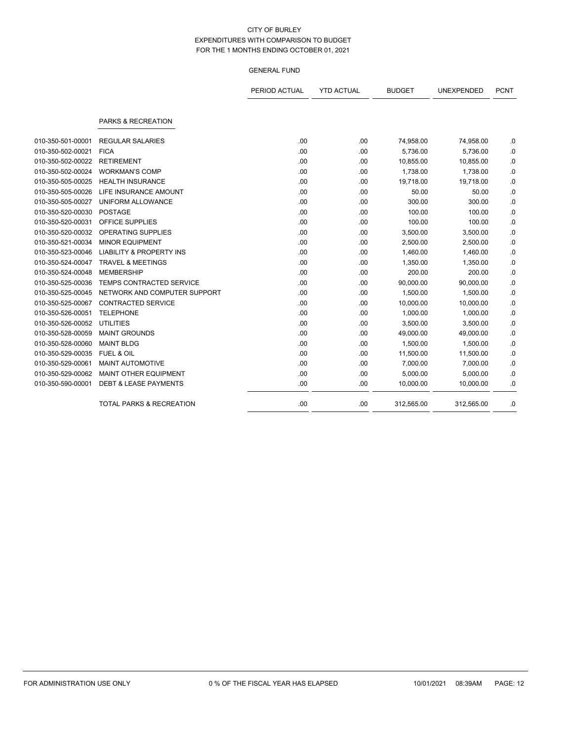# CITY OF BURLEY
## EXPENDITURES WITH COMPARISON TO BUDGET
### FOR THE 1 MONTHS ENDING OCTOBER 01, 2021

GENERAL FUND

| | | PERIOD ACTUAL | YTD ACTUAL | BUDGET | UNEXPENDED | PCNT |
|---|---|---|---|---|---|---|
| | **PARKS & RECREATION** | | | | | |
| 010-350-501-00001 | REGULAR SALARIES | .00 | .00 | 74,958.00 | 74,958.00 | .0 |
| 010-350-502-00021 | FICA | .00 | .00 | 5,736.00 | 5,736.00 | .0 |
| 010-350-502-00022 | RETIREMENT | .00 | .00 | 10,855.00 | 10,855.00 | .0 |
| 010-350-502-00024 | WORKMAN'S COMP | .00 | .00 | 1,738.00 | 1,738.00 | .0 |
| 010-350-505-00025 | HEALTH INSURANCE | .00 | .00 | 19,718.00 | 19,718.00 | .0 |
| 010-350-505-00026 | LIFE INSURANCE AMOUNT | .00 | .00 | 50.00 | 50.00 | .0 |
| 010-350-505-00027 | UNIFORM ALLOWANCE | .00 | .00 | 300.00 | 300.00 | .0 |
| 010-350-520-00030 | POSTAGE | .00 | .00 | 100.00 | 100.00 | .0 |
| 010-350-520-00031 | OFFICE SUPPLIES | .00 | .00 | 100.00 | 100.00 | .0 |
| 010-350-520-00032 | OPERATING SUPPLIES | .00 | .00 | 3,500.00 | 3,500.00 | .0 |
| 010-350-521-00034 | MINOR EQUIPMENT | .00 | .00 | 2,500.00 | 2,500.00 | .0 |
| 010-350-523-00046 | LIABILITY & PROPERTY INS | .00 | .00 | 1,460.00 | 1,460.00 | .0 |
| 010-350-524-00047 | TRAVEL & MEETINGS | .00 | .00 | 1,350.00 | 1,350.00 | .0 |
| 010-350-524-00048 | MEMBERSHIP | .00 | .00 | 200.00 | 200.00 | .0 |
| 010-350-525-00036 | TEMPS CONTRACTED SERVICE | .00 | .00 | 90,000.00 | 90,000.00 | .0 |
| 010-350-525-00045 | NETWORK AND COMPUTER SUPPORT | .00 | .00 | 1,500.00 | 1,500.00 | .0 |
| 010-350-525-00067 | CONTRACTED SERVICE | .00 | .00 | 10,000.00 | 10,000.00 | .0 |
| 010-350-526-00051 | TELEPHONE | .00 | .00 | 1,000.00 | 1,000.00 | .0 |
| 010-350-526-00052 | UTILITIES | .00 | .00 | 3,500.00 | 3,500.00 | .0 |
| 010-350-528-00059 | MAINT GROUNDS | .00 | .00 | 49,000.00 | 49,000.00 | .0 |
| 010-350-528-00060 | MAINT BLDG | .00 | .00 | 1,500.00 | 1,500.00 | .0 |
| 010-350-529-00035 | FUEL & OIL | .00 | .00 | 11,500.00 | 11,500.00 | .0 |
| 010-350-529-00061 | MAINT AUTOMOTIVE | .00 | .00 | 7,000.00 | 7,000.00 | .0 |
| 010-350-529-00062 | MAINT OTHER EQUIPMENT | .00 | .00 | 5,000.00 | 5,000.00 | .0 |
| 010-350-590-00001 | DEBT & LEASE PAYMENTS | .00 | .00 | 10,000.00 | 10,000.00 | .0 |
| | TOTAL PARKS & RECREATION | .00 | .00 | 312,565.00 | 312,565.00 | .0 |

FOR ADMINISTRATION USE ONLY — 0 % OF THE FISCAL YEAR HAS ELAPSED — 10/01/2021 08:39AM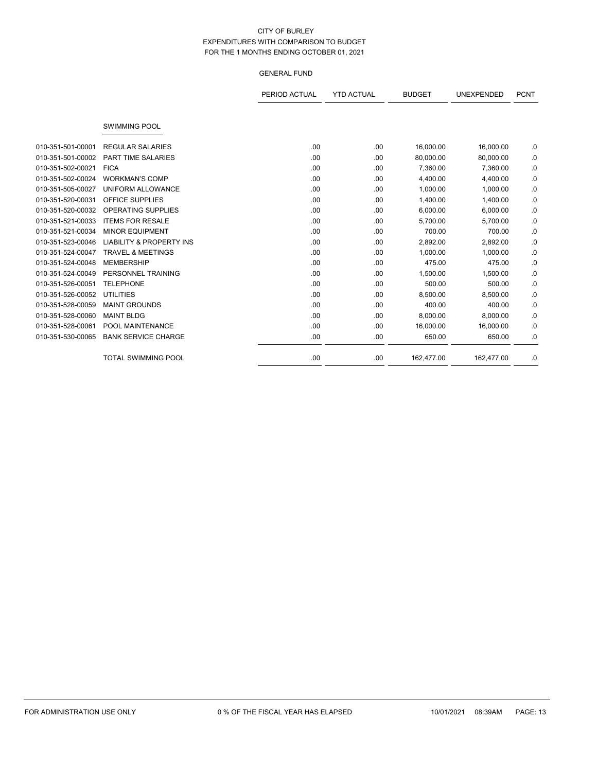CITY OF BURLEY
EXPENDITURES WITH COMPARISON TO BUDGET
FOR THE 1 MONTHS ENDING OCTOBER 01, 2021

GENERAL FUND

| | | PERIOD ACTUAL | YTD ACTUAL | BUDGET | UNEXPENDED | PCNT |
|---|---|---|---|---|---|---|
| | SWIMMING POOL | | | | | |
| 010-351-501-00001 | REGULAR SALARIES | .00 | .00 | 16,000.00 | 16,000.00 | .0 |
| 010-351-501-00002 | PART TIME SALARIES | .00 | .00 | 80,000.00 | 80,000.00 | .0 |
| 010-351-502-00021 | FICA | .00 | .00 | 7,360.00 | 7,360.00 | .0 |
| 010-351-502-00024 | WORKMAN'S COMP | .00 | .00 | 4,400.00 | 4,400.00 | .0 |
| 010-351-505-00027 | UNIFORM ALLOWANCE | .00 | .00 | 1,000.00 | 1,000.00 | .0 |
| 010-351-520-00031 | OFFICE SUPPLIES | .00 | .00 | 1,400.00 | 1,400.00 | .0 |
| 010-351-520-00032 | OPERATING SUPPLIES | .00 | .00 | 6,000.00 | 6,000.00 | .0 |
| 010-351-521-00033 | ITEMS FOR RESALE | .00 | .00 | 5,700.00 | 5,700.00 | .0 |
| 010-351-521-00034 | MINOR EQUIPMENT | .00 | .00 | 700.00 | 700.00 | .0 |
| 010-351-523-00046 | LIABILITY & PROPERTY INS | .00 | .00 | 2,892.00 | 2,892.00 | .0 |
| 010-351-524-00047 | TRAVEL & MEETINGS | .00 | .00 | 1,000.00 | 1,000.00 | .0 |
| 010-351-524-00048 | MEMBERSHIP | .00 | .00 | 475.00 | 475.00 | .0 |
| 010-351-524-00049 | PERSONNEL TRAINING | .00 | .00 | 1,500.00 | 1,500.00 | .0 |
| 010-351-526-00051 | TELEPHONE | .00 | .00 | 500.00 | 500.00 | .0 |
| 010-351-526-00052 | UTILITIES | .00 | .00 | 8,500.00 | 8,500.00 | .0 |
| 010-351-528-00059 | MAINT GROUNDS | .00 | .00 | 400.00 | 400.00 | .0 |
| 010-351-528-00060 | MAINT BLDG | .00 | .00 | 8,000.00 | 8,000.00 | .0 |
| 010-351-528-00061 | POOL MAINTENANCE | .00 | .00 | 16,000.00 | 16,000.00 | .0 |
| 010-351-530-00065 | BANK SERVICE CHARGE | .00 | .00 | 650.00 | 650.00 | .0 |
| | TOTAL SWIMMING POOL | .00 | .00 | 162,477.00 | 162,477.00 | .0 |

FOR ADMINISTRATION USE ONLY    0 % OF THE FISCAL YEAR HAS ELAPSED    10/01/2021 08:39AM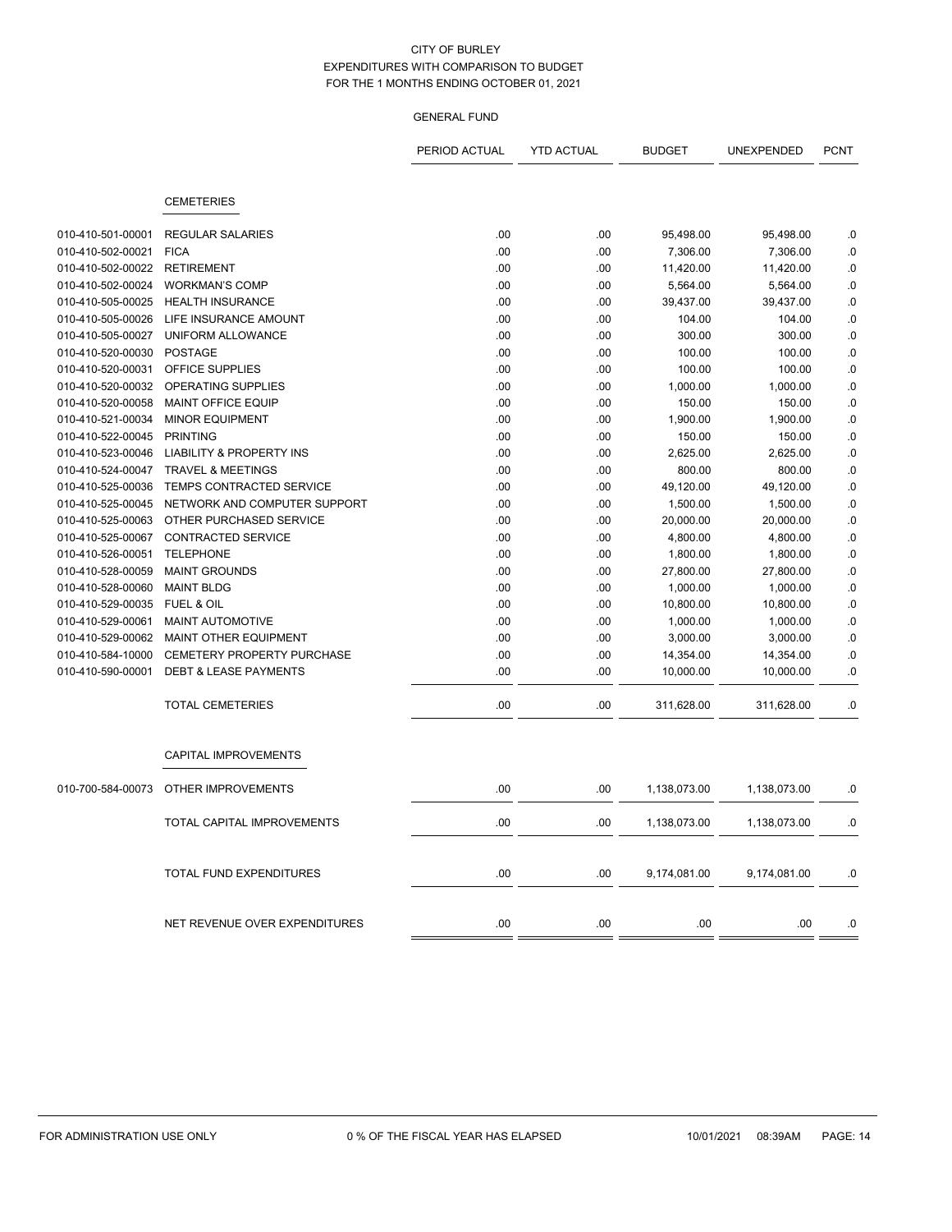CITY OF BURLEY
EXPENDITURES WITH COMPARISON TO BUDGET
FOR THE 1 MONTHS ENDING OCTOBER 01, 2021

GENERAL FUND

| | | PERIOD ACTUAL | YTD ACTUAL | BUDGET | UNEXPENDED | PCNT |
|---|---|---|---|---|---|---|
| | **CEMETERIES** | | | | | |
| 010-410-501-00001 | REGULAR SALARIES | .00 | .00 | 95,498.00 | 95,498.00 | .0 |
| 010-410-502-00021 | FICA | .00 | .00 | 7,306.00 | 7,306.00 | .0 |
| 010-410-502-00022 | RETIREMENT | .00 | .00 | 11,420.00 | 11,420.00 | .0 |
| 010-410-502-00024 | WORKMAN'S COMP | .00 | .00 | 5,564.00 | 5,564.00 | .0 |
| 010-410-505-00025 | HEALTH INSURANCE | .00 | .00 | 39,437.00 | 39,437.00 | .0 |
| 010-410-505-00026 | LIFE INSURANCE AMOUNT | .00 | .00 | 104.00 | 104.00 | .0 |
| 010-410-505-00027 | UNIFORM ALLOWANCE | .00 | .00 | 300.00 | 300.00 | .0 |
| 010-410-520-00030 | POSTAGE | .00 | .00 | 100.00 | 100.00 | .0 |
| 010-410-520-00031 | OFFICE SUPPLIES | .00 | .00 | 100.00 | 100.00 | .0 |
| 010-410-520-00032 | OPERATING SUPPLIES | .00 | .00 | 1,000.00 | 1,000.00 | .0 |
| 010-410-520-00058 | MAINT OFFICE EQUIP | .00 | .00 | 150.00 | 150.00 | .0 |
| 010-410-521-00034 | MINOR EQUIPMENT | .00 | .00 | 1,900.00 | 1,900.00 | .0 |
| 010-410-522-00045 | PRINTING | .00 | .00 | 150.00 | 150.00 | .0 |
| 010-410-523-00046 | LIABILITY & PROPERTY INS | .00 | .00 | 2,625.00 | 2,625.00 | .0 |
| 010-410-524-00047 | TRAVEL & MEETINGS | .00 | .00 | 800.00 | 800.00 | .0 |
| 010-410-525-00036 | TEMPS CONTRACTED SERVICE | .00 | .00 | 49,120.00 | 49,120.00 | .0 |
| 010-410-525-00045 | NETWORK AND COMPUTER SUPPORT | .00 | .00 | 1,500.00 | 1,500.00 | .0 |
| 010-410-525-00063 | OTHER PURCHASED SERVICE | .00 | .00 | 20,000.00 | 20,000.00 | .0 |
| 010-410-525-00067 | CONTRACTED SERVICE | .00 | .00 | 4,800.00 | 4,800.00 | .0 |
| 010-410-526-00051 | TELEPHONE | .00 | .00 | 1,800.00 | 1,800.00 | .0 |
| 010-410-528-00059 | MAINT GROUNDS | .00 | .00 | 27,800.00 | 27,800.00 | .0 |
| 010-410-528-00060 | MAINT BLDG | .00 | .00 | 1,000.00 | 1,000.00 | .0 |
| 010-410-529-00035 | FUEL & OIL | .00 | .00 | 10,800.00 | 10,800.00 | .0 |
| 010-410-529-00061 | MAINT AUTOMOTIVE | .00 | .00 | 1,000.00 | 1,000.00 | .0 |
| 010-410-529-00062 | MAINT OTHER EQUIPMENT | .00 | .00 | 3,000.00 | 3,000.00 | .0 |
| 010-410-584-10000 | CEMETERY PROPERTY PURCHASE | .00 | .00 | 14,354.00 | 14,354.00 | .0 |
| 010-410-590-00001 | DEBT & LEASE PAYMENTS | .00 | .00 | 10,000.00 | 10,000.00 | .0 |
| | TOTAL CEMETERIES | .00 | .00 | 311,628.00 | 311,628.00 | .0 |
| | **CAPITAL IMPROVEMENTS** | | | | | |
| 010-700-584-00073 | OTHER IMPROVEMENTS | .00 | .00 | 1,138,073.00 | 1,138,073.00 | .0 |
| | TOTAL CAPITAL IMPROVEMENTS | .00 | .00 | 1,138,073.00 | 1,138,073.00 | .0 |
| | TOTAL FUND EXPENDITURES | .00 | .00 | 9,174,081.00 | 9,174,081.00 | .0 |
| | NET REVENUE OVER EXPENDITURES | .00 | .00 | .00 | .00 | .0 |

FOR ADMINISTRATION USE ONLY    0 % OF THE FISCAL YEAR HAS ELAPSED    10/01/2021 08:39AM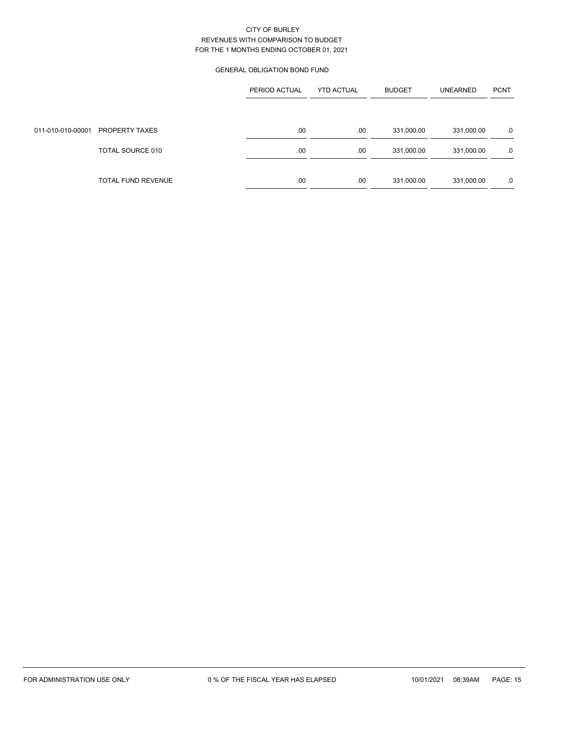CITY OF BURLEY
REVENUES WITH COMPARISON TO BUDGET
FOR THE 1 MONTHS ENDING OCTOBER 01, 2021

GENERAL OBLIGATION BOND FUND

| | | PERIOD ACTUAL | YTD ACTUAL | BUDGET | UNEARNED | PCNT |
|---|---|---|---|---|---|---|
| 011-010-010-00001 | PROPERTY TAXES | .00 | .00 | 331,000.00 | 331,000.00 | .0 |
| | TOTAL SOURCE 010 | .00 | .00 | 331,000.00 | 331,000.00 | .0 |
| | TOTAL FUND REVENUE | .00 | .00 | 331,000.00 | 331,000.00 | .0 |

FOR ADMINISTRATION USE ONLY    0 % OF THE FISCAL YEAR HAS ELAPSED    10/01/2021 08:39AM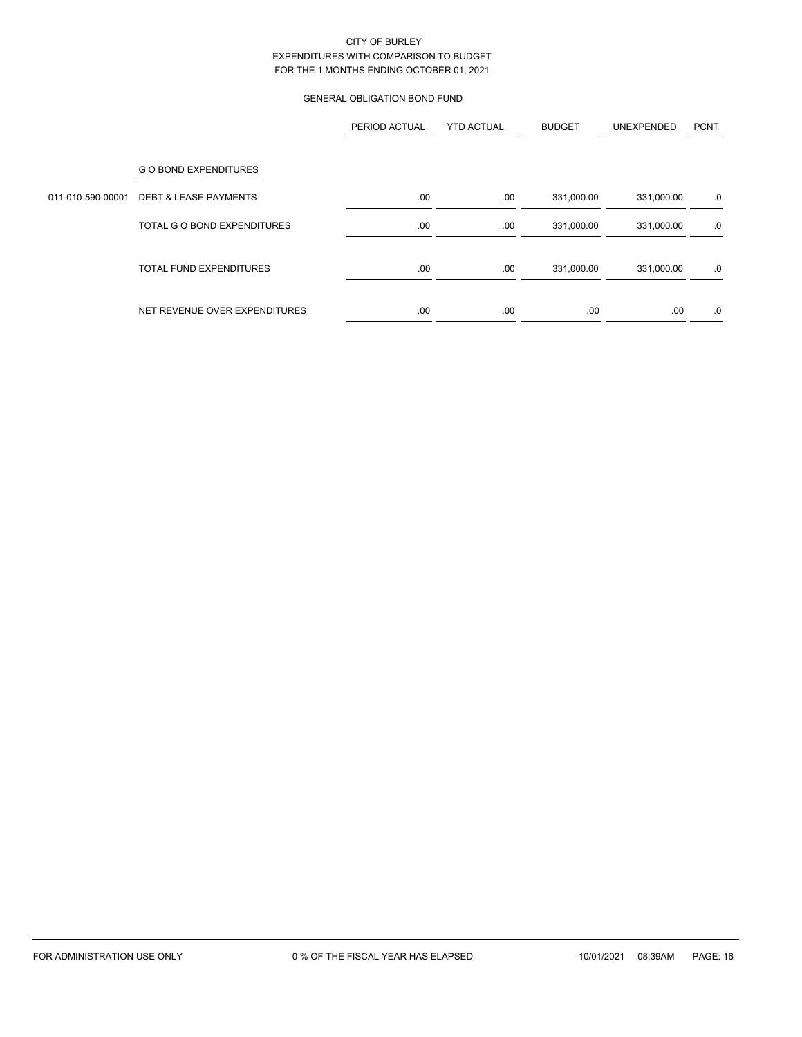CITY OF BURLEY
EXPENDITURES WITH COMPARISON TO BUDGET
FOR THE 1 MONTHS ENDING OCTOBER 01, 2021

GENERAL OBLIGATION BOND FUND

| | | PERIOD ACTUAL | YTD ACTUAL | BUDGET | UNEXPENDED | PCNT |
|---|---|---|---|---|---|---|
| | G O BOND EXPENDITURES | | | | | |
| 011-010-590-00001 | DEBT & LEASE PAYMENTS | .00 | .00 | 331,000.00 | 331,000.00 | .0 |
| | TOTAL G O BOND EXPENDITURES | .00 | .00 | 331,000.00 | 331,000.00 | .0 |
| | TOTAL FUND EXPENDITURES | .00 | .00 | 331,000.00 | 331,000.00 | .0 |
| | NET REVENUE OVER EXPENDITURES | .00 | .00 | .00 | .00 | .0 |

FOR ADMINISTRATION USE ONLY    0 % OF THE FISCAL YEAR HAS ELAPSED    10/01/2021 08:39AM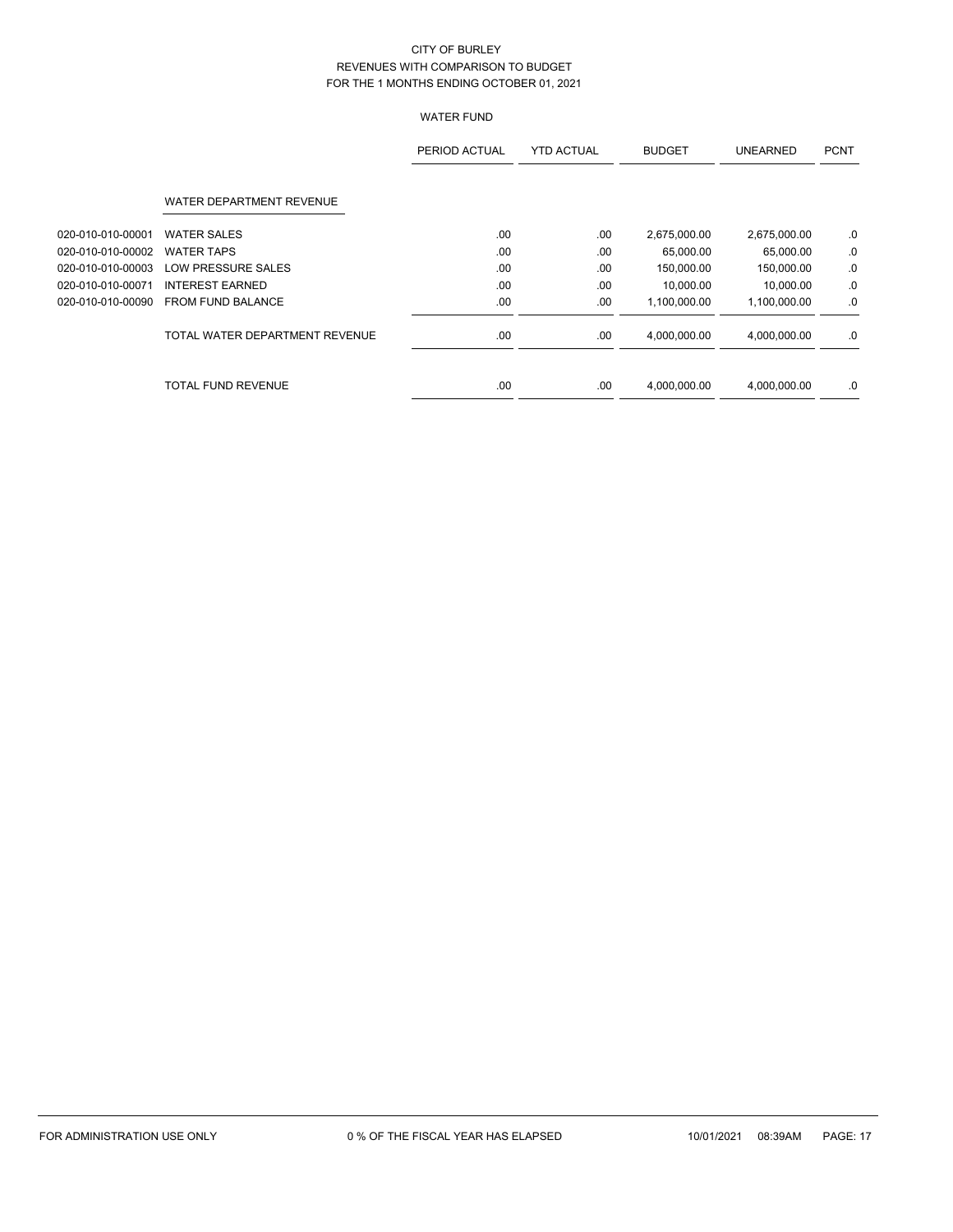# CITY OF BURLEY
## REVENUES WITH COMPARISON TO BUDGET
### FOR THE 1 MONTHS ENDING OCTOBER 01, 2021

#### WATER FUND

| | | PERIOD ACTUAL | YTD ACTUAL | BUDGET | UNEARNED | PCNT |
|---|---|---|---|---|---|---|
| | WATER DEPARTMENT REVENUE | | | | | |
| 020-010-010-00001 | WATER SALES | .00 | .00 | 2,675,000.00 | 2,675,000.00 | .0 |
| 020-010-010-00002 | WATER TAPS | .00 | .00 | 65,000.00 | 65,000.00 | .0 |
| 020-010-010-00003 | LOW PRESSURE SALES | .00 | .00 | 150,000.00 | 150,000.00 | .0 |
| 020-010-010-00071 | INTEREST EARNED | .00 | .00 | 10,000.00 | 10,000.00 | .0 |
| 020-010-010-00090 | FROM FUND BALANCE | .00 | .00 | 1,100,000.00 | 1,100,000.00 | .0 |
| | TOTAL WATER DEPARTMENT REVENUE | .00 | .00 | 4,000,000.00 | 4,000,000.00 | .0 |
| | TOTAL FUND REVENUE | .00 | .00 | 4,000,000.00 | 4,000,000.00 | .0 |

FOR ADMINISTRATION USE ONLY     0 % OF THE FISCAL YEAR HAS ELAPSED     10/01/2021 08:39AM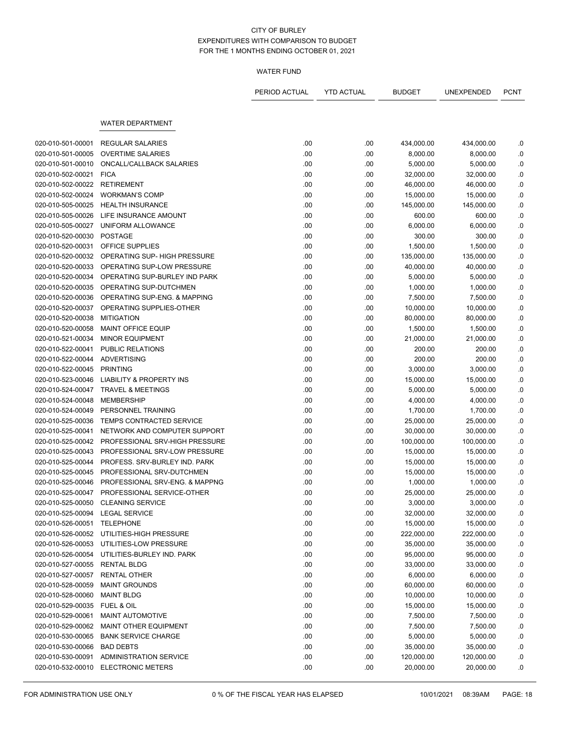CITY OF BURLEY
EXPENDITURES WITH COMPARISON TO BUDGET
FOR THE 1 MONTHS ENDING OCTOBER 01, 2021

WATER FUND

| | | PERIOD ACTUAL | YTD ACTUAL | BUDGET | UNEXPENDED | PCNT |
|---|---|---|---|---|---|---|
| | **WATER DEPARTMENT** | | | | | |
| 020-010-501-00001 | REGULAR SALARIES | .00 | .00 | 434,000.00 | 434,000.00 | .0 |
| 020-010-501-00005 | OVERTIME SALARIES | .00 | .00 | 8,000.00 | 8,000.00 | .0 |
| 020-010-501-00010 | ONCALL/CALLBACK SALARIES | .00 | .00 | 5,000.00 | 5,000.00 | .0 |
| 020-010-502-00021 | FICA | .00 | .00 | 32,000.00 | 32,000.00 | .0 |
| 020-010-502-00022 | RETIREMENT | .00 | .00 | 46,000.00 | 46,000.00 | .0 |
| 020-010-502-00024 | WORKMAN'S COMP | .00 | .00 | 15,000.00 | 15,000.00 | .0 |
| 020-010-505-00025 | HEALTH INSURANCE | .00 | .00 | 145,000.00 | 145,000.00 | .0 |
| 020-010-505-00026 | LIFE INSURANCE AMOUNT | .00 | .00 | 600.00 | 600.00 | .0 |
| 020-010-505-00027 | UNIFORM ALLOWANCE | .00 | .00 | 6,000.00 | 6,000.00 | .0 |
| 020-010-520-00030 | POSTAGE | .00 | .00 | 300.00 | 300.00 | .0 |
| 020-010-520-00031 | OFFICE SUPPLIES | .00 | .00 | 1,500.00 | 1,500.00 | .0 |
| 020-010-520-00032 | OPERATING SUP- HIGH PRESSURE | .00 | .00 | 135,000.00 | 135,000.00 | .0 |
| 020-010-520-00033 | OPERATING SUP-LOW PRESSURE | .00 | .00 | 40,000.00 | 40,000.00 | .0 |
| 020-010-520-00034 | OPERATING SUP-BURLEY IND PARK | .00 | .00 | 5,000.00 | 5,000.00 | .0 |
| 020-010-520-00035 | OPERATING SUP-DUTCHMEN | .00 | .00 | 1,000.00 | 1,000.00 | .0 |
| 020-010-520-00036 | OPERATING SUP-ENG. & MAPPING | .00 | .00 | 7,500.00 | 7,500.00 | .0 |
| 020-010-520-00037 | OPERATING SUPPLIES-OTHER | .00 | .00 | 10,000.00 | 10,000.00 | .0 |
| 020-010-520-00038 | MITIGATION | .00 | .00 | 80,000.00 | 80,000.00 | .0 |
| 020-010-520-00058 | MAINT OFFICE EQUIP | .00 | .00 | 1,500.00 | 1,500.00 | .0 |
| 020-010-521-00034 | MINOR EQUIPMENT | .00 | .00 | 21,000.00 | 21,000.00 | .0 |
| 020-010-522-00041 | PUBLIC RELATIONS | .00 | .00 | 200.00 | 200.00 | .0 |
| 020-010-522-00044 | ADVERTISING | .00 | .00 | 200.00 | 200.00 | .0 |
| 020-010-522-00045 | PRINTING | .00 | .00 | 3,000.00 | 3,000.00 | .0 |
| 020-010-523-00046 | LIABILITY & PROPERTY INS | .00 | .00 | 15,000.00 | 15,000.00 | .0 |
| 020-010-524-00047 | TRAVEL & MEETINGS | .00 | .00 | 5,000.00 | 5,000.00 | .0 |
| 020-010-524-00048 | MEMBERSHIP | .00 | .00 | 4,000.00 | 4,000.00 | .0 |
| 020-010-524-00049 | PERSONNEL TRAINING | .00 | .00 | 1,700.00 | 1,700.00 | .0 |
| 020-010-525-00036 | TEMPS CONTRACTED SERVICE | .00 | .00 | 25,000.00 | 25,000.00 | .0 |
| 020-010-525-00041 | NETWORK AND COMPUTER SUPPORT | .00 | .00 | 30,000.00 | 30,000.00 | .0 |
| 020-010-525-00042 | PROFESSIONAL SRV-HIGH PRESSURE | .00 | .00 | 100,000.00 | 100,000.00 | .0 |
| 020-010-525-00043 | PROFESSIONAL SRV-LOW PRESSURE | .00 | .00 | 15,000.00 | 15,000.00 | .0 |
| 020-010-525-00044 | PROFESS. SRV-BURLEY IND. PARK | .00 | .00 | 15,000.00 | 15,000.00 | .0 |
| 020-010-525-00045 | PROFESSIONAL SRV-DUTCHMEN | .00 | .00 | 15,000.00 | 15,000.00 | .0 |
| 020-010-525-00046 | PROFESSIONAL SRV-ENG. & MAPPNG | .00 | .00 | 1,000.00 | 1,000.00 | .0 |
| 020-010-525-00047 | PROFESSIONAL SERVICE-OTHER | .00 | .00 | 25,000.00 | 25,000.00 | .0 |
| 020-010-525-00050 | CLEANING SERVICE | .00 | .00 | 3,000.00 | 3,000.00 | .0 |
| 020-010-525-00094 | LEGAL SERVICE | .00 | .00 | 32,000.00 | 32,000.00 | .0 |
| 020-010-526-00051 | TELEPHONE | .00 | .00 | 15,000.00 | 15,000.00 | .0 |
| 020-010-526-00052 | UTILITIES-HIGH PRESSURE | .00 | .00 | 222,000.00 | 222,000.00 | .0 |
| 020-010-526-00053 | UTILITIES-LOW PRESSURE | .00 | .00 | 35,000.00 | 35,000.00 | .0 |
| 020-010-526-00054 | UTILITIES-BURLEY IND. PARK | .00 | .00 | 95,000.00 | 95,000.00 | .0 |
| 020-010-527-00055 | RENTAL BLDG | .00 | .00 | 33,000.00 | 33,000.00 | .0 |
| 020-010-527-00057 | RENTAL OTHER | .00 | .00 | 6,000.00 | 6,000.00 | .0 |
| 020-010-528-00059 | MAINT GROUNDS | .00 | .00 | 60,000.00 | 60,000.00 | .0 |
| 020-010-528-00060 | MAINT BLDG | .00 | .00 | 10,000.00 | 10,000.00 | .0 |
| 020-010-529-00035 | FUEL & OIL | .00 | .00 | 15,000.00 | 15,000.00 | .0 |
| 020-010-529-00061 | MAINT AUTOMOTIVE | .00 | .00 | 7,500.00 | 7,500.00 | .0 |
| 020-010-529-00062 | MAINT OTHER EQUIPMENT | .00 | .00 | 7,500.00 | 7,500.00 | .0 |
| 020-010-530-00065 | BANK SERVICE CHARGE | .00 | .00 | 5,000.00 | 5,000.00 | .0 |
| 020-010-530-00066 | BAD DEBTS | .00 | .00 | 35,000.00 | 35,000.00 | .0 |
| 020-010-530-00091 | ADMINISTRATION SERVICE | .00 | .00 | 120,000.00 | 120,000.00 | .0 |
| 020-010-532-00010 | ELECTRONIC METERS | .00 | .00 | 20,000.00 | 20,000.00 | .0 |

FOR ADMINISTRATION USE ONLY　　0 % OF THE FISCAL YEAR HAS ELAPSED　　10/01/2021 08:39AM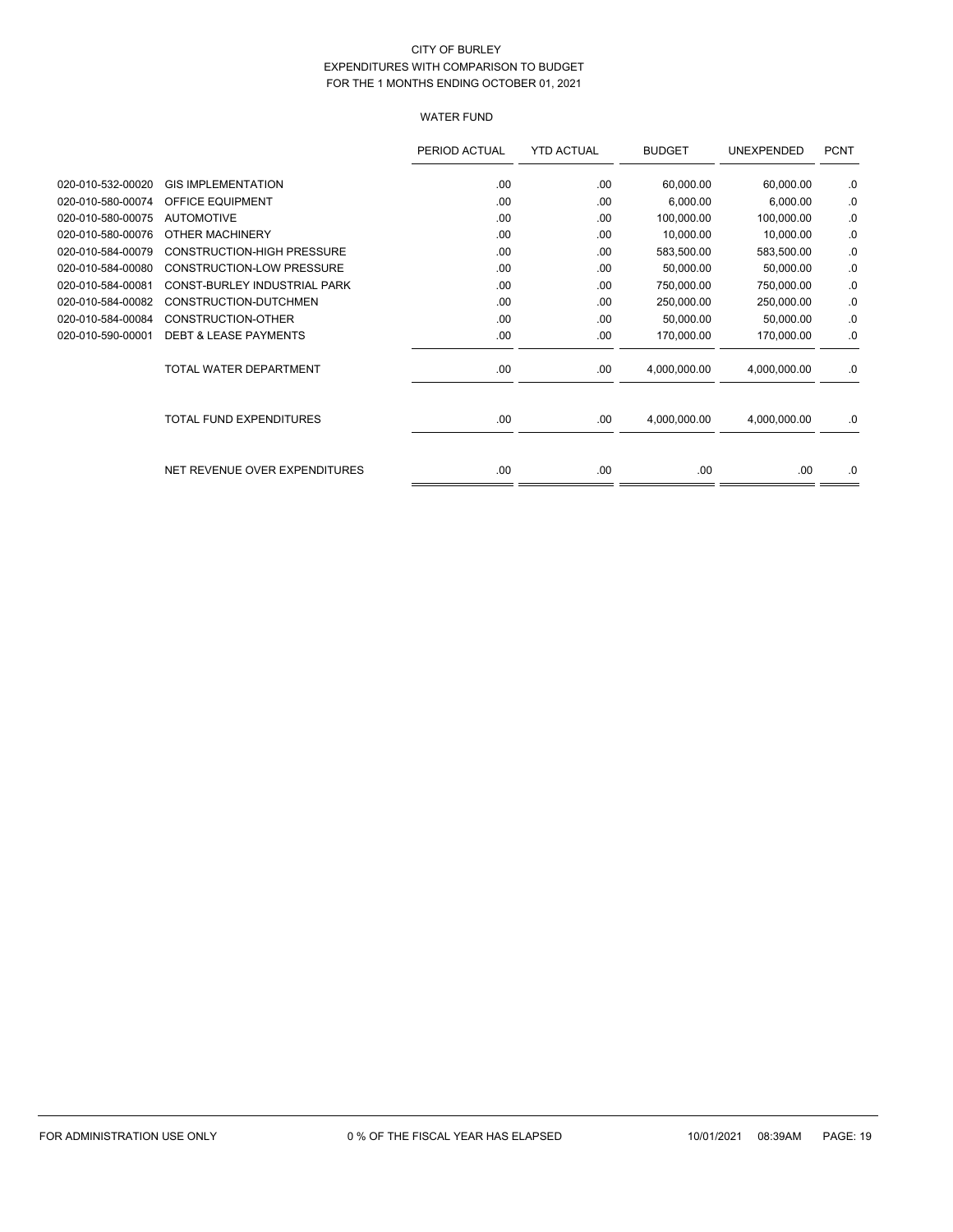CITY OF BURLEY
EXPENDITURES WITH COMPARISON TO BUDGET
FOR THE 1 MONTHS ENDING OCTOBER 01, 2021

WATER FUND

| | | PERIOD ACTUAL | YTD ACTUAL | BUDGET | UNEXPENDED | PCNT |
|---|---|---|---|---|---|---|
| 020-010-532-00020 | GIS IMPLEMENTATION | .00 | .00 | 60,000.00 | 60,000.00 | .0 |
| 020-010-580-00074 | OFFICE EQUIPMENT | .00 | .00 | 6,000.00 | 6,000.00 | .0 |
| 020-010-580-00075 | AUTOMOTIVE | .00 | .00 | 100,000.00 | 100,000.00 | .0 |
| 020-010-580-00076 | OTHER MACHINERY | .00 | .00 | 10,000.00 | 10,000.00 | .0 |
| 020-010-584-00079 | CONSTRUCTION-HIGH PRESSURE | .00 | .00 | 583,500.00 | 583,500.00 | .0 |
| 020-010-584-00080 | CONSTRUCTION-LOW PRESSURE | .00 | .00 | 50,000.00 | 50,000.00 | .0 |
| 020-010-584-00081 | CONST-BURLEY INDUSTRIAL PARK | .00 | .00 | 750,000.00 | 750,000.00 | .0 |
| 020-010-584-00082 | CONSTRUCTION-DUTCHMEN | .00 | .00 | 250,000.00 | 250,000.00 | .0 |
| 020-010-584-00084 | CONSTRUCTION-OTHER | .00 | .00 | 50,000.00 | 50,000.00 | .0 |
| 020-010-590-00001 | DEBT & LEASE PAYMENTS | .00 | .00 | 170,000.00 | 170,000.00 | .0 |
| | TOTAL WATER DEPARTMENT | .00 | .00 | 4,000,000.00 | 4,000,000.00 | .0 |
| | TOTAL FUND EXPENDITURES | .00 | .00 | 4,000,000.00 | 4,000,000.00 | .0 |
| | NET REVENUE OVER EXPENDITURES | .00 | .00 | .00 | .00 | .0 |

FOR ADMINISTRATION USE ONLY    0 % OF THE FISCAL YEAR HAS ELAPSED    10/01/2021 08:39AM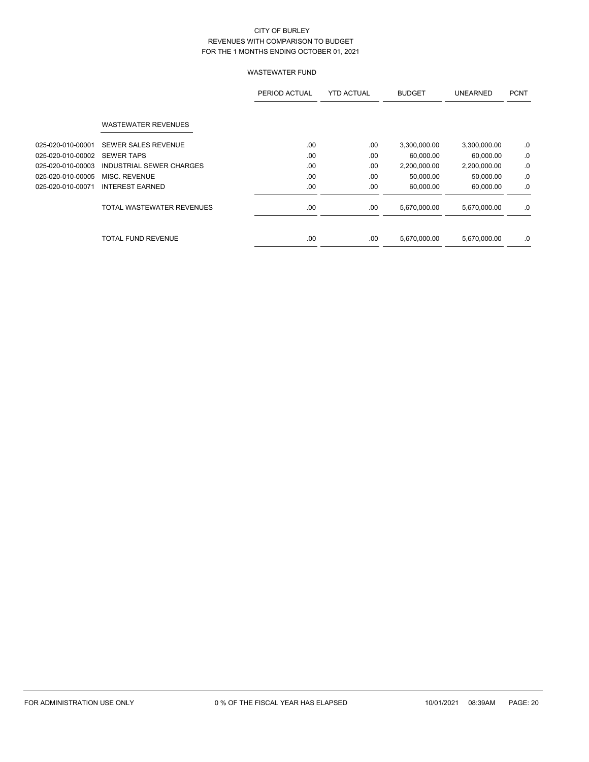CITY OF BURLEY
REVENUES WITH COMPARISON TO BUDGET
FOR THE 1 MONTHS ENDING OCTOBER 01, 2021

WASTEWATER FUND

| | | PERIOD ACTUAL | YTD ACTUAL | BUDGET | UNEARNED | PCNT |
|---|---|---|---|---|---|---|
| | WASTEWATER REVENUES | | | | | |
| 025-020-010-00001 | SEWER SALES REVENUE | .00 | .00 | 3,300,000.00 | 3,300,000.00 | .0 |
| 025-020-010-00002 | SEWER TAPS | .00 | .00 | 60,000.00 | 60,000.00 | .0 |
| 025-020-010-00003 | INDUSTRIAL SEWER CHARGES | .00 | .00 | 2,200,000.00 | 2,200,000.00 | .0 |
| 025-020-010-00005 | MISC. REVENUE | .00 | .00 | 50,000.00 | 50,000.00 | .0 |
| 025-020-010-00071 | INTEREST EARNED | .00 | .00 | 60,000.00 | 60,000.00 | .0 |
| | TOTAL WASTEWATER REVENUES | .00 | .00 | 5,670,000.00 | 5,670,000.00 | .0 |
| | TOTAL FUND REVENUE | .00 | .00 | 5,670,000.00 | 5,670,000.00 | .0 |

FOR ADMINISTRATION USE ONLY    0 % OF THE FISCAL YEAR HAS ELAPSED    10/01/2021 08:39AM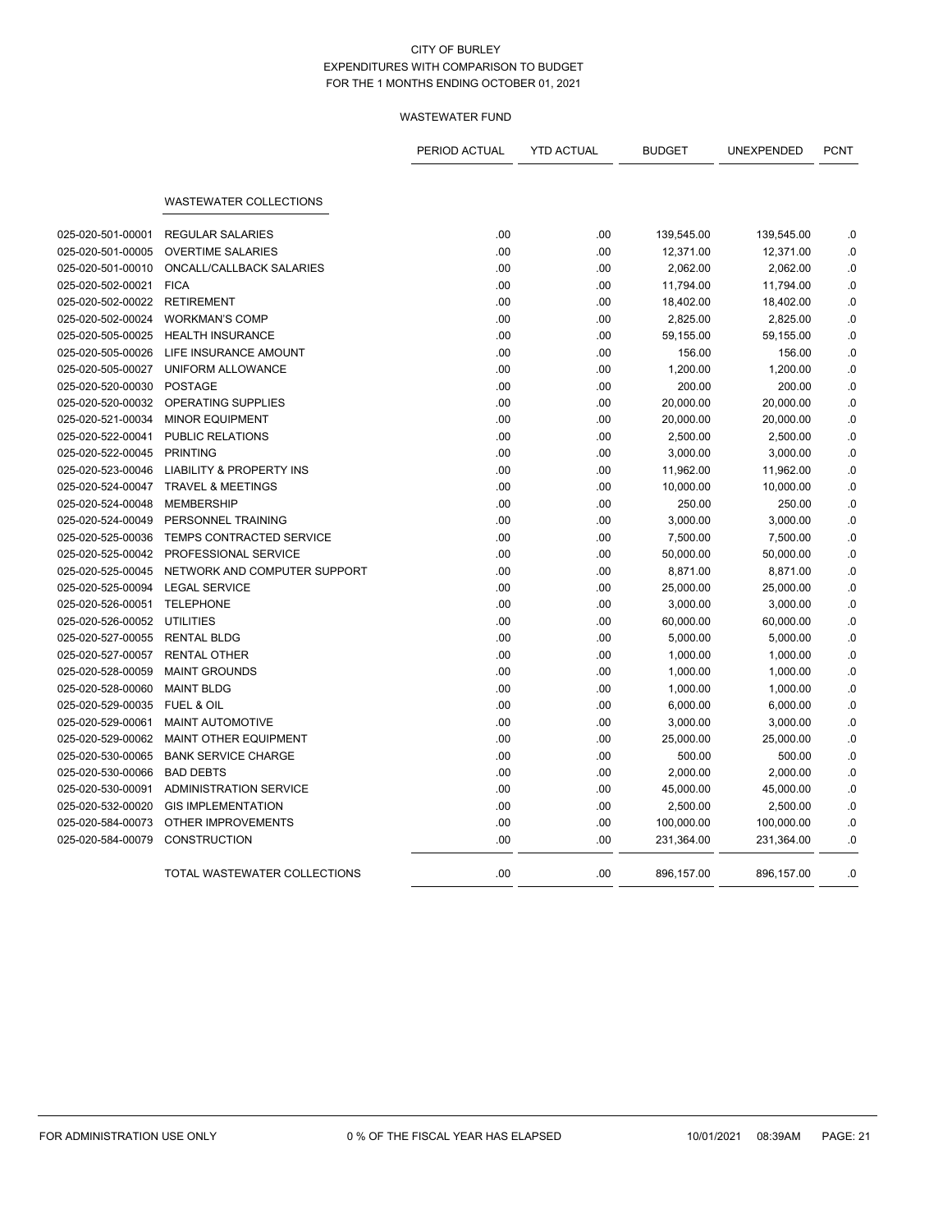CITY OF BURLEY
EXPENDITURES WITH COMPARISON TO BUDGET
FOR THE 1 MONTHS ENDING OCTOBER 01, 2021

WASTEWATER FUND

| | | PERIOD ACTUAL | YTD ACTUAL | BUDGET | UNEXPENDED | PCNT |
|---|---|---|---|---|---|---|
| | **WASTEWATER COLLECTIONS** | | | | | |
| 025-020-501-00001 | REGULAR SALARIES | .00 | .00 | 139,545.00 | 139,545.00 | .0 |
| 025-020-501-00005 | OVERTIME SALARIES | .00 | .00 | 12,371.00 | 12,371.00 | .0 |
| 025-020-501-00010 | ONCALL/CALLBACK SALARIES | .00 | .00 | 2,062.00 | 2,062.00 | .0 |
| 025-020-502-00021 | FICA | .00 | .00 | 11,794.00 | 11,794.00 | .0 |
| 025-020-502-00022 | RETIREMENT | .00 | .00 | 18,402.00 | 18,402.00 | .0 |
| 025-020-502-00024 | WORKMAN'S COMP | .00 | .00 | 2,825.00 | 2,825.00 | .0 |
| 025-020-505-00025 | HEALTH INSURANCE | .00 | .00 | 59,155.00 | 59,155.00 | .0 |
| 025-020-505-00026 | LIFE INSURANCE AMOUNT | .00 | .00 | 156.00 | 156.00 | .0 |
| 025-020-505-00027 | UNIFORM ALLOWANCE | .00 | .00 | 1,200.00 | 1,200.00 | .0 |
| 025-020-520-00030 | POSTAGE | .00 | .00 | 200.00 | 200.00 | .0 |
| 025-020-520-00032 | OPERATING SUPPLIES | .00 | .00 | 20,000.00 | 20,000.00 | .0 |
| 025-020-521-00034 | MINOR EQUIPMENT | .00 | .00 | 20,000.00 | 20,000.00 | .0 |
| 025-020-522-00041 | PUBLIC RELATIONS | .00 | .00 | 2,500.00 | 2,500.00 | .0 |
| 025-020-522-00045 | PRINTING | .00 | .00 | 3,000.00 | 3,000.00 | .0 |
| 025-020-523-00046 | LIABILITY & PROPERTY INS | .00 | .00 | 11,962.00 | 11,962.00 | .0 |
| 025-020-524-00047 | TRAVEL & MEETINGS | .00 | .00 | 10,000.00 | 10,000.00 | .0 |
| 025-020-524-00048 | MEMBERSHIP | .00 | .00 | 250.00 | 250.00 | .0 |
| 025-020-524-00049 | PERSONNEL TRAINING | .00 | .00 | 3,000.00 | 3,000.00 | .0 |
| 025-020-525-00036 | TEMPS CONTRACTED SERVICE | .00 | .00 | 7,500.00 | 7,500.00 | .0 |
| 025-020-525-00042 | PROFESSIONAL SERVICE | .00 | .00 | 50,000.00 | 50,000.00 | .0 |
| 025-020-525-00045 | NETWORK AND COMPUTER SUPPORT | .00 | .00 | 8,871.00 | 8,871.00 | .0 |
| 025-020-525-00094 | LEGAL SERVICE | .00 | .00 | 25,000.00 | 25,000.00 | .0 |
| 025-020-526-00051 | TELEPHONE | .00 | .00 | 3,000.00 | 3,000.00 | .0 |
| 025-020-526-00052 | UTILITIES | .00 | .00 | 60,000.00 | 60,000.00 | .0 |
| 025-020-527-00055 | RENTAL BLDG | .00 | .00 | 5,000.00 | 5,000.00 | .0 |
| 025-020-527-00057 | RENTAL OTHER | .00 | .00 | 1,000.00 | 1,000.00 | .0 |
| 025-020-528-00059 | MAINT GROUNDS | .00 | .00 | 1,000.00 | 1,000.00 | .0 |
| 025-020-528-00060 | MAINT BLDG | .00 | .00 | 1,000.00 | 1,000.00 | .0 |
| 025-020-529-00035 | FUEL & OIL | .00 | .00 | 6,000.00 | 6,000.00 | .0 |
| 025-020-529-00061 | MAINT AUTOMOTIVE | .00 | .00 | 3,000.00 | 3,000.00 | .0 |
| 025-020-529-00062 | MAINT OTHER EQUIPMENT | .00 | .00 | 25,000.00 | 25,000.00 | .0 |
| 025-020-530-00065 | BANK SERVICE CHARGE | .00 | .00 | 500.00 | 500.00 | .0 |
| 025-020-530-00066 | BAD DEBTS | .00 | .00 | 2,000.00 | 2,000.00 | .0 |
| 025-020-530-00091 | ADMINISTRATION SERVICE | .00 | .00 | 45,000.00 | 45,000.00 | .0 |
| 025-020-532-00020 | GIS IMPLEMENTATION | .00 | .00 | 2,500.00 | 2,500.00 | .0 |
| 025-020-584-00073 | OTHER IMPROVEMENTS | .00 | .00 | 100,000.00 | 100,000.00 | .0 |
| 025-020-584-00079 | CONSTRUCTION | .00 | .00 | 231,364.00 | 231,364.00 | .0 |
| | TOTAL WASTEWATER COLLECTIONS | .00 | .00 | 896,157.00 | 896,157.00 | .0 |

FOR ADMINISTRATION USE ONLY — 0 % OF THE FISCAL YEAR HAS ELAPSED — 10/01/2021 08:39AM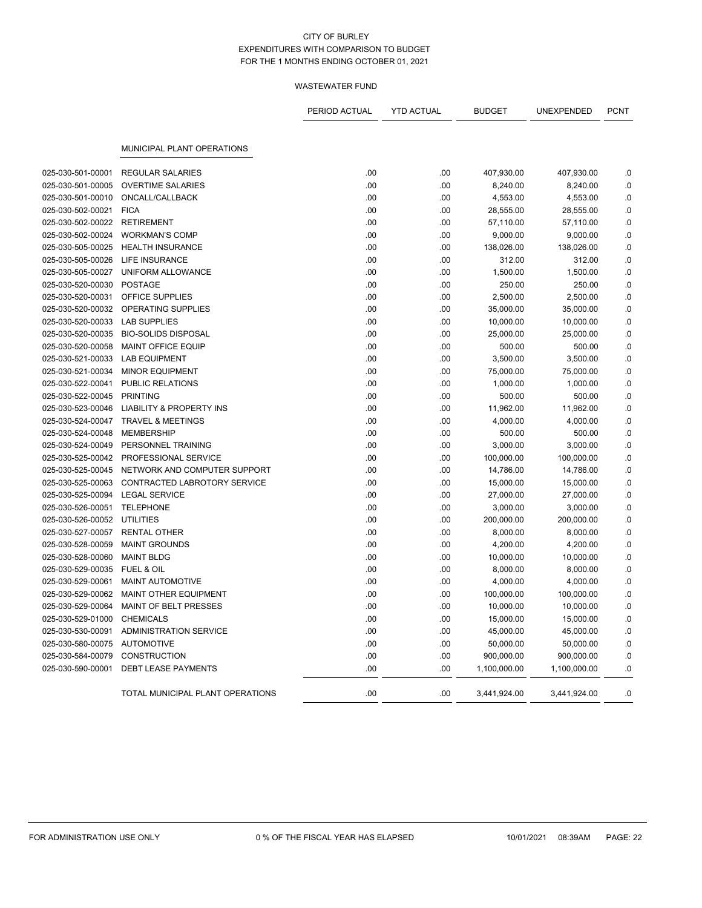# CITY OF BURLEY
## EXPENDITURES WITH COMPARISON TO BUDGET
### FOR THE 1 MONTHS ENDING OCTOBER 01, 2021

WASTEWATER FUND

| | | PERIOD ACTUAL | YTD ACTUAL | BUDGET | UNEXPENDED | PCNT |
|---|---|---|---|---|---|---|
| | **MUNICIPAL PLANT OPERATIONS** | | | | | |
| 025-030-501-00001 | REGULAR SALARIES | .00 | .00 | 407,930.00 | 407,930.00 | .0 |
| 025-030-501-00005 | OVERTIME SALARIES | .00 | .00 | 8,240.00 | 8,240.00 | .0 |
| 025-030-501-00010 | ONCALL/CALLBACK | .00 | .00 | 4,553.00 | 4,553.00 | .0 |
| 025-030-502-00021 | FICA | .00 | .00 | 28,555.00 | 28,555.00 | .0 |
| 025-030-502-00022 | RETIREMENT | .00 | .00 | 57,110.00 | 57,110.00 | .0 |
| 025-030-502-00024 | WORKMAN'S COMP | .00 | .00 | 9,000.00 | 9,000.00 | .0 |
| 025-030-505-00025 | HEALTH INSURANCE | .00 | .00 | 138,026.00 | 138,026.00 | .0 |
| 025-030-505-00026 | LIFE INSURANCE | .00 | .00 | 312.00 | 312.00 | .0 |
| 025-030-505-00027 | UNIFORM ALLOWANCE | .00 | .00 | 1,500.00 | 1,500.00 | .0 |
| 025-030-520-00030 | POSTAGE | .00 | .00 | 250.00 | 250.00 | .0 |
| 025-030-520-00031 | OFFICE SUPPLIES | .00 | .00 | 2,500.00 | 2,500.00 | .0 |
| 025-030-520-00032 | OPERATING SUPPLIES | .00 | .00 | 35,000.00 | 35,000.00 | .0 |
| 025-030-520-00033 | LAB SUPPLIES | .00 | .00 | 10,000.00 | 10,000.00 | .0 |
| 025-030-520-00035 | BIO-SOLIDS DISPOSAL | .00 | .00 | 25,000.00 | 25,000.00 | .0 |
| 025-030-520-00058 | MAINT OFFICE EQUIP | .00 | .00 | 500.00 | 500.00 | .0 |
| 025-030-521-00033 | LAB EQUIPMENT | .00 | .00 | 3,500.00 | 3,500.00 | .0 |
| 025-030-521-00034 | MINOR EQUIPMENT | .00 | .00 | 75,000.00 | 75,000.00 | .0 |
| 025-030-522-00041 | PUBLIC RELATIONS | .00 | .00 | 1,000.00 | 1,000.00 | .0 |
| 025-030-522-00045 | PRINTING | .00 | .00 | 500.00 | 500.00 | .0 |
| 025-030-523-00046 | LIABILITY & PROPERTY INS | .00 | .00 | 11,962.00 | 11,962.00 | .0 |
| 025-030-524-00047 | TRAVEL & MEETINGS | .00 | .00 | 4,000.00 | 4,000.00 | .0 |
| 025-030-524-00048 | MEMBERSHIP | .00 | .00 | 500.00 | 500.00 | .0 |
| 025-030-524-00049 | PERSONNEL TRAINING | .00 | .00 | 3,000.00 | 3,000.00 | .0 |
| 025-030-525-00042 | PROFESSIONAL SERVICE | .00 | .00 | 100,000.00 | 100,000.00 | .0 |
| 025-030-525-00045 | NETWORK AND COMPUTER SUPPORT | .00 | .00 | 14,786.00 | 14,786.00 | .0 |
| 025-030-525-00063 | CONTRACTED LABROTORY SERVICE | .00 | .00 | 15,000.00 | 15,000.00 | .0 |
| 025-030-525-00094 | LEGAL SERVICE | .00 | .00 | 27,000.00 | 27,000.00 | .0 |
| 025-030-526-00051 | TELEPHONE | .00 | .00 | 3,000.00 | 3,000.00 | .0 |
| 025-030-526-00052 | UTILITIES | .00 | .00 | 200,000.00 | 200,000.00 | .0 |
| 025-030-527-00057 | RENTAL OTHER | .00 | .00 | 8,000.00 | 8,000.00 | .0 |
| 025-030-528-00059 | MAINT GROUNDS | .00 | .00 | 4,200.00 | 4,200.00 | .0 |
| 025-030-528-00060 | MAINT BLDG | .00 | .00 | 10,000.00 | 10,000.00 | .0 |
| 025-030-529-00035 | FUEL & OIL | .00 | .00 | 8,000.00 | 8,000.00 | .0 |
| 025-030-529-00061 | MAINT AUTOMOTIVE | .00 | .00 | 4,000.00 | 4,000.00 | .0 |
| 025-030-529-00062 | MAINT OTHER EQUIPMENT | .00 | .00 | 100,000.00 | 100,000.00 | .0 |
| 025-030-529-00064 | MAINT OF BELT PRESSES | .00 | .00 | 10,000.00 | 10,000.00 | .0 |
| 025-030-529-01000 | CHEMICALS | .00 | .00 | 15,000.00 | 15,000.00 | .0 |
| 025-030-530-00091 | ADMINISTRATION SERVICE | .00 | .00 | 45,000.00 | 45,000.00 | .0 |
| 025-030-580-00075 | AUTOMOTIVE | .00 | .00 | 50,000.00 | 50,000.00 | .0 |
| 025-030-584-00079 | CONSTRUCTION | .00 | .00 | 900,000.00 | 900,000.00 | .0 |
| 025-030-590-00001 | DEBT LEASE PAYMENTS | .00 | .00 | 1,100,000.00 | 1,100,000.00 | .0 |
| | TOTAL MUNICIPAL PLANT OPERATIONS | .00 | .00 | 3,441,924.00 | 3,441,924.00 | .0 |

FOR ADMINISTRATION USE ONLY 0 % OF THE FISCAL YEAR HAS ELAPSED 10/01/2021 08:39AM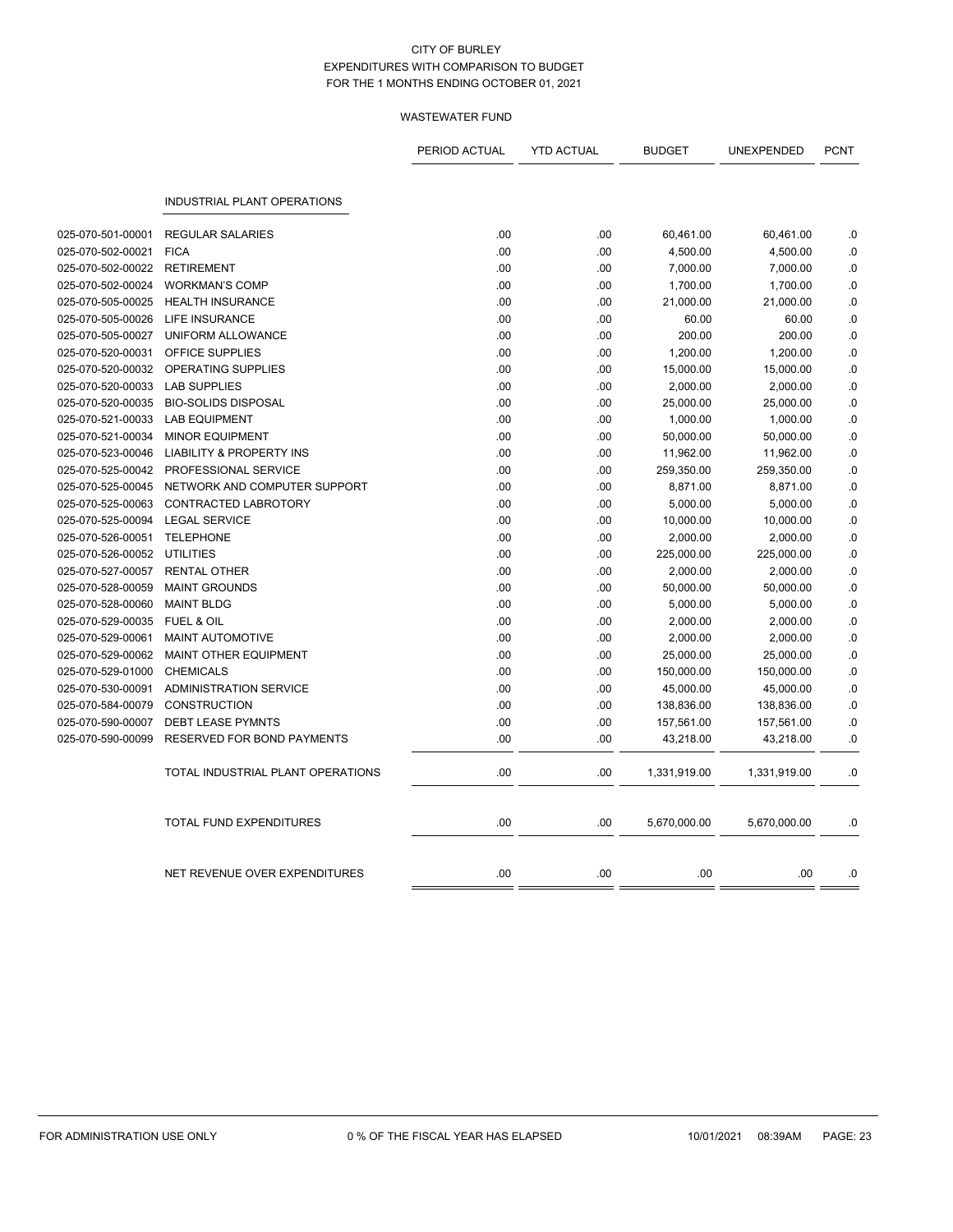CITY OF BURLEY
EXPENDITURES WITH COMPARISON TO BUDGET
FOR THE 1 MONTHS ENDING OCTOBER 01, 2021

WASTEWATER FUND

| | | PERIOD ACTUAL | YTD ACTUAL | BUDGET | UNEXPENDED | PCNT |
|---|---|---|---|---|---|---|
| | **INDUSTRIAL PLANT OPERATIONS** | | | | | |
| 025-070-501-00001 | REGULAR SALARIES | .00 | .00 | 60,461.00 | 60,461.00 | .0 |
| 025-070-502-00021 | FICA | .00 | .00 | 4,500.00 | 4,500.00 | .0 |
| 025-070-502-00022 | RETIREMENT | .00 | .00 | 7,000.00 | 7,000.00 | .0 |
| 025-070-502-00024 | WORKMAN'S COMP | .00 | .00 | 1,700.00 | 1,700.00 | .0 |
| 025-070-505-00025 | HEALTH INSURANCE | .00 | .00 | 21,000.00 | 21,000.00 | .0 |
| 025-070-505-00026 | LIFE INSURANCE | .00 | .00 | 60.00 | 60.00 | .0 |
| 025-070-505-00027 | UNIFORM ALLOWANCE | .00 | .00 | 200.00 | 200.00 | .0 |
| 025-070-520-00031 | OFFICE SUPPLIES | .00 | .00 | 1,200.00 | 1,200.00 | .0 |
| 025-070-520-00032 | OPERATING SUPPLIES | .00 | .00 | 15,000.00 | 15,000.00 | .0 |
| 025-070-520-00033 | LAB SUPPLIES | .00 | .00 | 2,000.00 | 2,000.00 | .0 |
| 025-070-520-00035 | BIO-SOLIDS DISPOSAL | .00 | .00 | 25,000.00 | 25,000.00 | .0 |
| 025-070-521-00033 | LAB EQUIPMENT | .00 | .00 | 1,000.00 | 1,000.00 | .0 |
| 025-070-521-00034 | MINOR EQUIPMENT | .00 | .00 | 50,000.00 | 50,000.00 | .0 |
| 025-070-523-00046 | LIABILITY & PROPERTY INS | .00 | .00 | 11,962.00 | 11,962.00 | .0 |
| 025-070-525-00042 | PROFESSIONAL SERVICE | .00 | .00 | 259,350.00 | 259,350.00 | .0 |
| 025-070-525-00045 | NETWORK AND COMPUTER SUPPORT | .00 | .00 | 8,871.00 | 8,871.00 | .0 |
| 025-070-525-00063 | CONTRACTED LABROTORY | .00 | .00 | 5,000.00 | 5,000.00 | .0 |
| 025-070-525-00094 | LEGAL SERVICE | .00 | .00 | 10,000.00 | 10,000.00 | .0 |
| 025-070-526-00051 | TELEPHONE | .00 | .00 | 2,000.00 | 2,000.00 | .0 |
| 025-070-526-00052 | UTILITIES | .00 | .00 | 225,000.00 | 225,000.00 | .0 |
| 025-070-527-00057 | RENTAL OTHER | .00 | .00 | 2,000.00 | 2,000.00 | .0 |
| 025-070-528-00059 | MAINT GROUNDS | .00 | .00 | 50,000.00 | 50,000.00 | .0 |
| 025-070-528-00060 | MAINT BLDG | .00 | .00 | 5,000.00 | 5,000.00 | .0 |
| 025-070-529-00035 | FUEL & OIL | .00 | .00 | 2,000.00 | 2,000.00 | .0 |
| 025-070-529-00061 | MAINT AUTOMOTIVE | .00 | .00 | 2,000.00 | 2,000.00 | .0 |
| 025-070-529-00062 | MAINT OTHER EQUIPMENT | .00 | .00 | 25,000.00 | 25,000.00 | .0 |
| 025-070-529-01000 | CHEMICALS | .00 | .00 | 150,000.00 | 150,000.00 | .0 |
| 025-070-530-00091 | ADMINISTRATION SERVICE | .00 | .00 | 45,000.00 | 45,000.00 | .0 |
| 025-070-584-00079 | CONSTRUCTION | .00 | .00 | 138,836.00 | 138,836.00 | .0 |
| 025-070-590-00007 | DEBT LEASE PYMNTS | .00 | .00 | 157,561.00 | 157,561.00 | .0 |
| 025-070-590-00099 | RESERVED FOR BOND PAYMENTS | .00 | .00 | 43,218.00 | 43,218.00 | .0 |
| | TOTAL INDUSTRIAL PLANT OPERATIONS | .00 | .00 | 1,331,919.00 | 1,331,919.00 | .0 |
| | TOTAL FUND EXPENDITURES | .00 | .00 | 5,670,000.00 | 5,670,000.00 | .0 |
| | NET REVENUE OVER EXPENDITURES | .00 | .00 | .00 | .00 | .0 |

FOR ADMINISTRATION USE ONLY 0 % OF THE FISCAL YEAR HAS ELAPSED 10/01/2021 08:39AM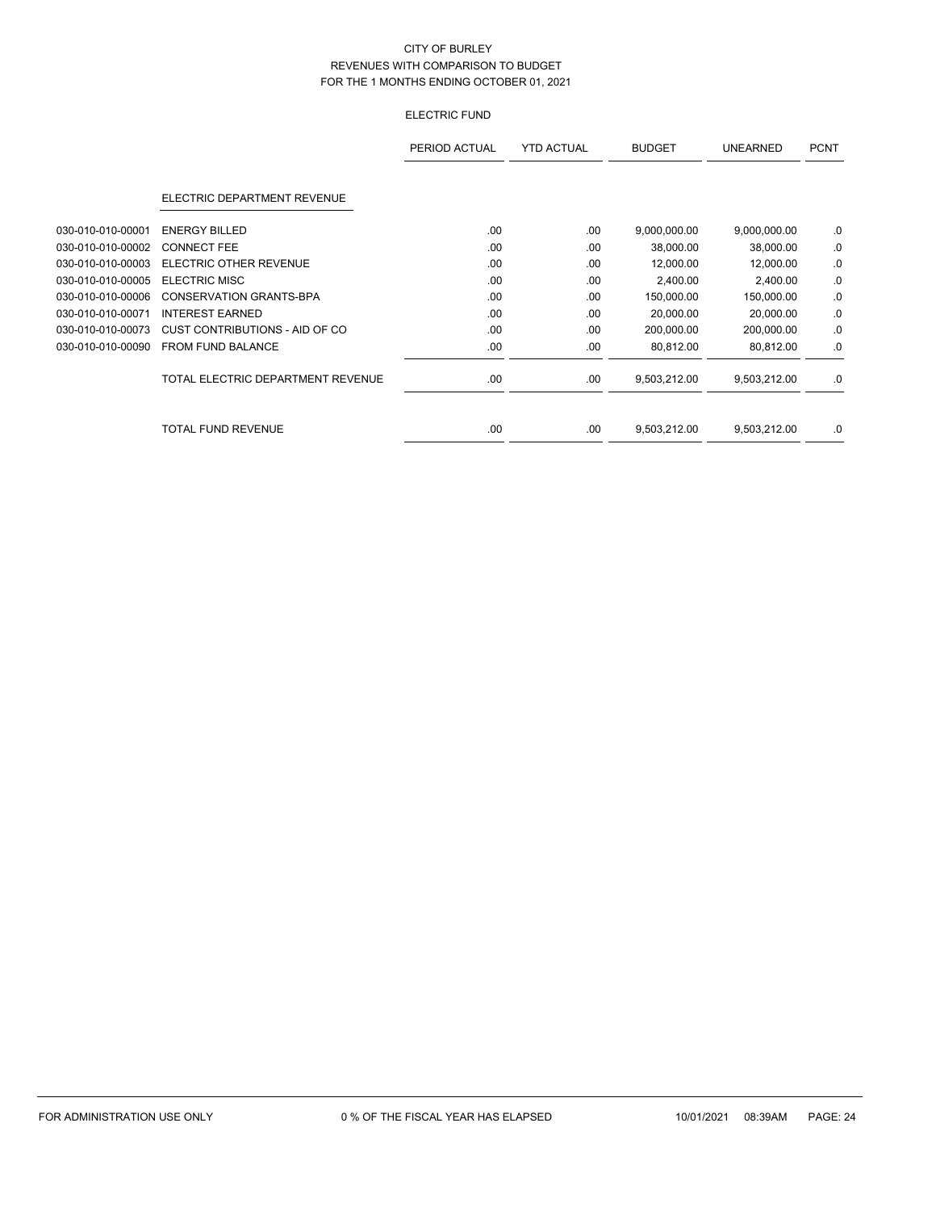# CITY OF BURLEY
## REVENUES WITH COMPARISON TO BUDGET
## FOR THE 1 MONTHS ENDING OCTOBER 01, 2021

### ELECTRIC FUND

| | | PERIOD ACTUAL | YTD ACTUAL | BUDGET | UNEARNED | PCNT |
|---|---|---|---|---|---|---|
| | ELECTRIC DEPARTMENT REVENUE | | | | | |
| 030-010-010-00001 | ENERGY BILLED | .00 | .00 | 9,000,000.00 | 9,000,000.00 | .0 |
| 030-010-010-00002 | CONNECT FEE | .00 | .00 | 38,000.00 | 38,000.00 | .0 |
| 030-010-010-00003 | ELECTRIC OTHER REVENUE | .00 | .00 | 12,000.00 | 12,000.00 | .0 |
| 030-010-010-00005 | ELECTRIC MISC | .00 | .00 | 2,400.00 | 2,400.00 | .0 |
| 030-010-010-00006 | CONSERVATION GRANTS-BPA | .00 | .00 | 150,000.00 | 150,000.00 | .0 |
| 030-010-010-00071 | INTEREST EARNED | .00 | .00 | 20,000.00 | 20,000.00 | .0 |
| 030-010-010-00073 | CUST CONTRIBUTIONS - AID OF CO | .00 | .00 | 200,000.00 | 200,000.00 | .0 |
| 030-010-010-00090 | FROM FUND BALANCE | .00 | .00 | 80,812.00 | 80,812.00 | .0 |
| | TOTAL ELECTRIC DEPARTMENT REVENUE | .00 | .00 | 9,503,212.00 | 9,503,212.00 | .0 |
| | TOTAL FUND REVENUE | .00 | .00 | 9,503,212.00 | 9,503,212.00 | .0 |

FOR ADMINISTRATION USE ONLY — 0 % OF THE FISCAL YEAR HAS ELAPSED — 10/01/2021 08:39AM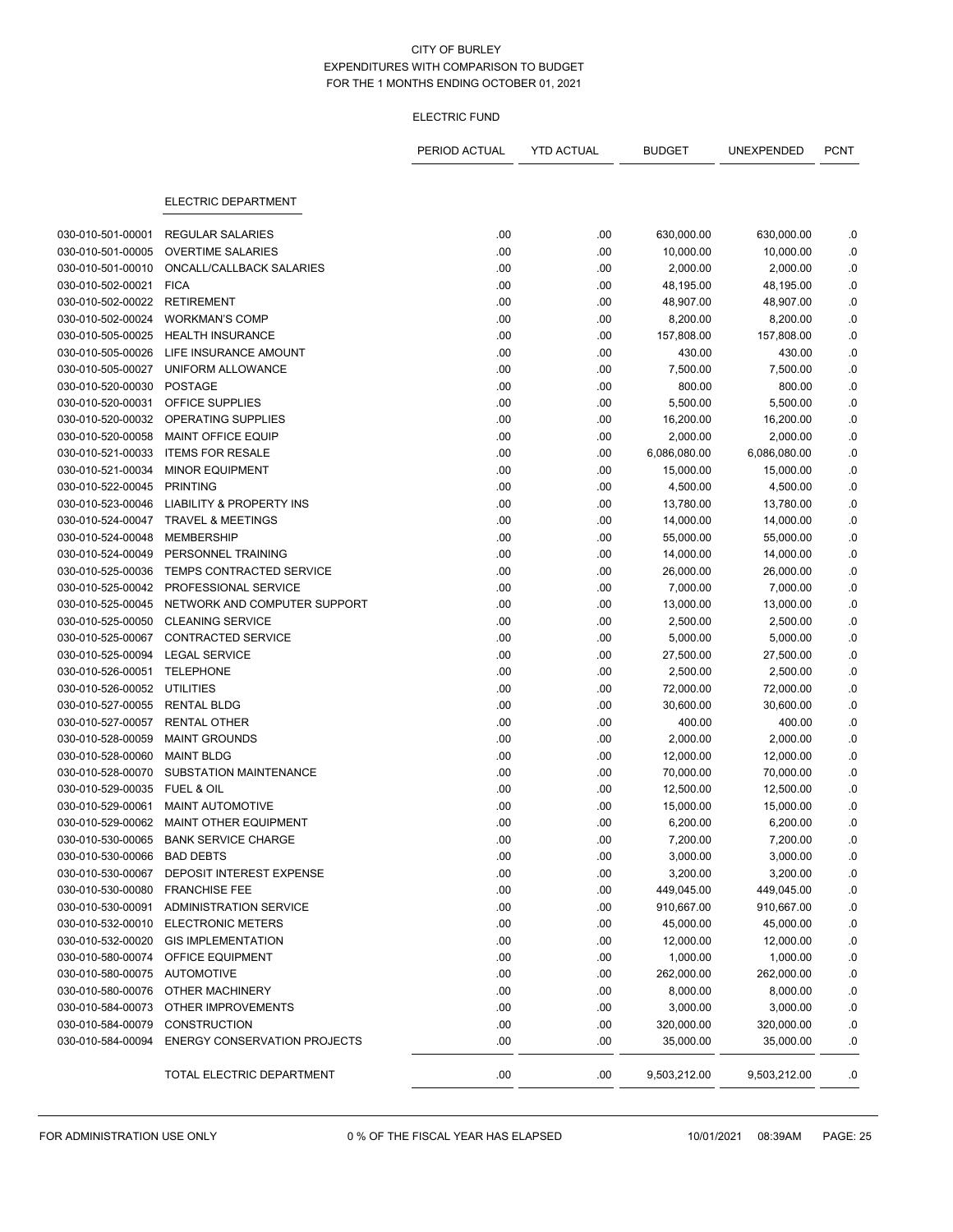CITY OF BURLEY
EXPENDITURES WITH COMPARISON TO BUDGET
FOR THE 1 MONTHS ENDING OCTOBER 01, 2021

ELECTRIC FUND

| | | PERIOD ACTUAL | YTD ACTUAL | BUDGET | UNEXPENDED | PCNT |
|---|---|---|---|---|---|---|
| | **ELECTRIC DEPARTMENT** | | | | | |
| 030-010-501-00001 | REGULAR SALARIES | .00 | .00 | 630,000.00 | 630,000.00 | .0 |
| 030-010-501-00005 | OVERTIME SALARIES | .00 | .00 | 10,000.00 | 10,000.00 | .0 |
| 030-010-501-00010 | ONCALL/CALLBACK SALARIES | .00 | .00 | 2,000.00 | 2,000.00 | .0 |
| 030-010-502-00021 | FICA | .00 | .00 | 48,195.00 | 48,195.00 | .0 |
| 030-010-502-00022 | RETIREMENT | .00 | .00 | 48,907.00 | 48,907.00 | .0 |
| 030-010-502-00024 | WORKMAN'S COMP | .00 | .00 | 8,200.00 | 8,200.00 | .0 |
| 030-010-505-00025 | HEALTH INSURANCE | .00 | .00 | 157,808.00 | 157,808.00 | .0 |
| 030-010-505-00026 | LIFE INSURANCE AMOUNT | .00 | .00 | 430.00 | 430.00 | .0 |
| 030-010-505-00027 | UNIFORM ALLOWANCE | .00 | .00 | 7,500.00 | 7,500.00 | .0 |
| 030-010-520-00030 | POSTAGE | .00 | .00 | 800.00 | 800.00 | .0 |
| 030-010-520-00031 | OFFICE SUPPLIES | .00 | .00 | 5,500.00 | 5,500.00 | .0 |
| 030-010-520-00032 | OPERATING SUPPLIES | .00 | .00 | 16,200.00 | 16,200.00 | .0 |
| 030-010-520-00058 | MAINT OFFICE EQUIP | .00 | .00 | 2,000.00 | 2,000.00 | .0 |
| 030-010-521-00033 | ITEMS FOR RESALE | .00 | .00 | 6,086,080.00 | 6,086,080.00 | .0 |
| 030-010-521-00034 | MINOR EQUIPMENT | .00 | .00 | 15,000.00 | 15,000.00 | .0 |
| 030-010-522-00045 | PRINTING | .00 | .00 | 4,500.00 | 4,500.00 | .0 |
| 030-010-523-00046 | LIABILITY & PROPERTY INS | .00 | .00 | 13,780.00 | 13,780.00 | .0 |
| 030-010-524-00047 | TRAVEL & MEETINGS | .00 | .00 | 14,000.00 | 14,000.00 | .0 |
| 030-010-524-00048 | MEMBERSHIP | .00 | .00 | 55,000.00 | 55,000.00 | .0 |
| 030-010-524-00049 | PERSONNEL TRAINING | .00 | .00 | 14,000.00 | 14,000.00 | .0 |
| 030-010-525-00036 | TEMPS CONTRACTED SERVICE | .00 | .00 | 26,000.00 | 26,000.00 | .0 |
| 030-010-525-00042 | PROFESSIONAL SERVICE | .00 | .00 | 7,000.00 | 7,000.00 | .0 |
| 030-010-525-00045 | NETWORK AND COMPUTER SUPPORT | .00 | .00 | 13,000.00 | 13,000.00 | .0 |
| 030-010-525-00050 | CLEANING SERVICE | .00 | .00 | 2,500.00 | 2,500.00 | .0 |
| 030-010-525-00067 | CONTRACTED SERVICE | .00 | .00 | 5,000.00 | 5,000.00 | .0 |
| 030-010-525-00094 | LEGAL SERVICE | .00 | .00 | 27,500.00 | 27,500.00 | .0 |
| 030-010-526-00051 | TELEPHONE | .00 | .00 | 2,500.00 | 2,500.00 | .0 |
| 030-010-526-00052 | UTILITIES | .00 | .00 | 72,000.00 | 72,000.00 | .0 |
| 030-010-527-00055 | RENTAL BLDG | .00 | .00 | 30,600.00 | 30,600.00 | .0 |
| 030-010-527-00057 | RENTAL OTHER | .00 | .00 | 400.00 | 400.00 | .0 |
| 030-010-528-00059 | MAINT GROUNDS | .00 | .00 | 2,000.00 | 2,000.00 | .0 |
| 030-010-528-00060 | MAINT BLDG | .00 | .00 | 12,000.00 | 12,000.00 | .0 |
| 030-010-528-00070 | SUBSTATION MAINTENANCE | .00 | .00 | 70,000.00 | 70,000.00 | .0 |
| 030-010-529-00035 | FUEL & OIL | .00 | .00 | 12,500.00 | 12,500.00 | .0 |
| 030-010-529-00061 | MAINT AUTOMOTIVE | .00 | .00 | 15,000.00 | 15,000.00 | .0 |
| 030-010-529-00062 | MAINT OTHER EQUIPMENT | .00 | .00 | 6,200.00 | 6,200.00 | .0 |
| 030-010-530-00065 | BANK SERVICE CHARGE | .00 | .00 | 7,200.00 | 7,200.00 | .0 |
| 030-010-530-00066 | BAD DEBTS | .00 | .00 | 3,000.00 | 3,000.00 | .0 |
| 030-010-530-00067 | DEPOSIT INTEREST EXPENSE | .00 | .00 | 3,200.00 | 3,200.00 | .0 |
| 030-010-530-00080 | FRANCHISE FEE | .00 | .00 | 449,045.00 | 449,045.00 | .0 |
| 030-010-530-00091 | ADMINISTRATION SERVICE | .00 | .00 | 910,667.00 | 910,667.00 | .0 |
| 030-010-532-00010 | ELECTRONIC METERS | .00 | .00 | 45,000.00 | 45,000.00 | .0 |
| 030-010-532-00020 | GIS IMPLEMENTATION | .00 | .00 | 12,000.00 | 12,000.00 | .0 |
| 030-010-580-00074 | OFFICE EQUIPMENT | .00 | .00 | 1,000.00 | 1,000.00 | .0 |
| 030-010-580-00075 | AUTOMOTIVE | .00 | .00 | 262,000.00 | 262,000.00 | .0 |
| 030-010-580-00076 | OTHER MACHINERY | .00 | .00 | 8,000.00 | 8,000.00 | .0 |
| 030-010-584-00073 | OTHER IMPROVEMENTS | .00 | .00 | 3,000.00 | 3,000.00 | .0 |
| 030-010-584-00079 | CONSTRUCTION | .00 | .00 | 320,000.00 | 320,000.00 | .0 |
| 030-010-584-00094 | ENERGY CONSERVATION PROJECTS | .00 | .00 | 35,000.00 | 35,000.00 | .0 |
| | TOTAL ELECTRIC DEPARTMENT | .00 | .00 | 9,503,212.00 | 9,503,212.00 | .0 |

FOR ADMINISTRATION USE ONLY — 0 % OF THE FISCAL YEAR HAS ELAPSED — 10/01/2021 08:39AM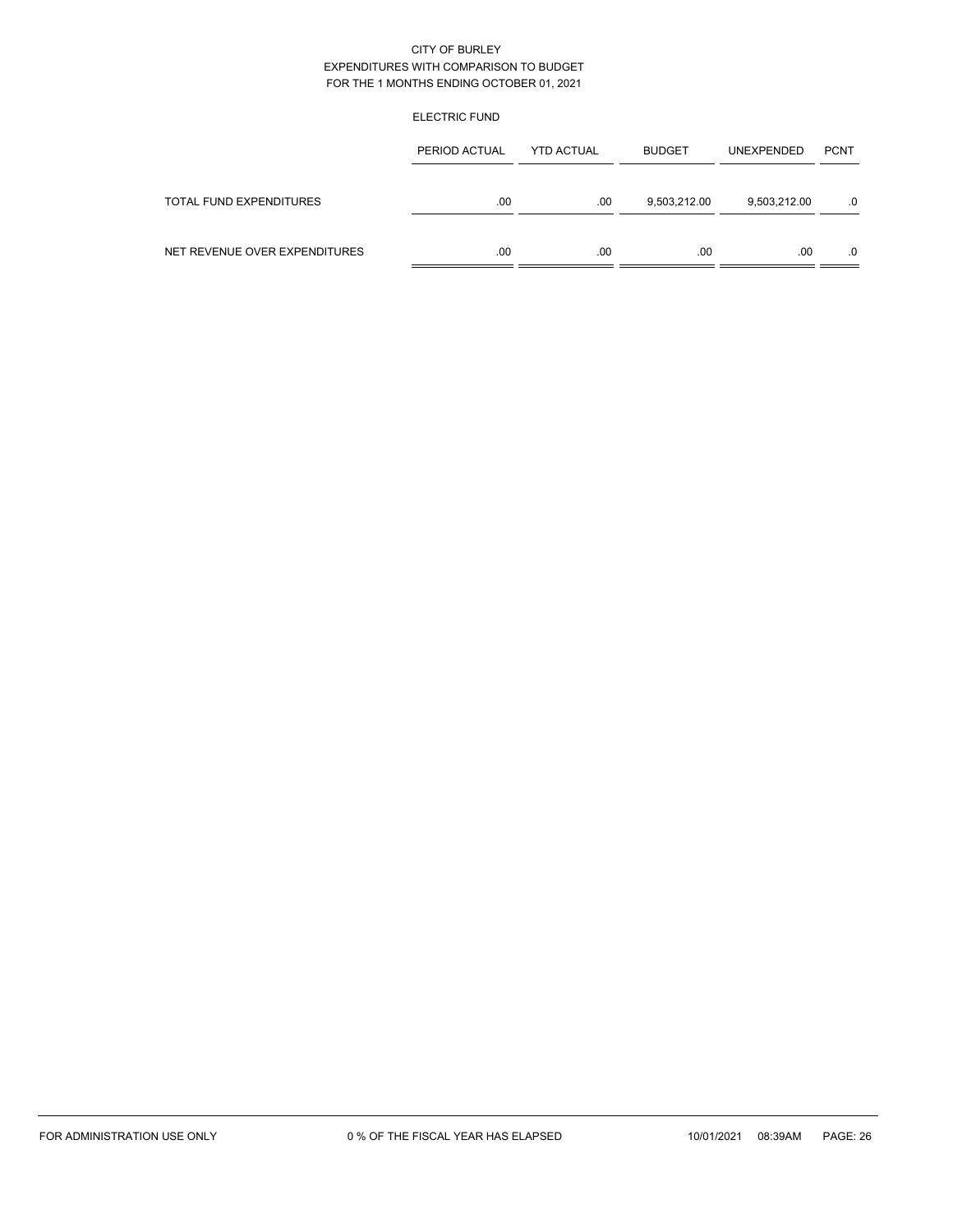CITY OF BURLEY
EXPENDITURES WITH COMPARISON TO BUDGET
FOR THE 1 MONTHS ENDING OCTOBER 01, 2021

ELECTRIC FUND

| | PERIOD ACTUAL | YTD ACTUAL | BUDGET | UNEXPENDED | PCNT |
|---|---|---|---|---|---|
| TOTAL FUND EXPENDITURES | .00 | .00 | 9,503,212.00 | 9,503,212.00 | .0 |
| NET REVENUE OVER EXPENDITURES | .00 | .00 | .00 | .00 | .0 |

FOR ADMINISTRATION USE ONLY　　0 % OF THE FISCAL YEAR HAS ELAPSED　　10/01/2021 08:39AM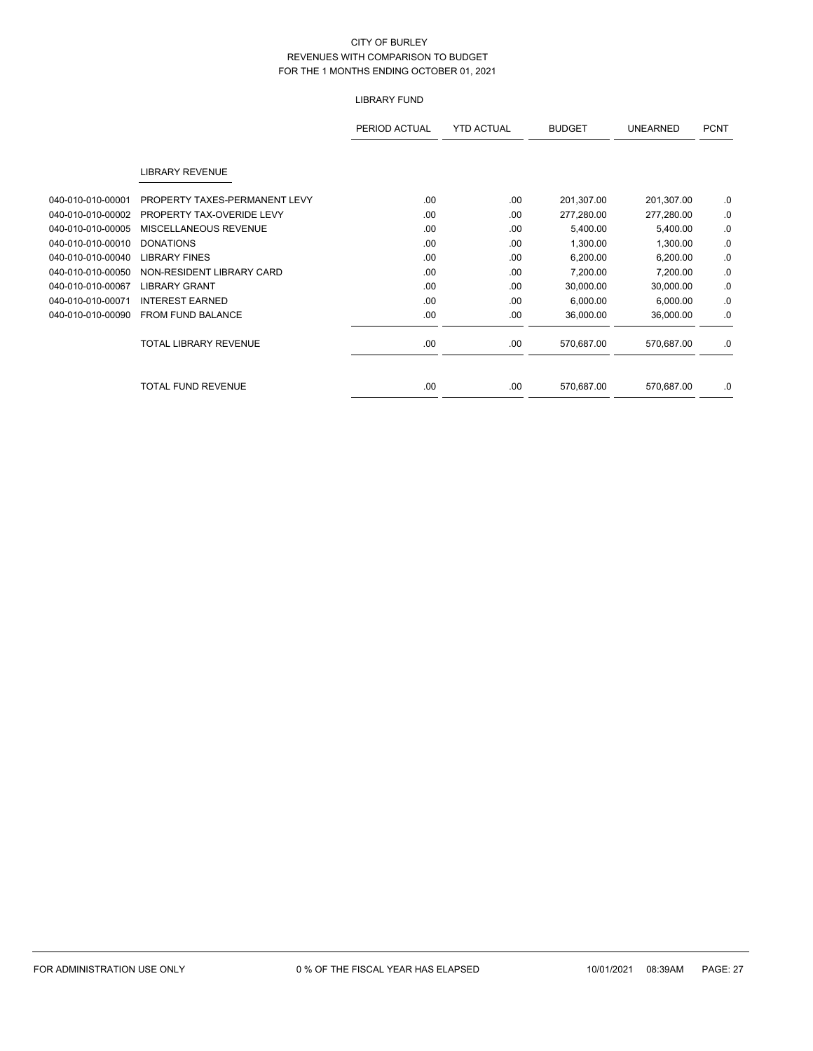# CITY OF BURLEY
## REVENUES WITH COMPARISON TO BUDGET
## FOR THE 1 MONTHS ENDING OCTOBER 01, 2021

### LIBRARY FUND

| | | PERIOD ACTUAL | YTD ACTUAL | BUDGET | UNEARNED | PCNT |
|---|---|---|---|---|---|---|
| | **LIBRARY REVENUE** | | | | | |
| 040-010-010-00001 | PROPERTY TAXES-PERMANENT LEVY | .00 | .00 | 201,307.00 | 201,307.00 | .0 |
| 040-010-010-00002 | PROPERTY TAX-OVERIDE LEVY | .00 | .00 | 277,280.00 | 277,280.00 | .0 |
| 040-010-010-00005 | MISCELLANEOUS REVENUE | .00 | .00 | 5,400.00 | 5,400.00 | .0 |
| 040-010-010-00010 | DONATIONS | .00 | .00 | 1,300.00 | 1,300.00 | .0 |
| 040-010-010-00040 | LIBRARY FINES | .00 | .00 | 6,200.00 | 6,200.00 | .0 |
| 040-010-010-00050 | NON-RESIDENT LIBRARY CARD | .00 | .00 | 7,200.00 | 7,200.00 | .0 |
| 040-010-010-00067 | LIBRARY GRANT | .00 | .00 | 30,000.00 | 30,000.00 | .0 |
| 040-010-010-00071 | INTEREST EARNED | .00 | .00 | 6,000.00 | 6,000.00 | .0 |
| 040-010-010-00090 | FROM FUND BALANCE | .00 | .00 | 36,000.00 | 36,000.00 | .0 |
| | TOTAL LIBRARY REVENUE | .00 | .00 | 570,687.00 | 570,687.00 | .0 |
| | TOTAL FUND REVENUE | .00 | .00 | 570,687.00 | 570,687.00 | .0 |

FOR ADMINISTRATION USE ONLY    0 % OF THE FISCAL YEAR HAS ELAPSED    10/01/2021 08:39AM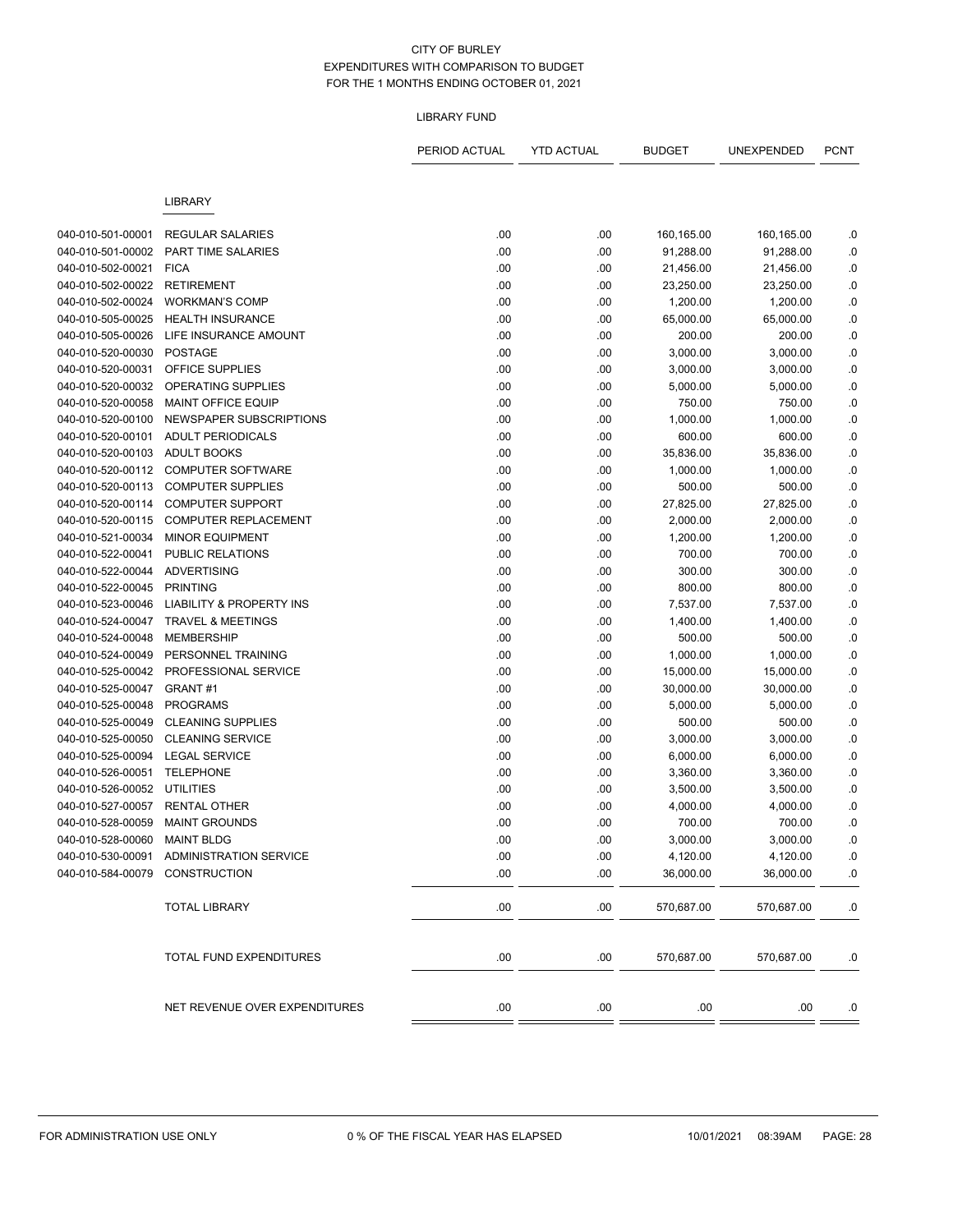# CITY OF BURLEY
## EXPENDITURES WITH COMPARISON TO BUDGET
### FOR THE 1 MONTHS ENDING OCTOBER 01, 2021

LIBRARY FUND

| | | PERIOD ACTUAL | YTD ACTUAL | BUDGET | UNEXPENDED | PCNT |
|---|---|---|---|---|---|---|
| | LIBRARY | | | | | |
| 040-010-501-00001 | REGULAR SALARIES | .00 | .00 | 160,165.00 | 160,165.00 | .0 |
| 040-010-501-00002 | PART TIME SALARIES | .00 | .00 | 91,288.00 | 91,288.00 | .0 |
| 040-010-502-00021 | FICA | .00 | .00 | 21,456.00 | 21,456.00 | .0 |
| 040-010-502-00022 | RETIREMENT | .00 | .00 | 23,250.00 | 23,250.00 | .0 |
| 040-010-502-00024 | WORKMAN'S COMP | .00 | .00 | 1,200.00 | 1,200.00 | .0 |
| 040-010-505-00025 | HEALTH INSURANCE | .00 | .00 | 65,000.00 | 65,000.00 | .0 |
| 040-010-505-00026 | LIFE INSURANCE AMOUNT | .00 | .00 | 200.00 | 200.00 | .0 |
| 040-010-520-00030 | POSTAGE | .00 | .00 | 3,000.00 | 3,000.00 | .0 |
| 040-010-520-00031 | OFFICE SUPPLIES | .00 | .00 | 3,000.00 | 3,000.00 | .0 |
| 040-010-520-00032 | OPERATING SUPPLIES | .00 | .00 | 5,000.00 | 5,000.00 | .0 |
| 040-010-520-00058 | MAINT OFFICE EQUIP | .00 | .00 | 750.00 | 750.00 | .0 |
| 040-010-520-00100 | NEWSPAPER SUBSCRIPTIONS | .00 | .00 | 1,000.00 | 1,000.00 | .0 |
| 040-010-520-00101 | ADULT PERIODICALS | .00 | .00 | 600.00 | 600.00 | .0 |
| 040-010-520-00103 | ADULT BOOKS | .00 | .00 | 35,836.00 | 35,836.00 | .0 |
| 040-010-520-00112 | COMPUTER SOFTWARE | .00 | .00 | 1,000.00 | 1,000.00 | .0 |
| 040-010-520-00113 | COMPUTER SUPPLIES | .00 | .00 | 500.00 | 500.00 | .0 |
| 040-010-520-00114 | COMPUTER SUPPORT | .00 | .00 | 27,825.00 | 27,825.00 | .0 |
| 040-010-520-00115 | COMPUTER REPLACEMENT | .00 | .00 | 2,000.00 | 2,000.00 | .0 |
| 040-010-521-00034 | MINOR EQUIPMENT | .00 | .00 | 1,200.00 | 1,200.00 | .0 |
| 040-010-522-00041 | PUBLIC RELATIONS | .00 | .00 | 700.00 | 700.00 | .0 |
| 040-010-522-00044 | ADVERTISING | .00 | .00 | 300.00 | 300.00 | .0 |
| 040-010-522-00045 | PRINTING | .00 | .00 | 800.00 | 800.00 | .0 |
| 040-010-523-00046 | LIABILITY & PROPERTY INS | .00 | .00 | 7,537.00 | 7,537.00 | .0 |
| 040-010-524-00047 | TRAVEL & MEETINGS | .00 | .00 | 1,400.00 | 1,400.00 | .0 |
| 040-010-524-00048 | MEMBERSHIP | .00 | .00 | 500.00 | 500.00 | .0 |
| 040-010-524-00049 | PERSONNEL TRAINING | .00 | .00 | 1,000.00 | 1,000.00 | .0 |
| 040-010-525-00042 | PROFESSIONAL SERVICE | .00 | .00 | 15,000.00 | 15,000.00 | .0 |
| 040-010-525-00047 | GRANT #1 | .00 | .00 | 30,000.00 | 30,000.00 | .0 |
| 040-010-525-00048 | PROGRAMS | .00 | .00 | 5,000.00 | 5,000.00 | .0 |
| 040-010-525-00049 | CLEANING SUPPLIES | .00 | .00 | 500.00 | 500.00 | .0 |
| 040-010-525-00050 | CLEANING SERVICE | .00 | .00 | 3,000.00 | 3,000.00 | .0 |
| 040-010-525-00094 | LEGAL SERVICE | .00 | .00 | 6,000.00 | 6,000.00 | .0 |
| 040-010-526-00051 | TELEPHONE | .00 | .00 | 3,360.00 | 3,360.00 | .0 |
| 040-010-526-00052 | UTILITIES | .00 | .00 | 3,500.00 | 3,500.00 | .0 |
| 040-010-527-00057 | RENTAL OTHER | .00 | .00 | 4,000.00 | 4,000.00 | .0 |
| 040-010-528-00059 | MAINT GROUNDS | .00 | .00 | 700.00 | 700.00 | .0 |
| 040-010-528-00060 | MAINT BLDG | .00 | .00 | 3,000.00 | 3,000.00 | .0 |
| 040-010-530-00091 | ADMINISTRATION SERVICE | .00 | .00 | 4,120.00 | 4,120.00 | .0 |
| 040-010-584-00079 | CONSTRUCTION | .00 | .00 | 36,000.00 | 36,000.00 | .0 |
| | TOTAL LIBRARY | .00 | .00 | 570,687.00 | 570,687.00 | .0 |
| | TOTAL FUND EXPENDITURES | .00 | .00 | 570,687.00 | 570,687.00 | .0 |
| | NET REVENUE OVER EXPENDITURES | .00 | .00 | .00 | .00 | .0 |

FOR ADMINISTRATION USE ONLY — 0 % OF THE FISCAL YEAR HAS ELAPSED — 10/01/2021 08:39AM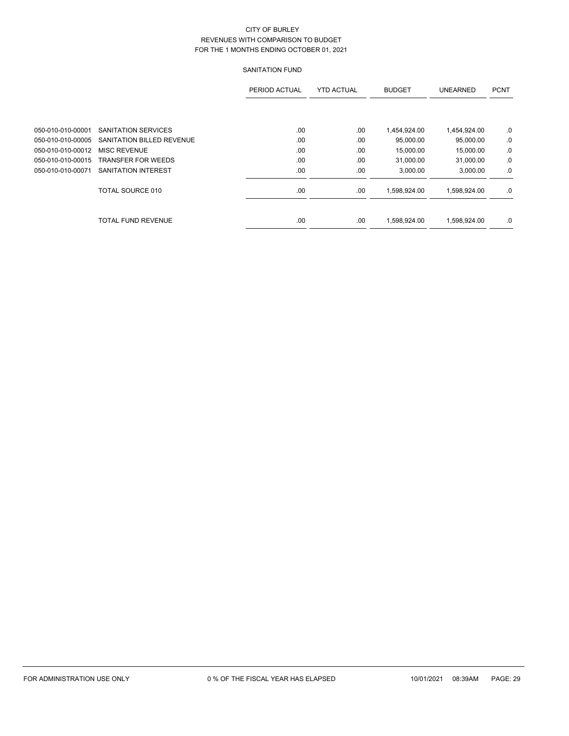# CITY OF BURLEY
## REVENUES WITH COMPARISON TO BUDGET
### FOR THE 1 MONTHS ENDING OCTOBER 01, 2021

### SANITATION FUND

| | | PERIOD ACTUAL | YTD ACTUAL | BUDGET | UNEARNED | PCNT |
|---|---|---|---|---|---|---|
| 050-010-010-00001 | SANITATION SERVICES | .00 | .00 | 1,454,924.00 | 1,454,924.00 | .0 |
| 050-010-010-00005 | SANITATION BILLED REVENUE | .00 | .00 | 95,000.00 | 95,000.00 | .0 |
| 050-010-010-00012 | MISC REVENUE | .00 | .00 | 15,000.00 | 15,000.00 | .0 |
| 050-010-010-00015 | TRANSFER FOR WEEDS | .00 | .00 | 31,000.00 | 31,000.00 | .0 |
| 050-010-010-00071 | SANITATION INTEREST | .00 | .00 | 3,000.00 | 3,000.00 | .0 |
| | TOTAL SOURCE 010 | .00 | .00 | 1,598,924.00 | 1,598,924.00 | .0 |
| | TOTAL FUND REVENUE | .00 | .00 | 1,598,924.00 | 1,598,924.00 | .0 |

FOR ADMINISTRATION USE ONLY 0 % OF THE FISCAL YEAR HAS ELAPSED 10/01/2021 08:39AM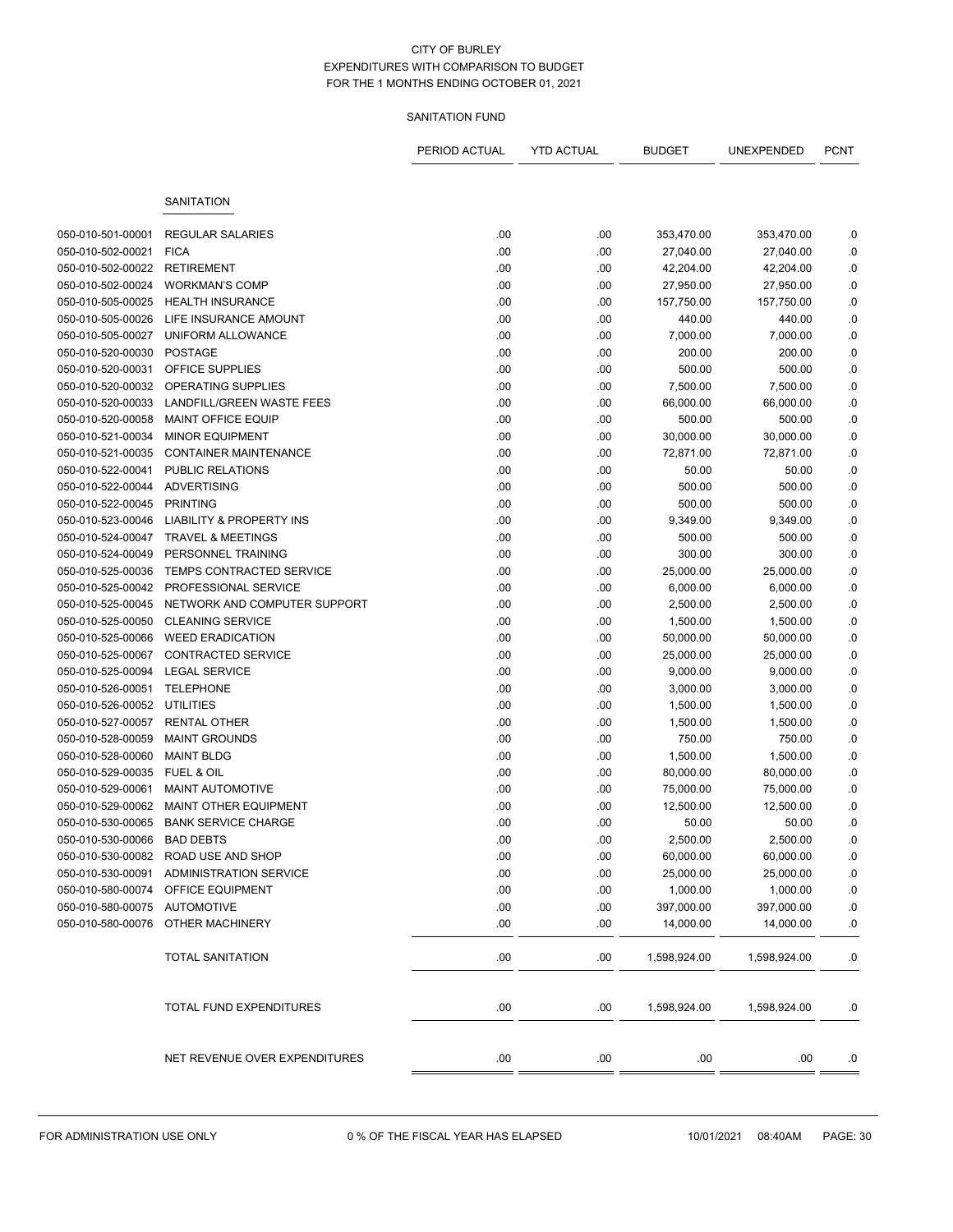CITY OF BURLEY
EXPENDITURES WITH COMPARISON TO BUDGET
FOR THE 1 MONTHS ENDING OCTOBER 01, 2021

SANITATION FUND

| | | PERIOD ACTUAL | YTD ACTUAL | BUDGET | UNEXPENDED | PCNT |
|---|---|---|---|---|---|---|
| | SANITATION | | | | | |
| 050-010-501-00001 | REGULAR SALARIES | .00 | .00 | 353,470.00 | 353,470.00 | .0 |
| 050-010-502-00021 | FICA | .00 | .00 | 27,040.00 | 27,040.00 | .0 |
| 050-010-502-00022 | RETIREMENT | .00 | .00 | 42,204.00 | 42,204.00 | .0 |
| 050-010-502-00024 | WORKMAN'S COMP | .00 | .00 | 27,950.00 | 27,950.00 | .0 |
| 050-010-505-00025 | HEALTH INSURANCE | .00 | .00 | 157,750.00 | 157,750.00 | .0 |
| 050-010-505-00026 | LIFE INSURANCE AMOUNT | .00 | .00 | 440.00 | 440.00 | .0 |
| 050-010-505-00027 | UNIFORM ALLOWANCE | .00 | .00 | 7,000.00 | 7,000.00 | .0 |
| 050-010-520-00030 | POSTAGE | .00 | .00 | 200.00 | 200.00 | .0 |
| 050-010-520-00031 | OFFICE SUPPLIES | .00 | .00 | 500.00 | 500.00 | .0 |
| 050-010-520-00032 | OPERATING SUPPLIES | .00 | .00 | 7,500.00 | 7,500.00 | .0 |
| 050-010-520-00033 | LANDFILL/GREEN WASTE FEES | .00 | .00 | 66,000.00 | 66,000.00 | .0 |
| 050-010-520-00058 | MAINT OFFICE EQUIP | .00 | .00 | 500.00 | 500.00 | .0 |
| 050-010-521-00034 | MINOR EQUIPMENT | .00 | .00 | 30,000.00 | 30,000.00 | .0 |
| 050-010-521-00035 | CONTAINER MAINTENANCE | .00 | .00 | 72,871.00 | 72,871.00 | .0 |
| 050-010-522-00041 | PUBLIC RELATIONS | .00 | .00 | 50.00 | 50.00 | .0 |
| 050-010-522-00044 | ADVERTISING | .00 | .00 | 500.00 | 500.00 | .0 |
| 050-010-522-00045 | PRINTING | .00 | .00 | 500.00 | 500.00 | .0 |
| 050-010-523-00046 | LIABILITY & PROPERTY INS | .00 | .00 | 9,349.00 | 9,349.00 | .0 |
| 050-010-524-00047 | TRAVEL & MEETINGS | .00 | .00 | 500.00 | 500.00 | .0 |
| 050-010-524-00049 | PERSONNEL TRAINING | .00 | .00 | 300.00 | 300.00 | .0 |
| 050-010-525-00036 | TEMPS CONTRACTED SERVICE | .00 | .00 | 25,000.00 | 25,000.00 | .0 |
| 050-010-525-00042 | PROFESSIONAL SERVICE | .00 | .00 | 6,000.00 | 6,000.00 | .0 |
| 050-010-525-00045 | NETWORK AND COMPUTER SUPPORT | .00 | .00 | 2,500.00 | 2,500.00 | .0 |
| 050-010-525-00050 | CLEANING SERVICE | .00 | .00 | 1,500.00 | 1,500.00 | .0 |
| 050-010-525-00066 | WEED ERADICATION | .00 | .00 | 50,000.00 | 50,000.00 | .0 |
| 050-010-525-00067 | CONTRACTED SERVICE | .00 | .00 | 25,000.00 | 25,000.00 | .0 |
| 050-010-525-00094 | LEGAL SERVICE | .00 | .00 | 9,000.00 | 9,000.00 | .0 |
| 050-010-526-00051 | TELEPHONE | .00 | .00 | 3,000.00 | 3,000.00 | .0 |
| 050-010-526-00052 | UTILITIES | .00 | .00 | 1,500.00 | 1,500.00 | .0 |
| 050-010-527-00057 | RENTAL OTHER | .00 | .00 | 1,500.00 | 1,500.00 | .0 |
| 050-010-528-00059 | MAINT GROUNDS | .00 | .00 | 750.00 | 750.00 | .0 |
| 050-010-528-00060 | MAINT BLDG | .00 | .00 | 1,500.00 | 1,500.00 | .0 |
| 050-010-529-00035 | FUEL & OIL | .00 | .00 | 80,000.00 | 80,000.00 | .0 |
| 050-010-529-00061 | MAINT AUTOMOTIVE | .00 | .00 | 75,000.00 | 75,000.00 | .0 |
| 050-010-529-00062 | MAINT OTHER EQUIPMENT | .00 | .00 | 12,500.00 | 12,500.00 | .0 |
| 050-010-530-00065 | BANK SERVICE CHARGE | .00 | .00 | 50.00 | 50.00 | .0 |
| 050-010-530-00066 | BAD DEBTS | .00 | .00 | 2,500.00 | 2,500.00 | .0 |
| 050-010-530-00082 | ROAD USE AND SHOP | .00 | .00 | 60,000.00 | 60,000.00 | .0 |
| 050-010-530-00091 | ADMINISTRATION SERVICE | .00 | .00 | 25,000.00 | 25,000.00 | .0 |
| 050-010-580-00074 | OFFICE EQUIPMENT | .00 | .00 | 1,000.00 | 1,000.00 | .0 |
| 050-010-580-00075 | AUTOMOTIVE | .00 | .00 | 397,000.00 | 397,000.00 | .0 |
| 050-010-580-00076 | OTHER MACHINERY | .00 | .00 | 14,000.00 | 14,000.00 | .0 |
| | TOTAL SANITATION | .00 | .00 | 1,598,924.00 | 1,598,924.00 | .0 |
| | TOTAL FUND EXPENDITURES | .00 | .00 | 1,598,924.00 | 1,598,924.00 | .0 |
| | NET REVENUE OVER EXPENDITURES | .00 | .00 | .00 | .00 | .0 |

FOR ADMINISTRATION USE ONLY    0 % OF THE FISCAL YEAR HAS ELAPSED    10/01/2021 08:40AM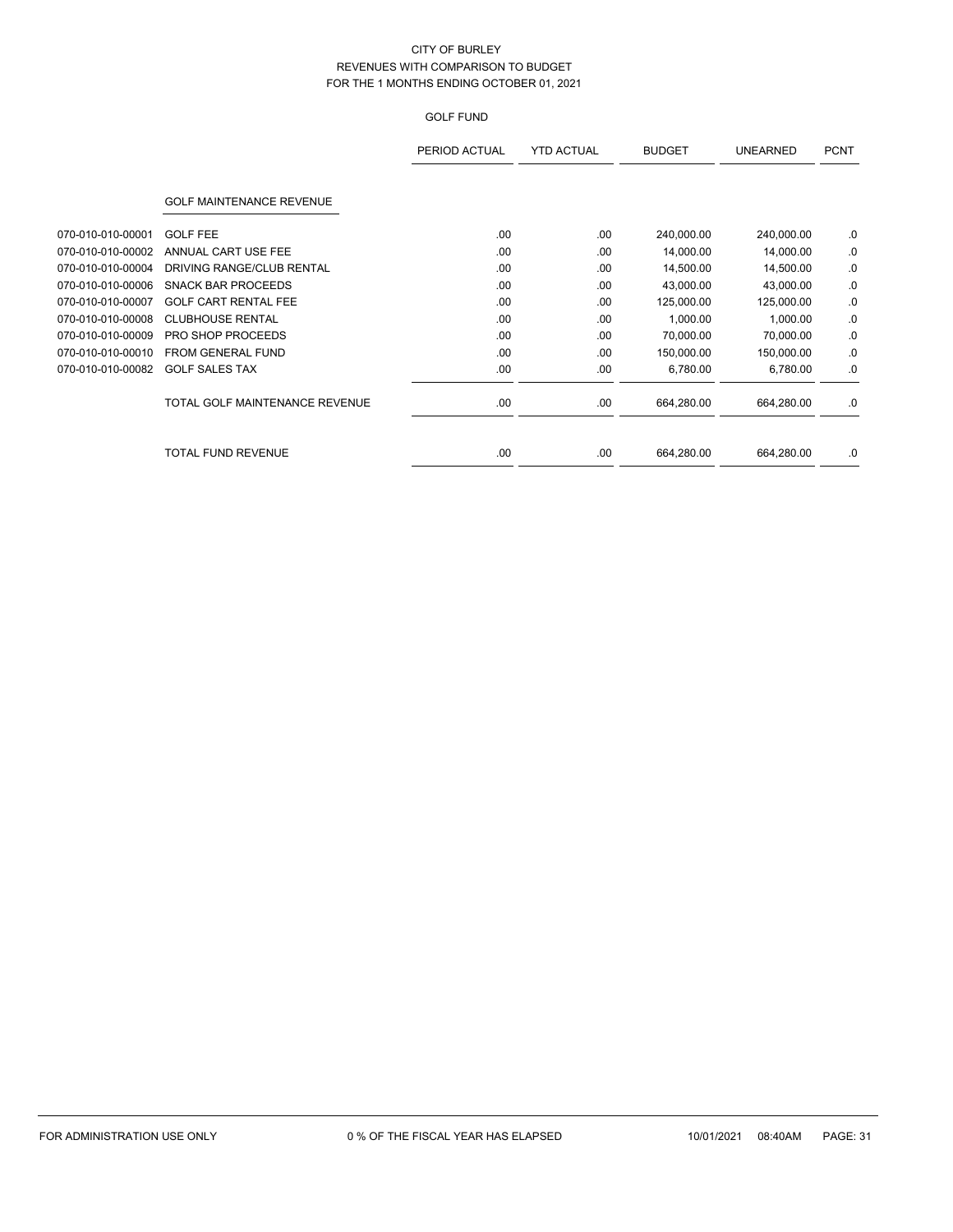# CITY OF BURLEY
## REVENUES WITH COMPARISON TO BUDGET
### FOR THE 1 MONTHS ENDING OCTOBER 01, 2021

### GOLF FUND

| | | PERIOD ACTUAL | YTD ACTUAL | BUDGET | UNEARNED | PCNT |
|---|---|---|---|---|---|---|
| | **GOLF MAINTENANCE REVENUE** | | | | | |
| 070-010-010-00001 | GOLF FEE | .00 | .00 | 240,000.00 | 240,000.00 | .0 |
| 070-010-010-00002 | ANNUAL CART USE FEE | .00 | .00 | 14,000.00 | 14,000.00 | .0 |
| 070-010-010-00004 | DRIVING RANGE/CLUB RENTAL | .00 | .00 | 14,500.00 | 14,500.00 | .0 |
| 070-010-010-00006 | SNACK BAR PROCEEDS | .00 | .00 | 43,000.00 | 43,000.00 | .0 |
| 070-010-010-00007 | GOLF CART RENTAL FEE | .00 | .00 | 125,000.00 | 125,000.00 | .0 |
| 070-010-010-00008 | CLUBHOUSE RENTAL | .00 | .00 | 1,000.00 | 1,000.00 | .0 |
| 070-010-010-00009 | PRO SHOP PROCEEDS | .00 | .00 | 70,000.00 | 70,000.00 | .0 |
| 070-010-010-00010 | FROM GENERAL FUND | .00 | .00 | 150,000.00 | 150,000.00 | .0 |
| 070-010-010-00082 | GOLF SALES TAX | .00 | .00 | 6,780.00 | 6,780.00 | .0 |
| | TOTAL GOLF MAINTENANCE REVENUE | .00 | .00 | 664,280.00 | 664,280.00 | .0 |
| | TOTAL FUND REVENUE | .00 | .00 | 664,280.00 | 664,280.00 | .0 |

FOR ADMINISTRATION USE ONLY — 0 % OF THE FISCAL YEAR HAS ELAPSED — 10/01/2021 08:40AM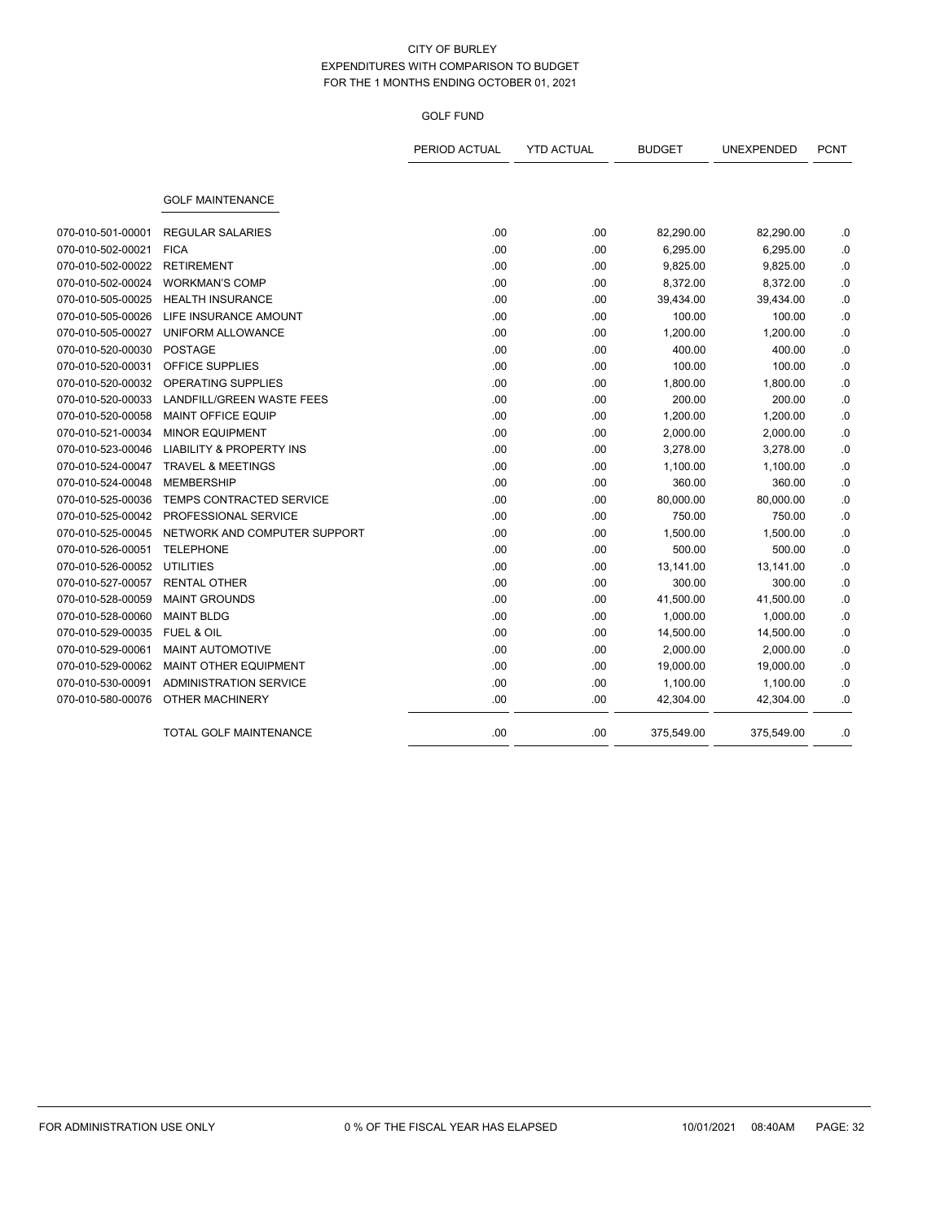CITY OF BURLEY
EXPENDITURES WITH COMPARISON TO BUDGET
FOR THE 1 MONTHS ENDING OCTOBER 01, 2021

GOLF FUND

| | | PERIOD ACTUAL | YTD ACTUAL | BUDGET | UNEXPENDED | PCNT |
|---|---|---|---|---|---|---|
| | GOLF MAINTENANCE | | | | | |
| 070-010-501-00001 | REGULAR SALARIES | .00 | .00 | 82,290.00 | 82,290.00 | .0 |
| 070-010-502-00021 | FICA | .00 | .00 | 6,295.00 | 6,295.00 | .0 |
| 070-010-502-00022 | RETIREMENT | .00 | .00 | 9,825.00 | 9,825.00 | .0 |
| 070-010-502-00024 | WORKMAN'S COMP | .00 | .00 | 8,372.00 | 8,372.00 | .0 |
| 070-010-505-00025 | HEALTH INSURANCE | .00 | .00 | 39,434.00 | 39,434.00 | .0 |
| 070-010-505-00026 | LIFE INSURANCE AMOUNT | .00 | .00 | 100.00 | 100.00 | .0 |
| 070-010-505-00027 | UNIFORM ALLOWANCE | .00 | .00 | 1,200.00 | 1,200.00 | .0 |
| 070-010-520-00030 | POSTAGE | .00 | .00 | 400.00 | 400.00 | .0 |
| 070-010-520-00031 | OFFICE SUPPLIES | .00 | .00 | 100.00 | 100.00 | .0 |
| 070-010-520-00032 | OPERATING SUPPLIES | .00 | .00 | 1,800.00 | 1,800.00 | .0 |
| 070-010-520-00033 | LANDFILL/GREEN WASTE FEES | .00 | .00 | 200.00 | 200.00 | .0 |
| 070-010-520-00058 | MAINT OFFICE EQUIP | .00 | .00 | 1,200.00 | 1,200.00 | .0 |
| 070-010-521-00034 | MINOR EQUIPMENT | .00 | .00 | 2,000.00 | 2,000.00 | .0 |
| 070-010-523-00046 | LIABILITY & PROPERTY INS | .00 | .00 | 3,278.00 | 3,278.00 | .0 |
| 070-010-524-00047 | TRAVEL & MEETINGS | .00 | .00 | 1,100.00 | 1,100.00 | .0 |
| 070-010-524-00048 | MEMBERSHIP | .00 | .00 | 360.00 | 360.00 | .0 |
| 070-010-525-00036 | TEMPS CONTRACTED SERVICE | .00 | .00 | 80,000.00 | 80,000.00 | .0 |
| 070-010-525-00042 | PROFESSIONAL SERVICE | .00 | .00 | 750.00 | 750.00 | .0 |
| 070-010-525-00045 | NETWORK AND COMPUTER SUPPORT | .00 | .00 | 1,500.00 | 1,500.00 | .0 |
| 070-010-526-00051 | TELEPHONE | .00 | .00 | 500.00 | 500.00 | .0 |
| 070-010-526-00052 | UTILITIES | .00 | .00 | 13,141.00 | 13,141.00 | .0 |
| 070-010-527-00057 | RENTAL OTHER | .00 | .00 | 300.00 | 300.00 | .0 |
| 070-010-528-00059 | MAINT GROUNDS | .00 | .00 | 41,500.00 | 41,500.00 | .0 |
| 070-010-528-00060 | MAINT BLDG | .00 | .00 | 1,000.00 | 1,000.00 | .0 |
| 070-010-529-00035 | FUEL & OIL | .00 | .00 | 14,500.00 | 14,500.00 | .0 |
| 070-010-529-00061 | MAINT AUTOMOTIVE | .00 | .00 | 2,000.00 | 2,000.00 | .0 |
| 070-010-529-00062 | MAINT OTHER EQUIPMENT | .00 | .00 | 19,000.00 | 19,000.00 | .0 |
| 070-010-530-00091 | ADMINISTRATION SERVICE | .00 | .00 | 1,100.00 | 1,100.00 | .0 |
| 070-010-580-00076 | OTHER MACHINERY | .00 | .00 | 42,304.00 | 42,304.00 | .0 |
| | TOTAL GOLF MAINTENANCE | .00 | .00 | 375,549.00 | 375,549.00 | .0 |

FOR ADMINISTRATION USE ONLY    0 % OF THE FISCAL YEAR HAS ELAPSED    10/01/2021 08:40AM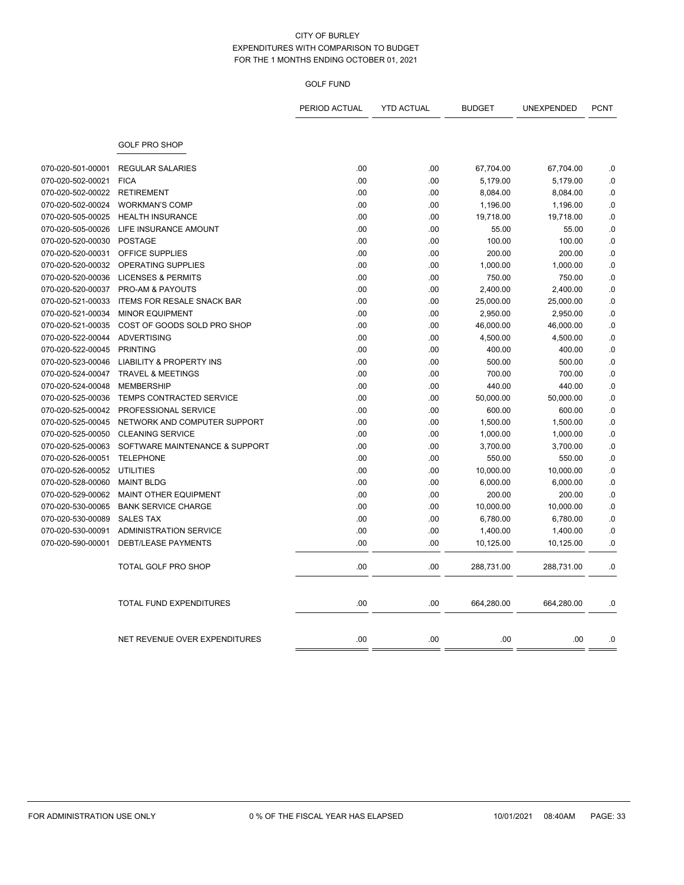# CITY OF BURLEY
## EXPENDITURES WITH COMPARISON TO BUDGET
### FOR THE 1 MONTHS ENDING OCTOBER 01, 2021

#### GOLF FUND

| | | PERIOD ACTUAL | YTD ACTUAL | BUDGET | UNEXPENDED | PCNT |
|---|---|---|---|---|---|---|
| | GOLF PRO SHOP | | | | | |
| 070-020-501-00001 | REGULAR SALARIES | .00 | .00 | 67,704.00 | 67,704.00 | .0 |
| 070-020-502-00021 | FICA | .00 | .00 | 5,179.00 | 5,179.00 | .0 |
| 070-020-502-00022 | RETIREMENT | .00 | .00 | 8,084.00 | 8,084.00 | .0 |
| 070-020-502-00024 | WORKMAN'S COMP | .00 | .00 | 1,196.00 | 1,196.00 | .0 |
| 070-020-505-00025 | HEALTH INSURANCE | .00 | .00 | 19,718.00 | 19,718.00 | .0 |
| 070-020-505-00026 | LIFE INSURANCE AMOUNT | .00 | .00 | 55.00 | 55.00 | .0 |
| 070-020-520-00030 | POSTAGE | .00 | .00 | 100.00 | 100.00 | .0 |
| 070-020-520-00031 | OFFICE SUPPLIES | .00 | .00 | 200.00 | 200.00 | .0 |
| 070-020-520-00032 | OPERATING SUPPLIES | .00 | .00 | 1,000.00 | 1,000.00 | .0 |
| 070-020-520-00036 | LICENSES & PERMITS | .00 | .00 | 750.00 | 750.00 | .0 |
| 070-020-520-00037 | PRO-AM & PAYOUTS | .00 | .00 | 2,400.00 | 2,400.00 | .0 |
| 070-020-521-00033 | ITEMS FOR RESALE SNACK BAR | .00 | .00 | 25,000.00 | 25,000.00 | .0 |
| 070-020-521-00034 | MINOR EQUIPMENT | .00 | .00 | 2,950.00 | 2,950.00 | .0 |
| 070-020-521-00035 | COST OF GOODS SOLD PRO SHOP | .00 | .00 | 46,000.00 | 46,000.00 | .0 |
| 070-020-522-00044 | ADVERTISING | .00 | .00 | 4,500.00 | 4,500.00 | .0 |
| 070-020-522-00045 | PRINTING | .00 | .00 | 400.00 | 400.00 | .0 |
| 070-020-523-00046 | LIABILITY & PROPERTY INS | .00 | .00 | 500.00 | 500.00 | .0 |
| 070-020-524-00047 | TRAVEL & MEETINGS | .00 | .00 | 700.00 | 700.00 | .0 |
| 070-020-524-00048 | MEMBERSHIP | .00 | .00 | 440.00 | 440.00 | .0 |
| 070-020-525-00036 | TEMPS CONTRACTED SERVICE | .00 | .00 | 50,000.00 | 50,000.00 | .0 |
| 070-020-525-00042 | PROFESSIONAL SERVICE | .00 | .00 | 600.00 | 600.00 | .0 |
| 070-020-525-00045 | NETWORK AND COMPUTER SUPPORT | .00 | .00 | 1,500.00 | 1,500.00 | .0 |
| 070-020-525-00050 | CLEANING SERVICE | .00 | .00 | 1,000.00 | 1,000.00 | .0 |
| 070-020-525-00063 | SOFTWARE MAINTENANCE & SUPPORT | .00 | .00 | 3,700.00 | 3,700.00 | .0 |
| 070-020-526-00051 | TELEPHONE | .00 | .00 | 550.00 | 550.00 | .0 |
| 070-020-526-00052 | UTILITIES | .00 | .00 | 10,000.00 | 10,000.00 | .0 |
| 070-020-528-00060 | MAINT BLDG | .00 | .00 | 6,000.00 | 6,000.00 | .0 |
| 070-020-529-00062 | MAINT OTHER EQUIPMENT | .00 | .00 | 200.00 | 200.00 | .0 |
| 070-020-530-00065 | BANK SERVICE CHARGE | .00 | .00 | 10,000.00 | 10,000.00 | .0 |
| 070-020-530-00089 | SALES TAX | .00 | .00 | 6,780.00 | 6,780.00 | .0 |
| 070-020-530-00091 | ADMINISTRATION SERVICE | .00 | .00 | 1,400.00 | 1,400.00 | .0 |
| 070-020-590-00001 | DEBT/LEASE PAYMENTS | .00 | .00 | 10,125.00 | 10,125.00 | .0 |
| | TOTAL GOLF PRO SHOP | .00 | .00 | 288,731.00 | 288,731.00 | .0 |
| | TOTAL FUND EXPENDITURES | .00 | .00 | 664,280.00 | 664,280.00 | .0 |
| | NET REVENUE OVER EXPENDITURES | .00 | .00 | .00 | .00 | .0 |

FOR ADMINISTRATION USE ONLY 0 % OF THE FISCAL YEAR HAS ELAPSED 10/01/2021 08:40AM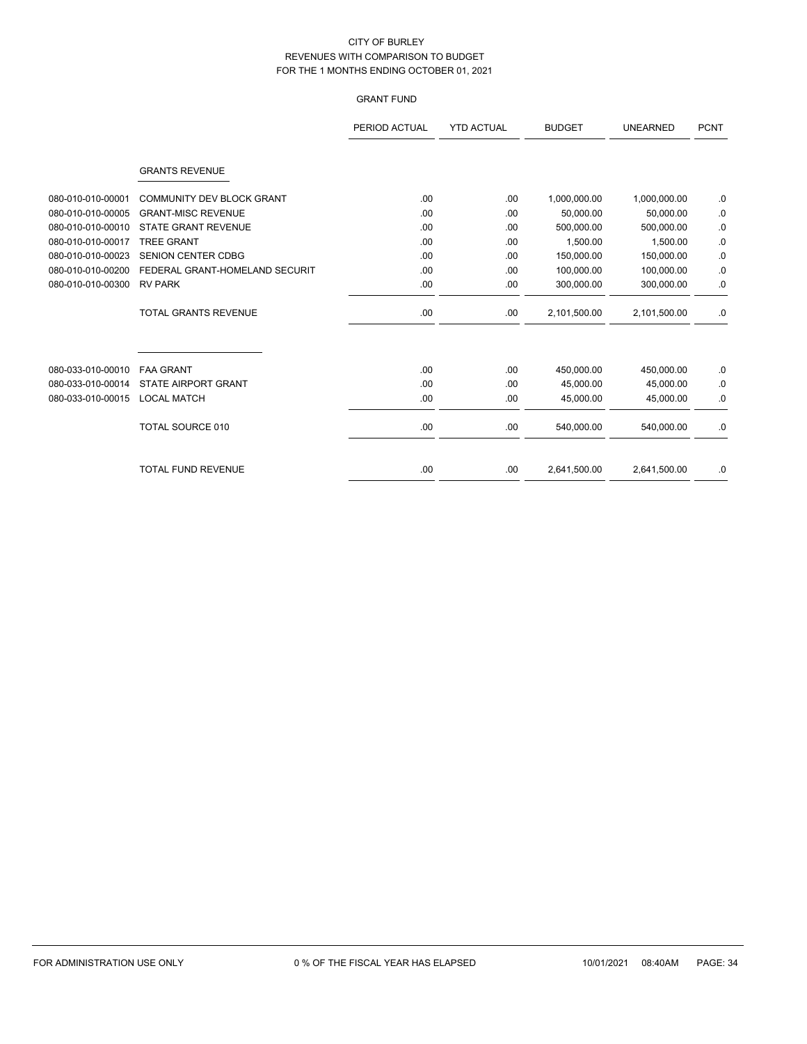CITY OF BURLEY
REVENUES WITH COMPARISON TO BUDGET
FOR THE 1 MONTHS ENDING OCTOBER 01, 2021

GRANT FUND

| | | PERIOD ACTUAL | YTD ACTUAL | BUDGET | UNEARNED | PCNT |
|---|---|---|---|---|---|---|
| | **GRANTS REVENUE** | | | | | |
| 080-010-010-00001 | COMMUNITY DEV BLOCK GRANT | .00 | .00 | 1,000,000.00 | 1,000,000.00 | .0 |
| 080-010-010-00005 | GRANT-MISC REVENUE | .00 | .00 | 50,000.00 | 50,000.00 | .0 |
| 080-010-010-00010 | STATE GRANT REVENUE | .00 | .00 | 500,000.00 | 500,000.00 | .0 |
| 080-010-010-00017 | TREE GRANT | .00 | .00 | 1,500.00 | 1,500.00 | .0 |
| 080-010-010-00023 | SENION CENTER CDBG | .00 | .00 | 150,000.00 | 150,000.00 | .0 |
| 080-010-010-00200 | FEDERAL GRANT-HOMELAND SECURIT | .00 | .00 | 100,000.00 | 100,000.00 | .0 |
| 080-010-010-00300 | RV PARK | .00 | .00 | 300,000.00 | 300,000.00 | .0 |
| | TOTAL GRANTS REVENUE | .00 | .00 | 2,101,500.00 | 2,101,500.00 | .0 |
| | | | | | | |
| 080-033-010-00010 | FAA GRANT | .00 | .00 | 450,000.00 | 450,000.00 | .0 |
| 080-033-010-00014 | STATE AIRPORT GRANT | .00 | .00 | 45,000.00 | 45,000.00 | .0 |
| 080-033-010-00015 | LOCAL MATCH | .00 | .00 | 45,000.00 | 45,000.00 | .0 |
| | TOTAL SOURCE 010 | .00 | .00 | 540,000.00 | 540,000.00 | .0 |
| | | | | | | |
| | TOTAL FUND REVENUE | .00 | .00 | 2,641,500.00 | 2,641,500.00 | .0 |

FOR ADMINISTRATION USE ONLY    0 % OF THE FISCAL YEAR HAS ELAPSED    10/01/2021 08:40AM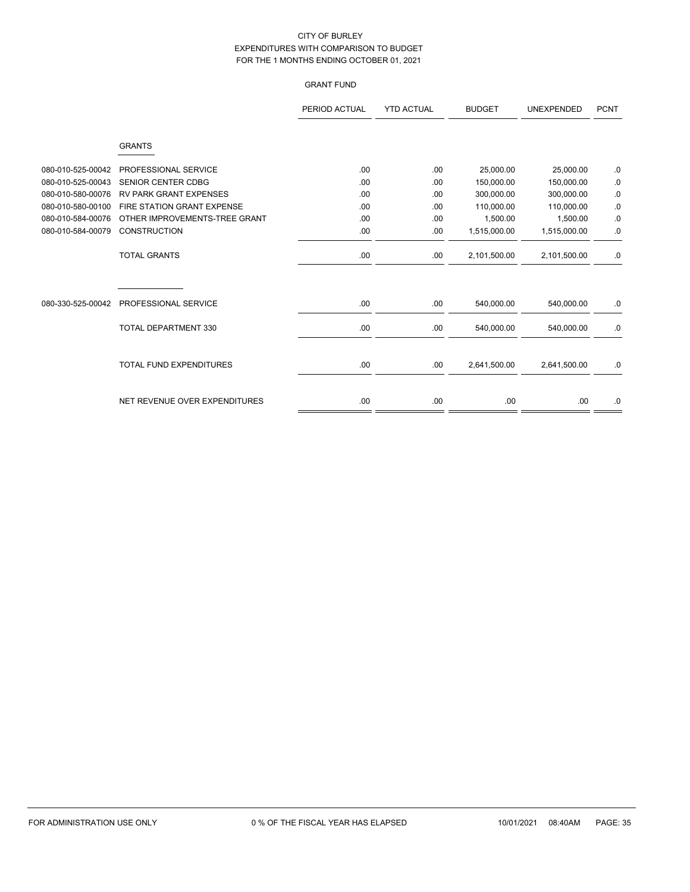# CITY OF BURLEY

## EXPENDITURES WITH COMPARISON TO BUDGET

### FOR THE 1 MONTHS ENDING OCTOBER 01, 2021

#### GRANT FUND

| | | PERIOD ACTUAL | YTD ACTUAL | BUDGET | UNEXPENDED | PCNT |
|---|---|---|---|---|---|---|
| | **GRANTS** | | | | | |
| 080-010-525-00042 | PROFESSIONAL SERVICE | .00 | .00 | 25,000.00 | 25,000.00 | .0 |
| 080-010-525-00043 | SENIOR CENTER CDBG | .00 | .00 | 150,000.00 | 150,000.00 | .0 |
| 080-010-580-00076 | RV PARK GRANT EXPENSES | .00 | .00 | 300,000.00 | 300,000.00 | .0 |
| 080-010-580-00100 | FIRE STATION GRANT EXPENSE | .00 | .00 | 110,000.00 | 110,000.00 | .0 |
| 080-010-584-00076 | OTHER IMPROVEMENTS-TREE GRANT | .00 | .00 | 1,500.00 | 1,500.00 | .0 |
| 080-010-584-00079 | CONSTRUCTION | .00 | .00 | 1,515,000.00 | 1,515,000.00 | .0 |
| | TOTAL GRANTS | .00 | .00 | 2,101,500.00 | 2,101,500.00 | .0 |
| 080-330-525-00042 | PROFESSIONAL SERVICE | .00 | .00 | 540,000.00 | 540,000.00 | .0 |
| | TOTAL DEPARTMENT 330 | .00 | .00 | 540,000.00 | 540,000.00 | .0 |
| | TOTAL FUND EXPENDITURES | .00 | .00 | 2,641,500.00 | 2,641,500.00 | .0 |
| | NET REVENUE OVER EXPENDITURES | .00 | .00 | .00 | .00 | .0 |

FOR ADMINISTRATION USE ONLY 0 % OF THE FISCAL YEAR HAS ELAPSED 10/01/2021 08:40AM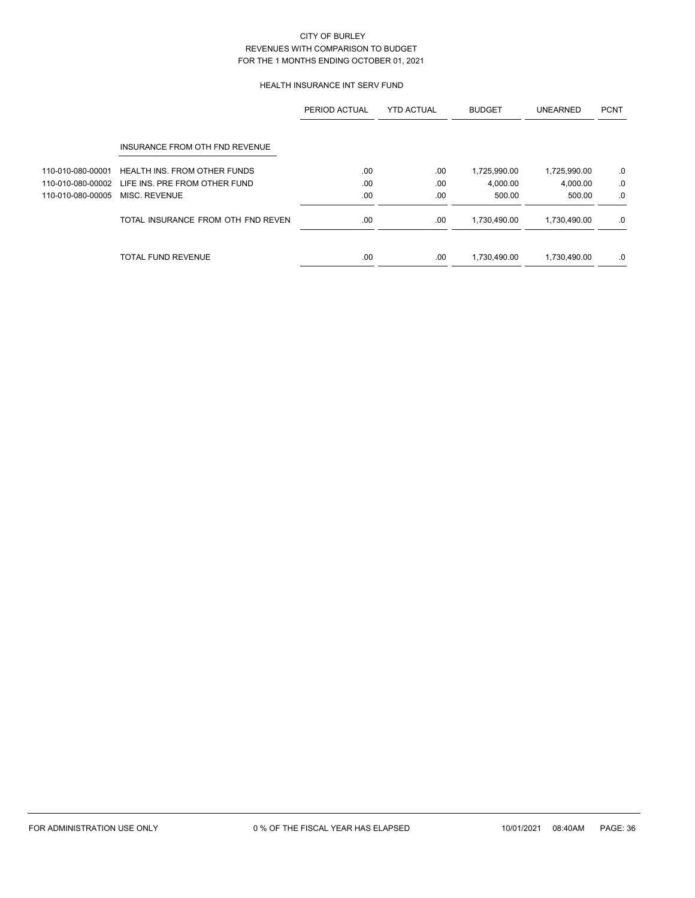CITY OF BURLEY
REVENUES WITH COMPARISON TO BUDGET
FOR THE 1 MONTHS ENDING OCTOBER 01, 2021

HEALTH INSURANCE INT SERV FUND

| | | PERIOD ACTUAL | YTD ACTUAL | BUDGET | UNEARNED | PCNT |
|---|---|---|---|---|---|---|
| | INSURANCE FROM OTH FND REVENUE | | | | | |
| 110-010-080-00001 | HEALTH INS. FROM OTHER FUNDS | .00 | .00 | 1,725,990.00 | 1,725,990.00 | .0 |
| 110-010-080-00002 | LIFE INS. PRE FROM OTHER FUND | .00 | .00 | 4,000.00 | 4,000.00 | .0 |
| 110-010-080-00005 | MISC. REVENUE | .00 | .00 | 500.00 | 500.00 | .0 |
| | TOTAL INSURANCE FROM OTH FND REVEN | .00 | .00 | 1,730,490.00 | 1,730,490.00 | .0 |
| | TOTAL FUND REVENUE | .00 | .00 | 1,730,490.00 | 1,730,490.00 | .0 |

FOR ADMINISTRATION USE ONLY 0 % OF THE FISCAL YEAR HAS ELAPSED 10/01/2021 08:40AM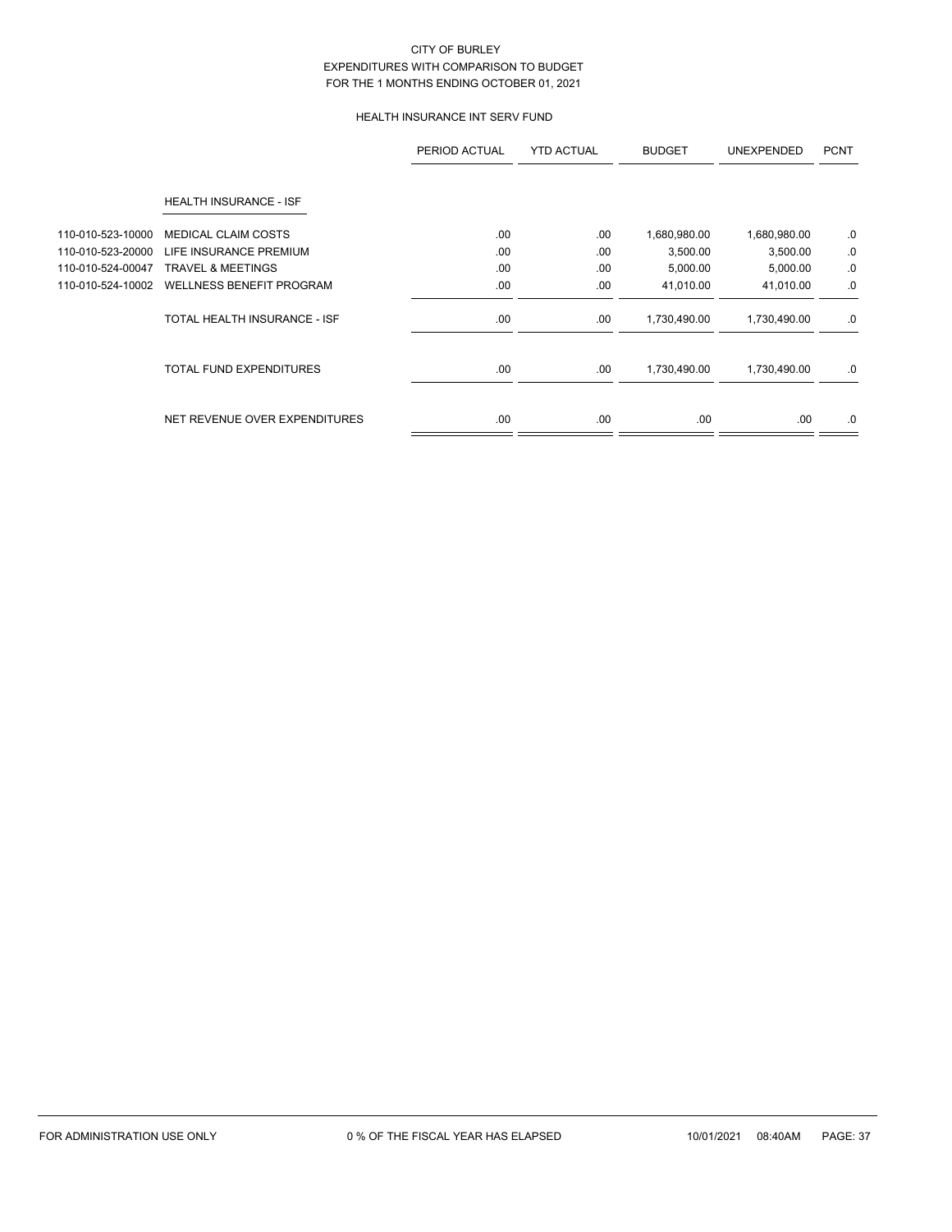CITY OF BURLEY
EXPENDITURES WITH COMPARISON TO BUDGET
FOR THE 1 MONTHS ENDING OCTOBER 01, 2021

HEALTH INSURANCE INT SERV FUND

| | | PERIOD ACTUAL | YTD ACTUAL | BUDGET | UNEXPENDED | PCNT |
|---|---|---|---|---|---|---|
| | HEALTH INSURANCE - ISF | | | | | |
| 110-010-523-10000 | MEDICAL CLAIM COSTS | .00 | .00 | 1,680,980.00 | 1,680,980.00 | .0 |
| 110-010-523-20000 | LIFE INSURANCE PREMIUM | .00 | .00 | 3,500.00 | 3,500.00 | .0 |
| 110-010-524-00047 | TRAVEL & MEETINGS | .00 | .00 | 5,000.00 | 5,000.00 | .0 |
| 110-010-524-10002 | WELLNESS BENEFIT PROGRAM | .00 | .00 | 41,010.00 | 41,010.00 | .0 |
| | TOTAL HEALTH INSURANCE - ISF | .00 | .00 | 1,730,490.00 | 1,730,490.00 | .0 |
| | TOTAL FUND EXPENDITURES | .00 | .00 | 1,730,490.00 | 1,730,490.00 | .0 |
| | NET REVENUE OVER EXPENDITURES | .00 | .00 | .00 | .00 | .0 |

FOR ADMINISTRATION USE ONLY 0 % OF THE FISCAL YEAR HAS ELAPSED 10/01/2021 08:40AM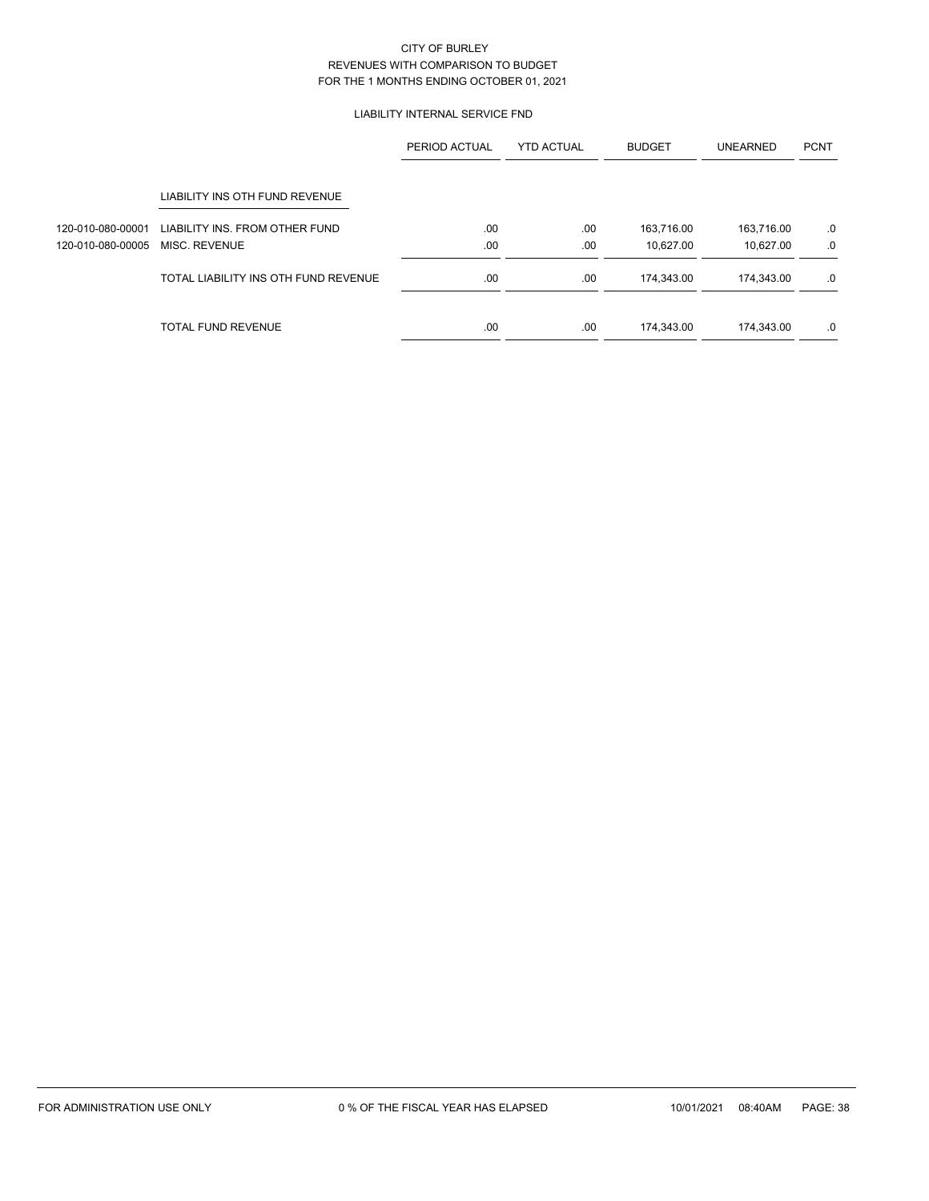CITY OF BURLEY
REVENUES WITH COMPARISON TO BUDGET
FOR THE 1 MONTHS ENDING OCTOBER 01, 2021

LIABILITY INTERNAL SERVICE FND

| | | PERIOD ACTUAL | YTD ACTUAL | BUDGET | UNEARNED | PCNT |
|---|---|---|---|---|---|---|
| | LIABILITY INS OTH FUND REVENUE | | | | | |
| 120-010-080-00001 | LIABILITY INS. FROM OTHER FUND | .00 | .00 | 163,716.00 | 163,716.00 | .0 |
| 120-010-080-00005 | MISC. REVENUE | .00 | .00 | 10,627.00 | 10,627.00 | .0 |
| | TOTAL LIABILITY INS OTH FUND REVENUE | .00 | .00 | 174,343.00 | 174,343.00 | .0 |
| | TOTAL FUND REVENUE | .00 | .00 | 174,343.00 | 174,343.00 | .0 |

FOR ADMINISTRATION USE ONLY 0 % OF THE FISCAL YEAR HAS ELAPSED 10/01/2021 08:40AM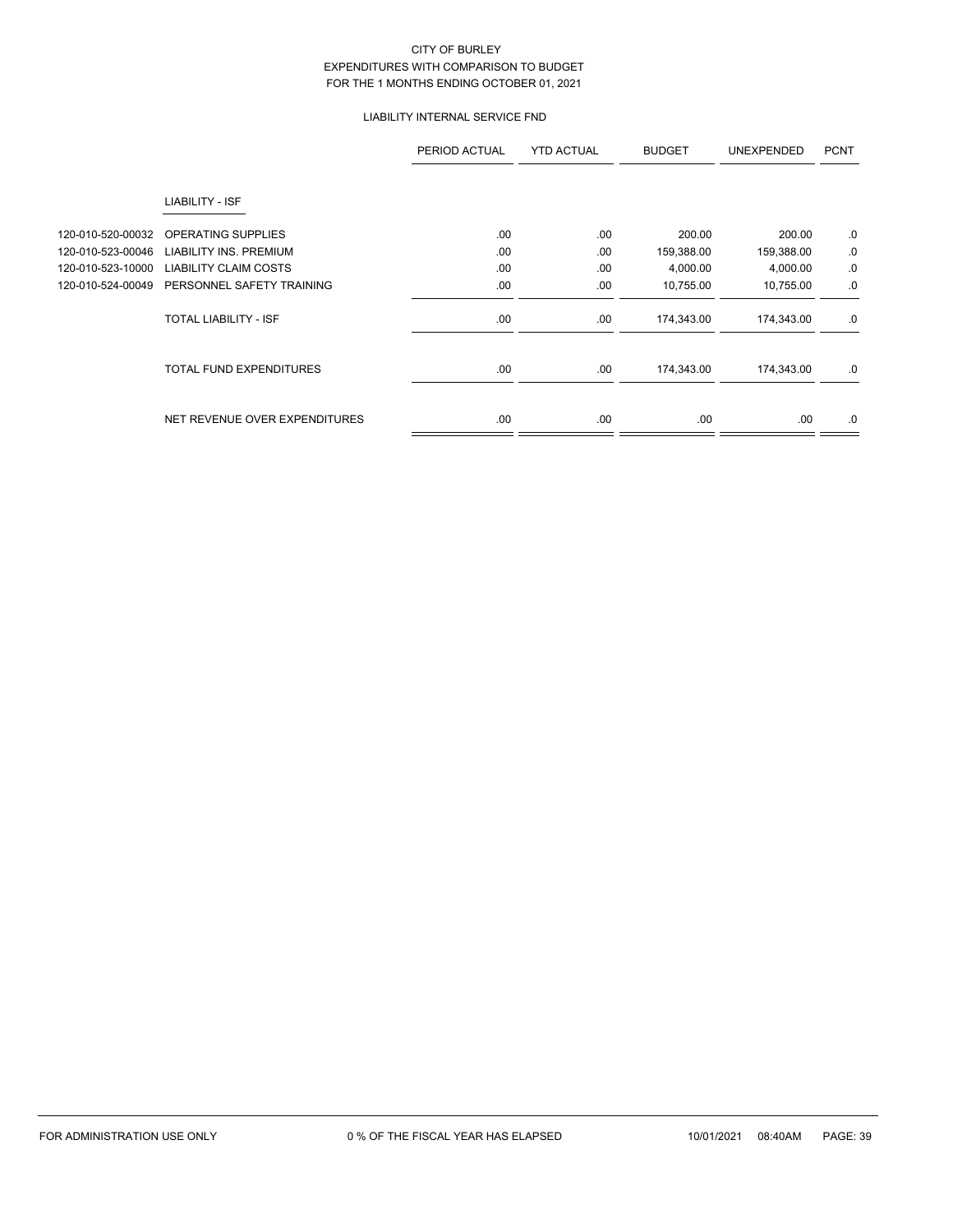# CITY OF BURLEY
## EXPENDITURES WITH COMPARISON TO BUDGET
### FOR THE 1 MONTHS ENDING OCTOBER 01, 2021

#### LIABILITY INTERNAL SERVICE FND

| | | PERIOD ACTUAL | YTD ACTUAL | BUDGET | UNEXPENDED | PCNT |
|---|---|---|---|---|---|---|
| | LIABILITY - ISF | | | | | |
| 120-010-520-00032 | OPERATING SUPPLIES | .00 | .00 | 200.00 | 200.00 | .0 |
| 120-010-523-00046 | LIABILITY INS. PREMIUM | .00 | .00 | 159,388.00 | 159,388.00 | .0 |
| 120-010-523-10000 | LIABILITY CLAIM COSTS | .00 | .00 | 4,000.00 | 4,000.00 | .0 |
| 120-010-524-00049 | PERSONNEL SAFETY TRAINING | .00 | .00 | 10,755.00 | 10,755.00 | .0 |
| | TOTAL LIABILITY - ISF | .00 | .00 | 174,343.00 | 174,343.00 | .0 |
| | TOTAL FUND EXPENDITURES | .00 | .00 | 174,343.00 | 174,343.00 | .0 |
| | NET REVENUE OVER EXPENDITURES | .00 | .00 | .00 | .00 | .0 |

FOR ADMINISTRATION USE ONLY 0 % OF THE FISCAL YEAR HAS ELAPSED 10/01/2021 08:40AM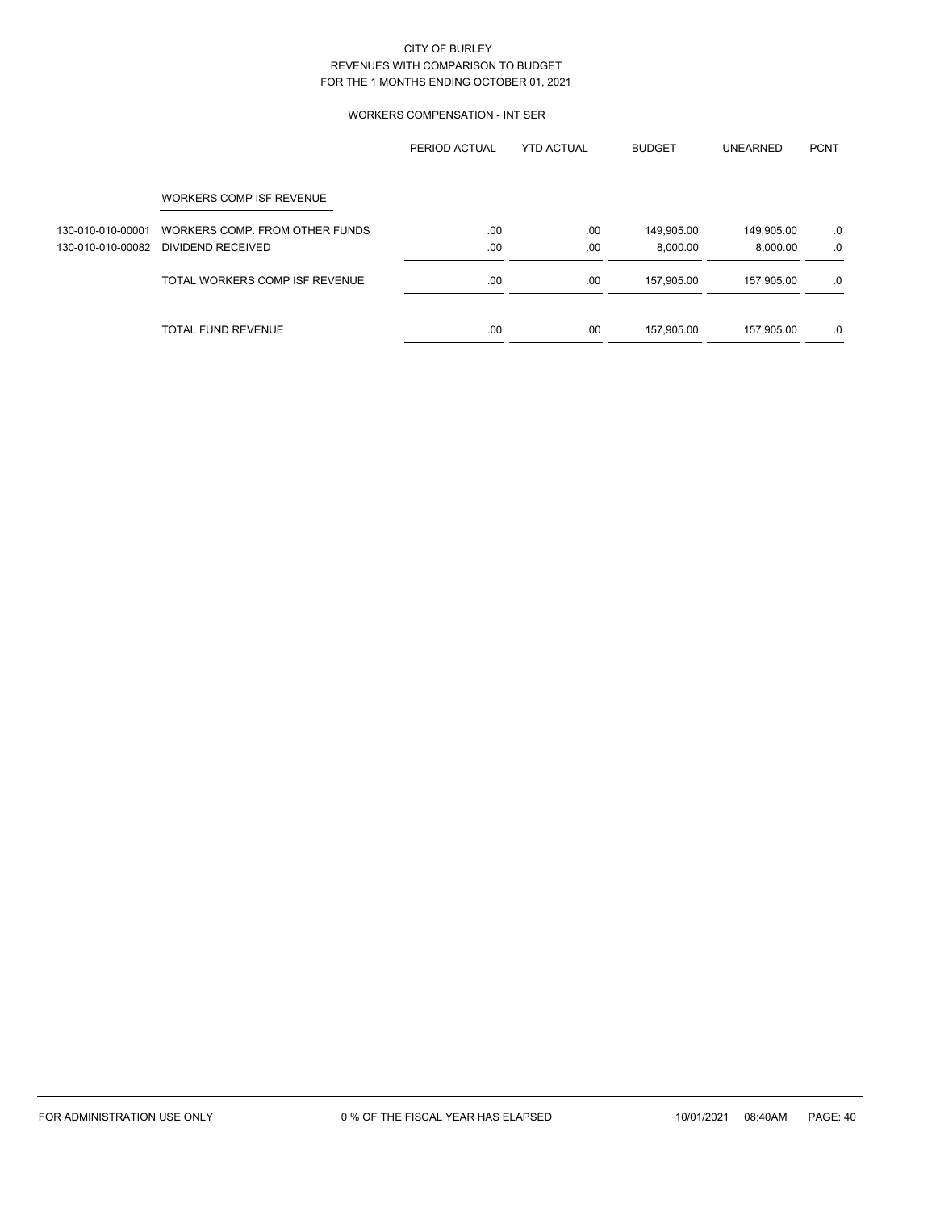# CITY OF BURLEY
## REVENUES WITH COMPARISON TO BUDGET
## FOR THE 1 MONTHS ENDING OCTOBER 01, 2021

### WORKERS COMPENSATION - INT SER

| | | PERIOD ACTUAL | YTD ACTUAL | BUDGET | UNEARNED | PCNT |
|---|---|---|---|---|---|---|
| | WORKERS COMP ISF REVENUE | | | | | |
| 130-010-010-00001 | WORKERS COMP. FROM OTHER FUNDS | .00 | .00 | 149,905.00 | 149,905.00 | .0 |
| 130-010-010-00082 | DIVIDEND RECEIVED | .00 | .00 | 8,000.00 | 8,000.00 | .0 |
| | TOTAL WORKERS COMP ISF REVENUE | .00 | .00 | 157,905.00 | 157,905.00 | .0 |
| | TOTAL FUND REVENUE | .00 | .00 | 157,905.00 | 157,905.00 | .0 |

FOR ADMINISTRATION USE ONLY　　0 % OF THE FISCAL YEAR HAS ELAPSED　　10/01/2021　08:40AM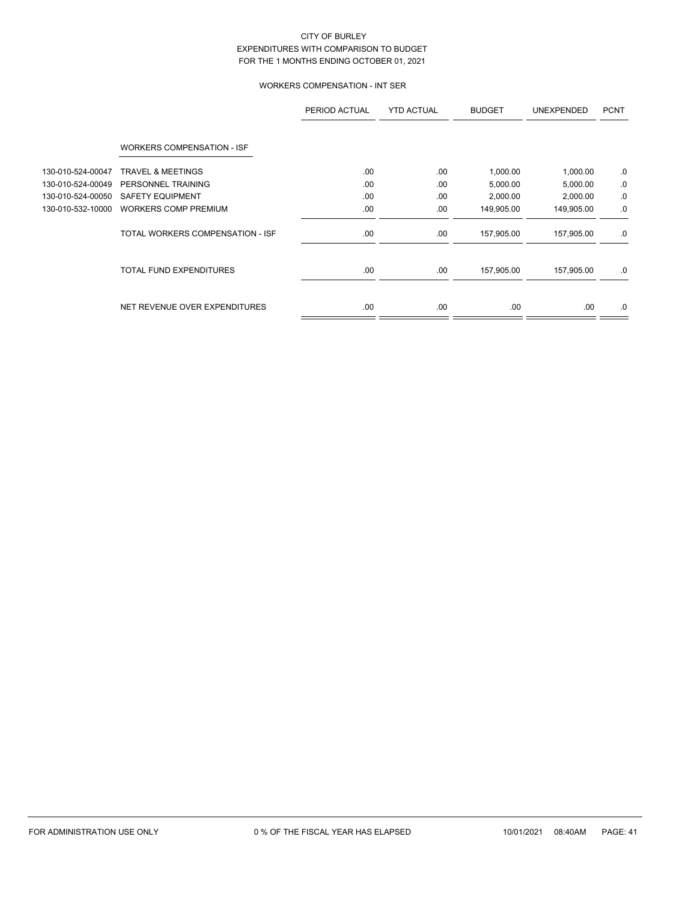CITY OF BURLEY
EXPENDITURES WITH COMPARISON TO BUDGET
FOR THE 1 MONTHS ENDING OCTOBER 01, 2021

WORKERS COMPENSATION - INT SER

| | | PERIOD ACTUAL | YTD ACTUAL | BUDGET | UNEXPENDED | PCNT |
|---|---|---|---|---|---|---|
| | WORKERS COMPENSATION - ISF | | | | | |
| 130-010-524-00047 | TRAVEL & MEETINGS | .00 | .00 | 1,000.00 | 1,000.00 | .0 |
| 130-010-524-00049 | PERSONNEL TRAINING | .00 | .00 | 5,000.00 | 5,000.00 | .0 |
| 130-010-524-00050 | SAFETY EQUIPMENT | .00 | .00 | 2,000.00 | 2,000.00 | .0 |
| 130-010-532-10000 | WORKERS COMP PREMIUM | .00 | .00 | 149,905.00 | 149,905.00 | .0 |
| | TOTAL WORKERS COMPENSATION - ISF | .00 | .00 | 157,905.00 | 157,905.00 | .0 |
| | TOTAL FUND EXPENDITURES | .00 | .00 | 157,905.00 | 157,905.00 | .0 |
| | NET REVENUE OVER EXPENDITURES | .00 | .00 | .00 | .00 | .0 |

FOR ADMINISTRATION USE ONLY    0 % OF THE FISCAL YEAR HAS ELAPSED    10/01/2021 08:40AM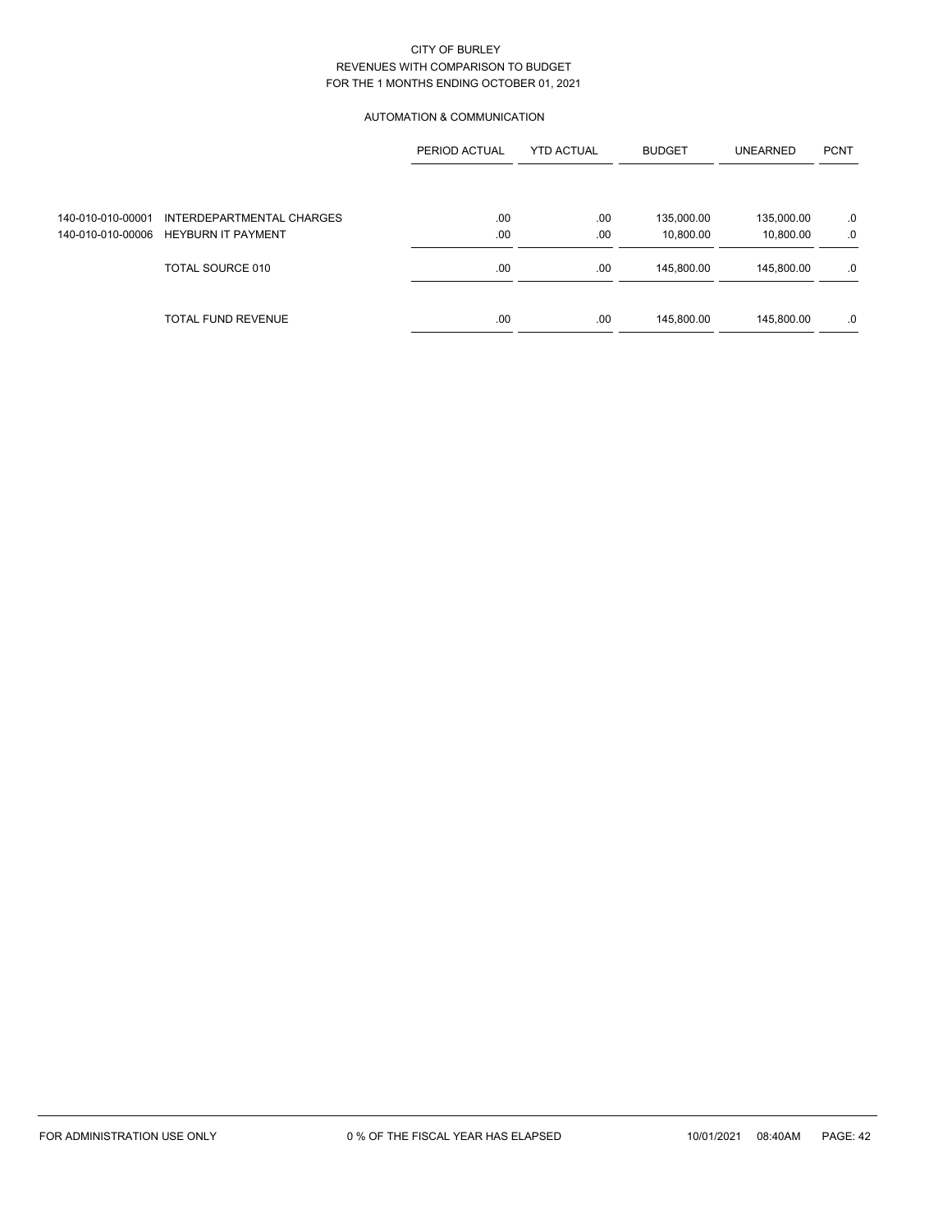CITY OF BURLEY
REVENUES WITH COMPARISON TO BUDGET
FOR THE 1 MONTHS ENDING OCTOBER 01, 2021

AUTOMATION & COMMUNICATION

| | | PERIOD ACTUAL | YTD ACTUAL | BUDGET | UNEARNED | PCNT |
|---|---|---|---|---|---|---|
| 140-010-010-00001 | INTERDEPARTMENTAL CHARGES | .00 | .00 | 135,000.00 | 135,000.00 | .0 |
| 140-010-010-00006 | HEYBURN IT PAYMENT | .00 | .00 | 10,800.00 | 10,800.00 | .0 |
| | TOTAL SOURCE 010 | .00 | .00 | 145,800.00 | 145,800.00 | .0 |
| | TOTAL FUND REVENUE | .00 | .00 | 145,800.00 | 145,800.00 | .0 |

FOR ADMINISTRATION USE ONLY — 0 % OF THE FISCAL YEAR HAS ELAPSED — 10/01/2021 08:40AM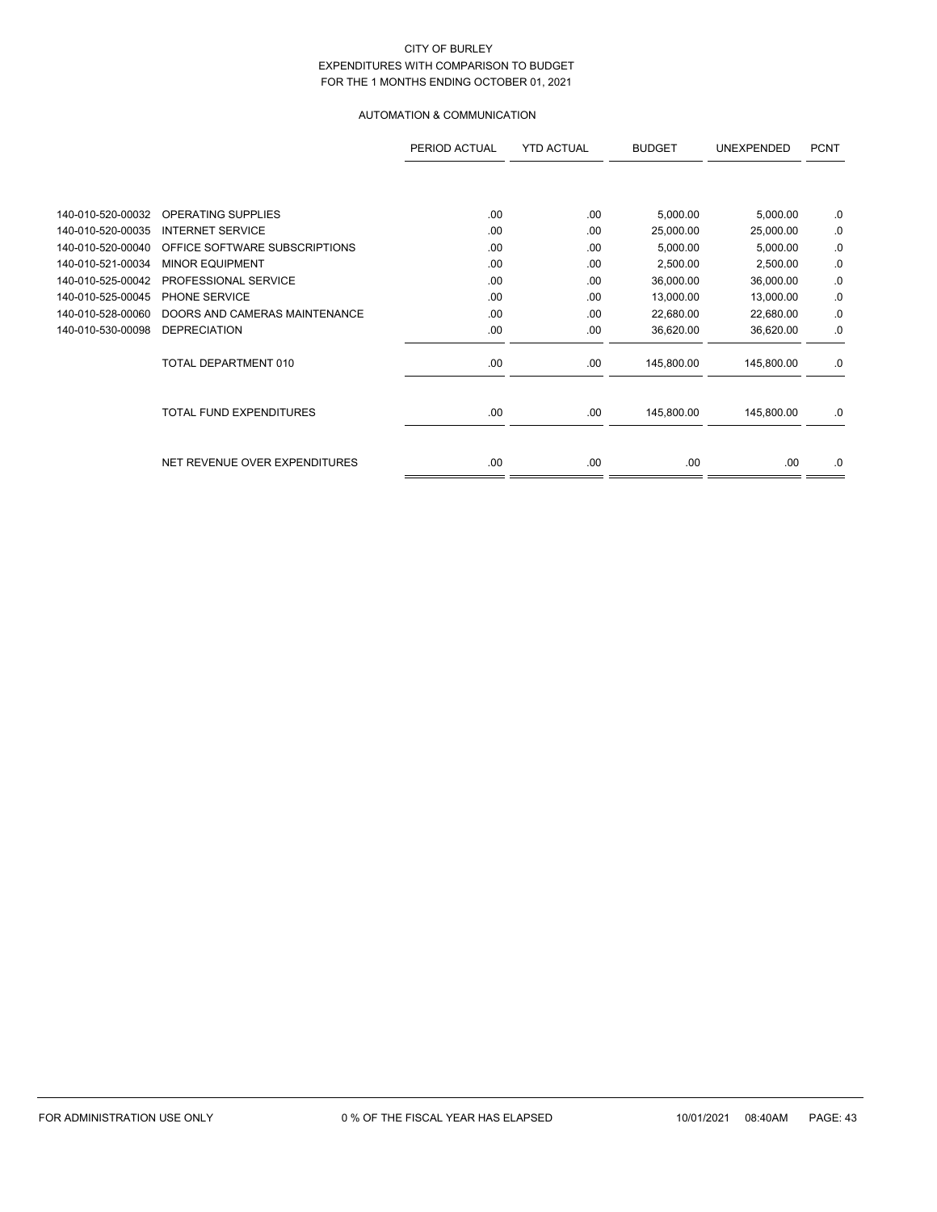CITY OF BURLEY
EXPENDITURES WITH COMPARISON TO BUDGET
FOR THE 1 MONTHS ENDING OCTOBER 01, 2021

AUTOMATION & COMMUNICATION

| | | PERIOD ACTUAL | YTD ACTUAL | BUDGET | UNEXPENDED | PCNT |
|---|---|---|---|---|---|---|
| 140-010-520-00032 | OPERATING SUPPLIES | .00 | .00 | 5,000.00 | 5,000.00 | .0 |
| 140-010-520-00035 | INTERNET SERVICE | .00 | .00 | 25,000.00 | 25,000.00 | .0 |
| 140-010-520-00040 | OFFICE SOFTWARE SUBSCRIPTIONS | .00 | .00 | 5,000.00 | 5,000.00 | .0 |
| 140-010-521-00034 | MINOR EQUIPMENT | .00 | .00 | 2,500.00 | 2,500.00 | .0 |
| 140-010-525-00042 | PROFESSIONAL SERVICE | .00 | .00 | 36,000.00 | 36,000.00 | .0 |
| 140-010-525-00045 | PHONE SERVICE | .00 | .00 | 13,000.00 | 13,000.00 | .0 |
| 140-010-528-00060 | DOORS AND CAMERAS MAINTENANCE | .00 | .00 | 22,680.00 | 22,680.00 | .0 |
| 140-010-530-00098 | DEPRECIATION | .00 | .00 | 36,620.00 | 36,620.00 | .0 |
| | TOTAL DEPARTMENT 010 | .00 | .00 | 145,800.00 | 145,800.00 | .0 |
| | TOTAL FUND EXPENDITURES | .00 | .00 | 145,800.00 | 145,800.00 | .0 |
| | NET REVENUE OVER EXPENDITURES | .00 | .00 | .00 | .00 | .0 |

FOR ADMINISTRATION USE ONLY — 0 % OF THE FISCAL YEAR HAS ELAPSED — 10/01/2021 08:40AM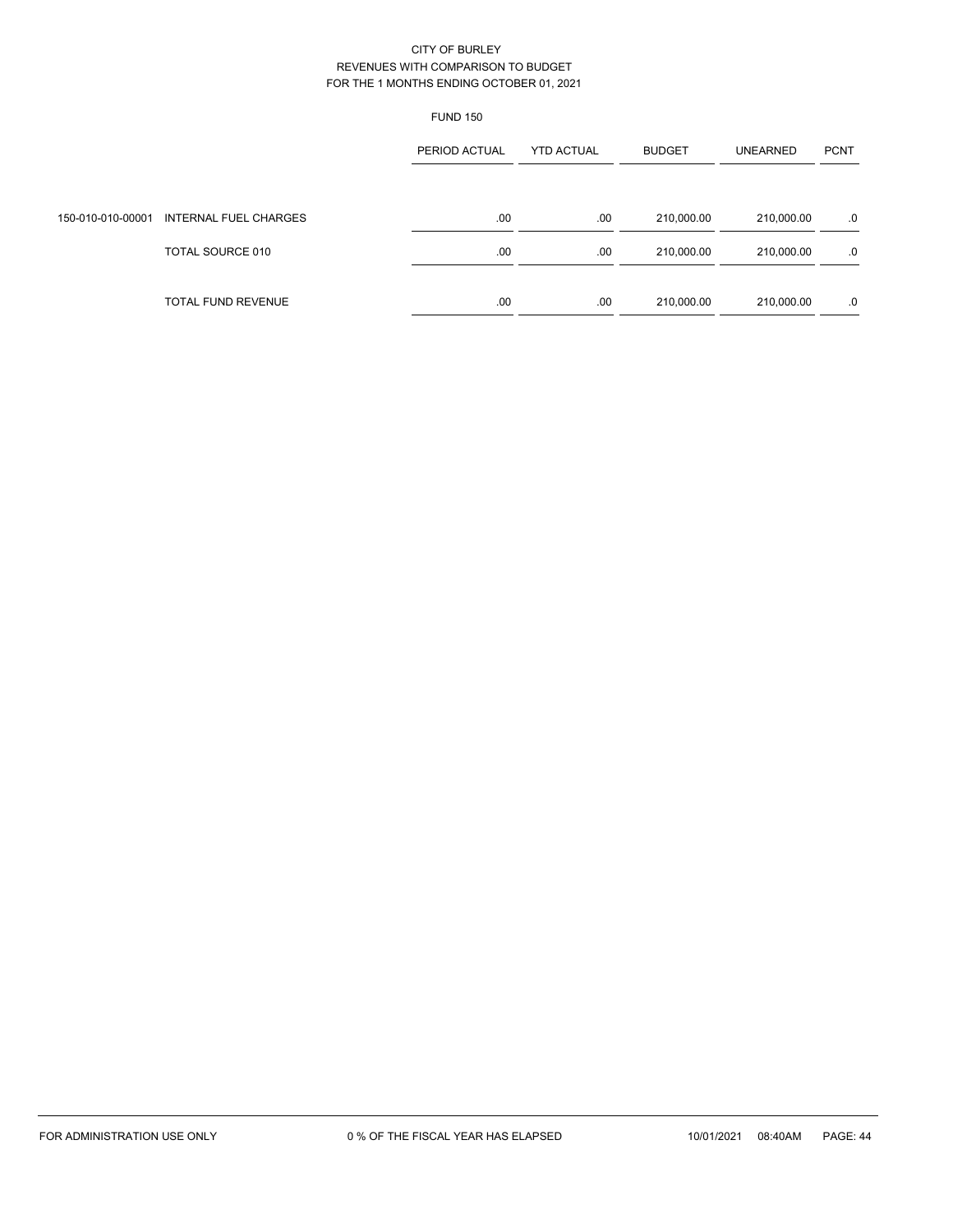CITY OF BURLEY
REVENUES WITH COMPARISON TO BUDGET
FOR THE 1 MONTHS ENDING OCTOBER 01, 2021

FUND 150

| | | PERIOD ACTUAL | YTD ACTUAL | BUDGET | UNEARNED | PCNT |
|---|---|---|---|---|---|---|
| 150-010-010-00001 | INTERNAL FUEL CHARGES | .00 | .00 | 210,000.00 | 210,000.00 | .0 |
| | TOTAL SOURCE 010 | .00 | .00 | 210,000.00 | 210,000.00 | .0 |
| | TOTAL FUND REVENUE | .00 | .00 | 210,000.00 | 210,000.00 | .0 |

FOR ADMINISTRATION USE ONLY 0 % OF THE FISCAL YEAR HAS ELAPSED 10/01/2021 08:40AM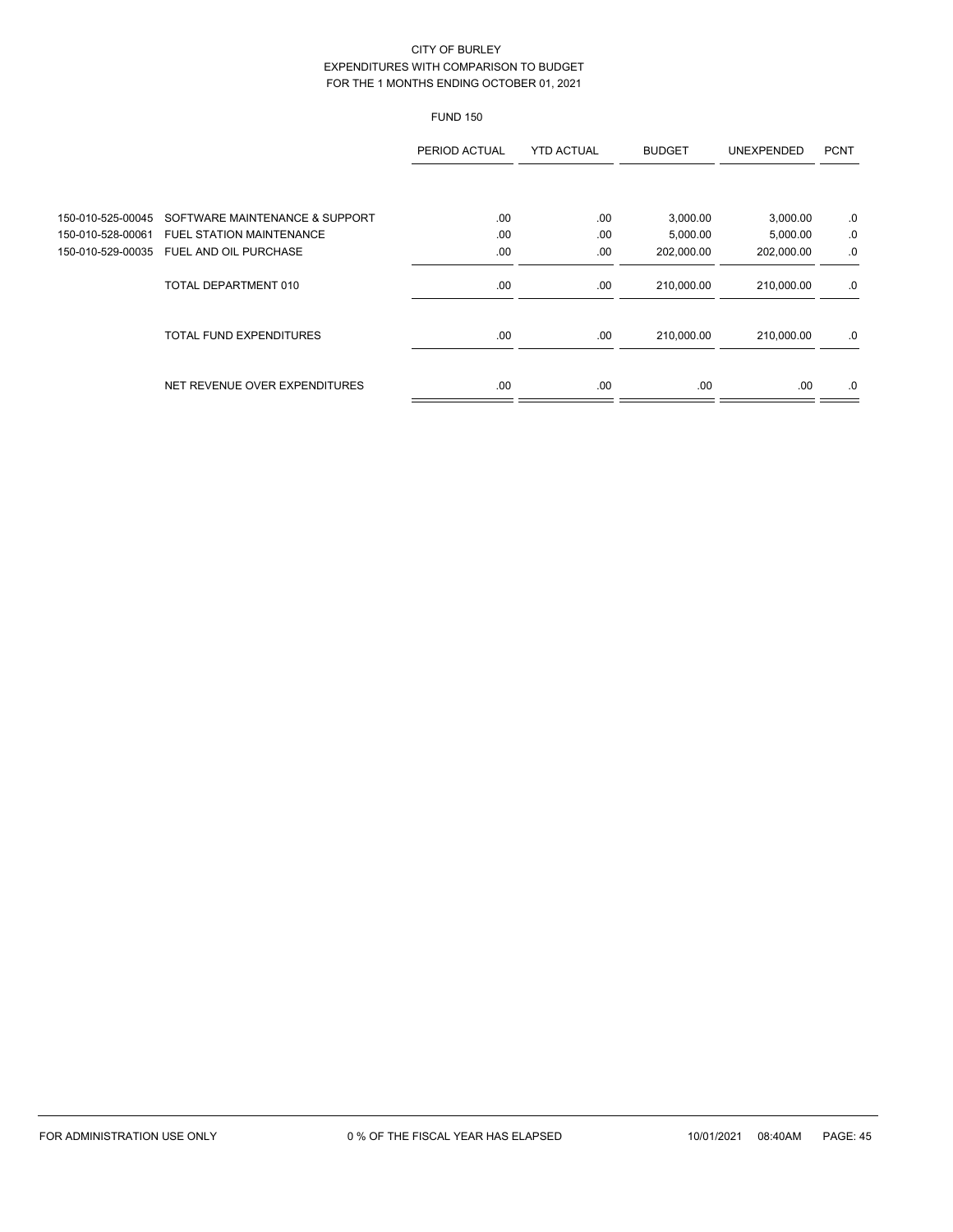CITY OF BURLEY
EXPENDITURES WITH COMPARISON TO BUDGET
FOR THE 1 MONTHS ENDING OCTOBER 01, 2021

FUND 150

| | | PERIOD ACTUAL | YTD ACTUAL | BUDGET | UNEXPENDED | PCNT |
|---|---|---|---|---|---|---|
| 150-010-525-00045 | SOFTWARE MAINTENANCE & SUPPORT | .00 | .00 | 3,000.00 | 3,000.00 | .0 |
| 150-010-528-00061 | FUEL STATION MAINTENANCE | .00 | .00 | 5,000.00 | 5,000.00 | .0 |
| 150-010-529-00035 | FUEL AND OIL PURCHASE | .00 | .00 | 202,000.00 | 202,000.00 | .0 |
| | TOTAL DEPARTMENT 010 | .00 | .00 | 210,000.00 | 210,000.00 | .0 |
| | TOTAL FUND EXPENDITURES | .00 | .00 | 210,000.00 | 210,000.00 | .0 |
| | NET REVENUE OVER EXPENDITURES | .00 | .00 | .00 | .00 | .0 |

FOR ADMINISTRATION USE ONLY — 0 % OF THE FISCAL YEAR HAS ELAPSED — 10/01/2021 08:40AM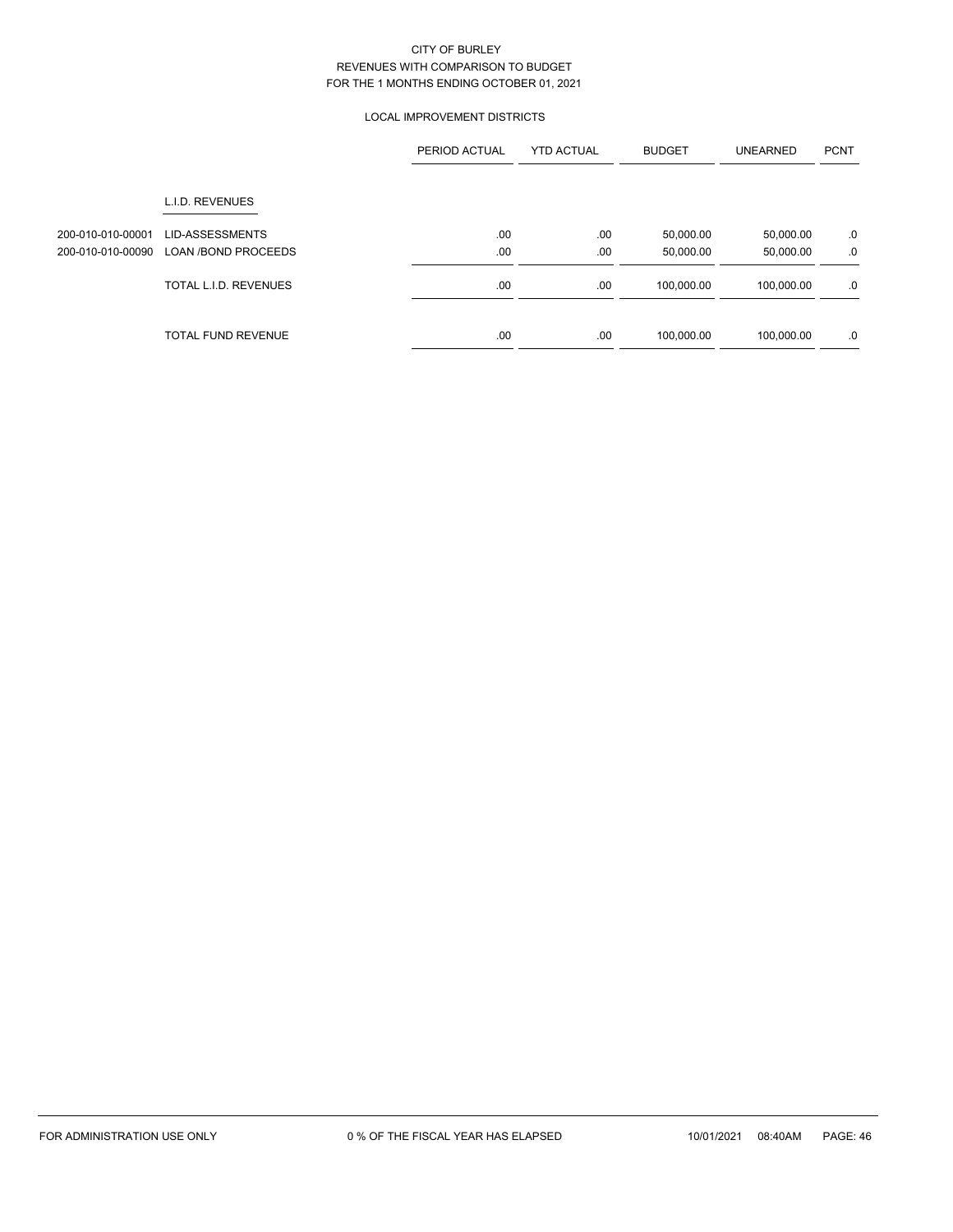CITY OF BURLEY
REVENUES WITH COMPARISON TO BUDGET
FOR THE 1 MONTHS ENDING OCTOBER 01, 2021

LOCAL IMPROVEMENT DISTRICTS

| | | PERIOD ACTUAL | YTD ACTUAL | BUDGET | UNEARNED | PCNT |
|---|---|---|---|---|---|---|
| | L.I.D. REVENUES | | | | | |
| 200-010-010-00001 | LID-ASSESSMENTS | .00 | .00 | 50,000.00 | 50,000.00 | .0 |
| 200-010-010-00090 | LOAN /BOND PROCEEDS | .00 | .00 | 50,000.00 | 50,000.00 | .0 |
| | TOTAL L.I.D. REVENUES | .00 | .00 | 100,000.00 | 100,000.00 | .0 |
| | TOTAL FUND REVENUE | .00 | .00 | 100,000.00 | 100,000.00 | .0 |

FOR ADMINISTRATION USE ONLY 0 % OF THE FISCAL YEAR HAS ELAPSED 10/01/2021 08:40AM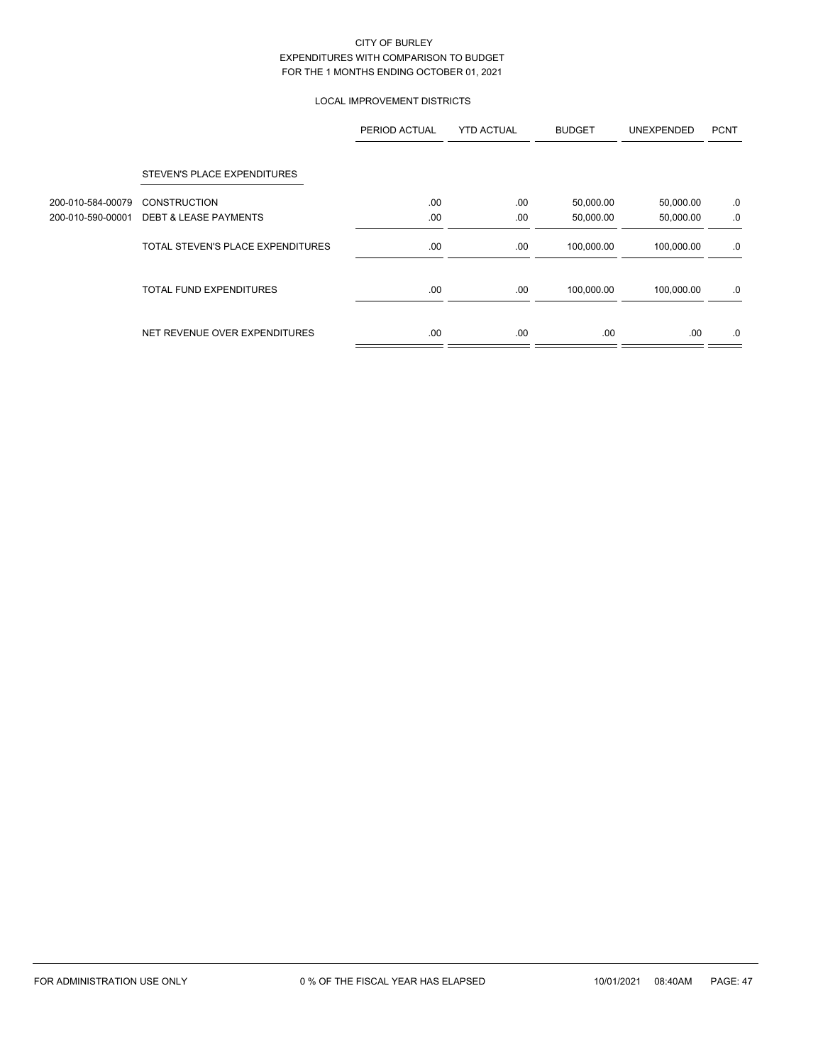CITY OF BURLEY
EXPENDITURES WITH COMPARISON TO BUDGET
FOR THE 1 MONTHS ENDING OCTOBER 01, 2021

LOCAL IMPROVEMENT DISTRICTS

| | | PERIOD ACTUAL | YTD ACTUAL | BUDGET | UNEXPENDED | PCNT |
|---|---|---|---|---|---|---|
| | STEVEN'S PLACE EXPENDITURES | | | | | |
| 200-010-584-00079 | CONSTRUCTION | .00 | .00 | 50,000.00 | 50,000.00 | .0 |
| 200-010-590-00001 | DEBT & LEASE PAYMENTS | .00 | .00 | 50,000.00 | 50,000.00 | .0 |
| | TOTAL STEVEN'S PLACE EXPENDITURES | .00 | .00 | 100,000.00 | 100,000.00 | .0 |
| | TOTAL FUND EXPENDITURES | .00 | .00 | 100,000.00 | 100,000.00 | .0 |
| | NET REVENUE OVER EXPENDITURES | .00 | .00 | .00 | .00 | .0 |

FOR ADMINISTRATION USE ONLY　　0 % OF THE FISCAL YEAR HAS ELAPSED　　10/01/2021　08:40AM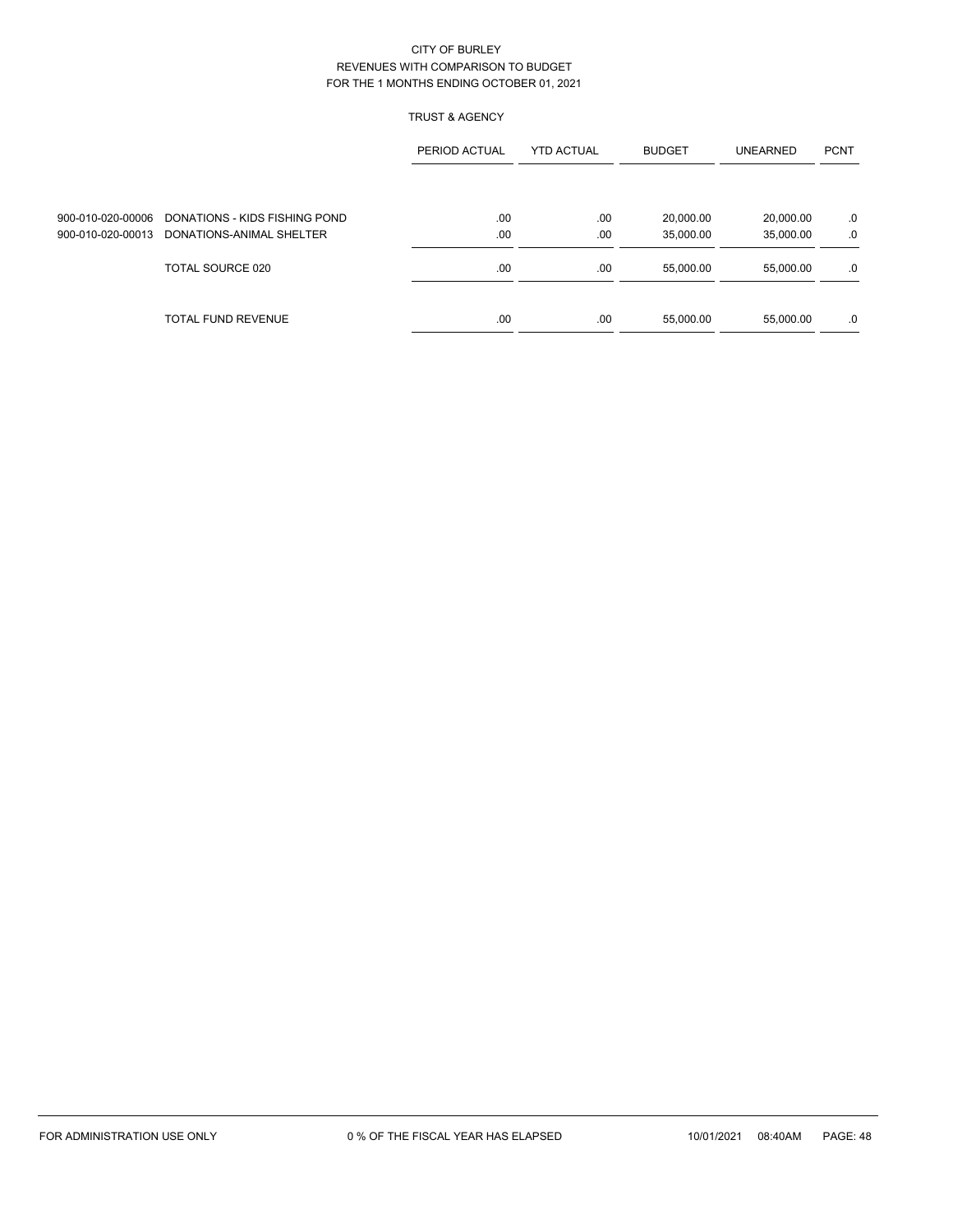CITY OF BURLEY
REVENUES WITH COMPARISON TO BUDGET
FOR THE 1 MONTHS ENDING OCTOBER 01, 2021

TRUST & AGENCY

| | | PERIOD ACTUAL | YTD ACTUAL | BUDGET | UNEARNED | PCNT |
|---|---|---|---|---|---|---|
| 900-010-020-00006 | DONATIONS - KIDS FISHING POND | .00 | .00 | 20,000.00 | 20,000.00 | .0 |
| 900-010-020-00013 | DONATIONS-ANIMAL SHELTER | .00 | .00 | 35,000.00 | 35,000.00 | .0 |
| | TOTAL SOURCE 020 | .00 | .00 | 55,000.00 | 55,000.00 | .0 |
| | TOTAL FUND REVENUE | .00 | .00 | 55,000.00 | 55,000.00 | .0 |

FOR ADMINISTRATION USE ONLY 0 % OF THE FISCAL YEAR HAS ELAPSED 10/01/2021 08:40AM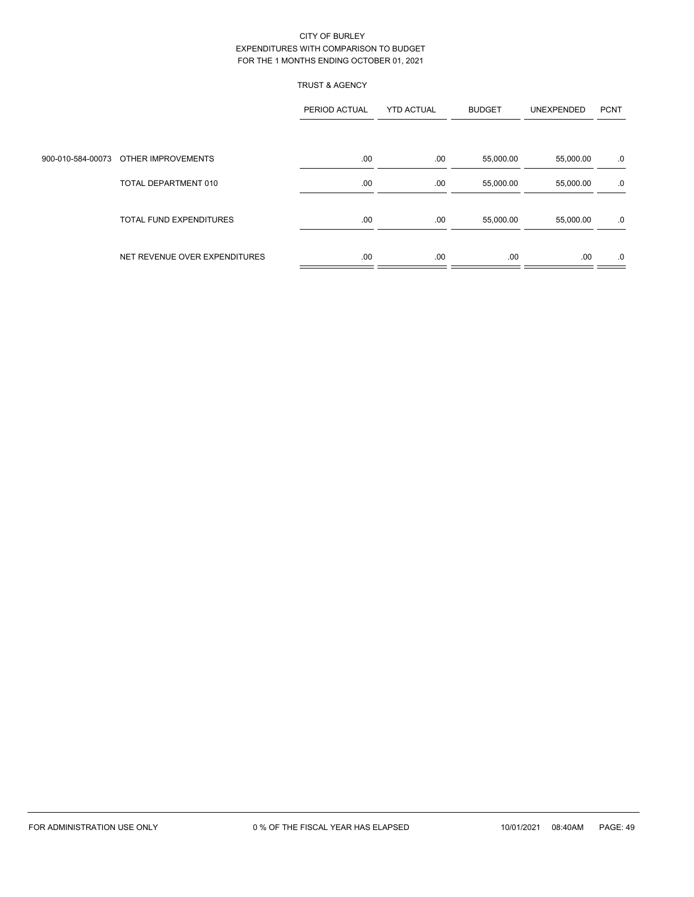CITY OF BURLEY
EXPENDITURES WITH COMPARISON TO BUDGET
FOR THE 1 MONTHS ENDING OCTOBER 01, 2021

TRUST & AGENCY

| | | PERIOD ACTUAL | YTD ACTUAL | BUDGET | UNEXPENDED | PCNT |
|---|---|---|---|---|---|---|
| 900-010-584-00073 | OTHER IMPROVEMENTS | .00 | .00 | 55,000.00 | 55,000.00 | .0 |
| | TOTAL DEPARTMENT 010 | .00 | .00 | 55,000.00 | 55,000.00 | .0 |
| | TOTAL FUND EXPENDITURES | .00 | .00 | 55,000.00 | 55,000.00 | .0 |
| | NET REVENUE OVER EXPENDITURES | .00 | .00 | .00 | .00 | .0 |

FOR ADMINISTRATION USE ONLY    0 % OF THE FISCAL YEAR HAS ELAPSED    10/01/2021 08:40AM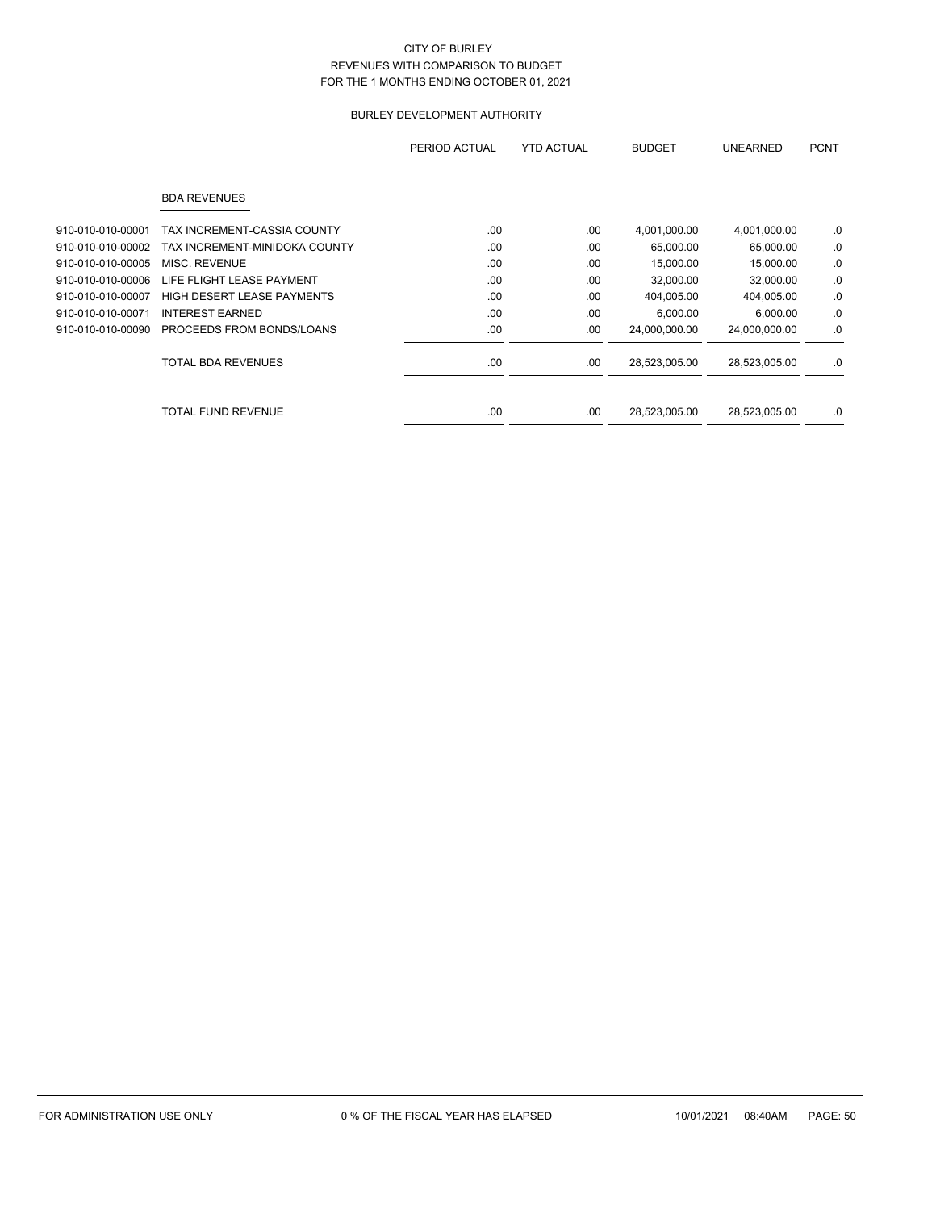# CITY OF BURLEY
## REVENUES WITH COMPARISON TO BUDGET
## FOR THE 1 MONTHS ENDING OCTOBER 01, 2021

### BURLEY DEVELOPMENT AUTHORITY

| | | PERIOD ACTUAL | YTD ACTUAL | BUDGET | UNEARNED | PCNT |
|---|---|---|---|---|---|---|
| | BDA REVENUES | | | | | |
| 910-010-010-00001 | TAX INCREMENT-CASSIA COUNTY | .00 | .00 | 4,001,000.00 | 4,001,000.00 | .0 |
| 910-010-010-00002 | TAX INCREMENT-MINIDOKA COUNTY | .00 | .00 | 65,000.00 | 65,000.00 | .0 |
| 910-010-010-00005 | MISC. REVENUE | .00 | .00 | 15,000.00 | 15,000.00 | .0 |
| 910-010-010-00006 | LIFE FLIGHT LEASE PAYMENT | .00 | .00 | 32,000.00 | 32,000.00 | .0 |
| 910-010-010-00007 | HIGH DESERT LEASE PAYMENTS | .00 | .00 | 404,005.00 | 404,005.00 | .0 |
| 910-010-010-00071 | INTEREST EARNED | .00 | .00 | 6,000.00 | 6,000.00 | .0 |
| 910-010-010-00090 | PROCEEDS FROM BONDS/LOANS | .00 | .00 | 24,000,000.00 | 24,000,000.00 | .0 |
| | TOTAL BDA REVENUES | .00 | .00 | 28,523,005.00 | 28,523,005.00 | .0 |
| | TOTAL FUND REVENUE | .00 | .00 | 28,523,005.00 | 28,523,005.00 | .0 |

FOR ADMINISTRATION USE ONLY — 0 % OF THE FISCAL YEAR HAS ELAPSED — 10/01/2021 08:40AM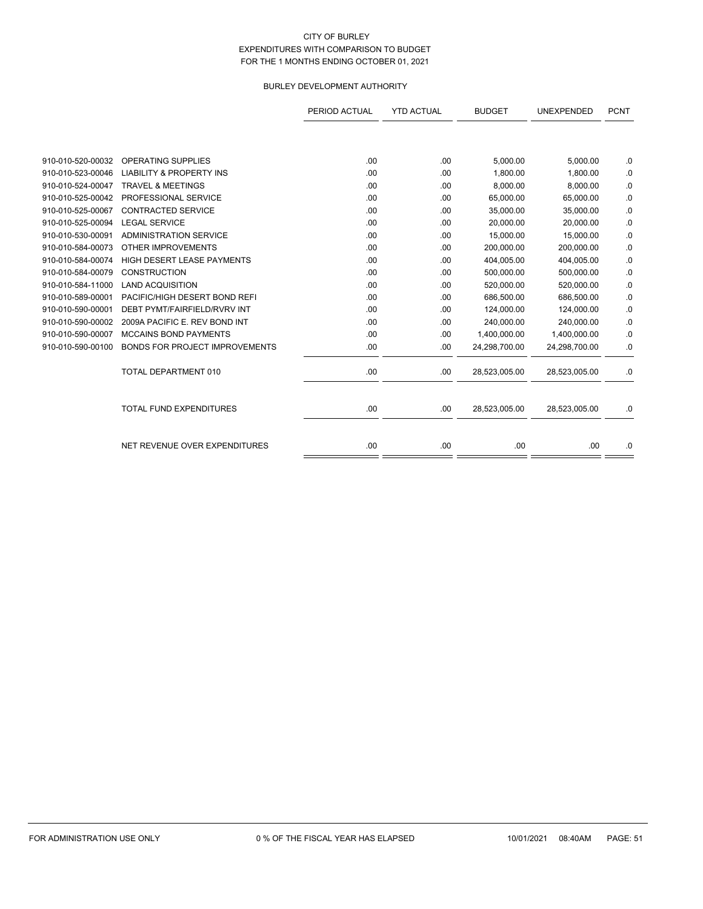CITY OF BURLEY
EXPENDITURES WITH COMPARISON TO BUDGET
FOR THE 1 MONTHS ENDING OCTOBER 01, 2021

BURLEY DEVELOPMENT AUTHORITY

| | | PERIOD ACTUAL | YTD ACTUAL | BUDGET | UNEXPENDED | PCNT |
|---|---|---|---|---|---|---|
| 910-010-520-00032 | OPERATING SUPPLIES | .00 | .00 | 5,000.00 | 5,000.00 | .0 |
| 910-010-523-00046 | LIABILITY & PROPERTY INS | .00 | .00 | 1,800.00 | 1,800.00 | .0 |
| 910-010-524-00047 | TRAVEL & MEETINGS | .00 | .00 | 8,000.00 | 8,000.00 | .0 |
| 910-010-525-00042 | PROFESSIONAL SERVICE | .00 | .00 | 65,000.00 | 65,000.00 | .0 |
| 910-010-525-00067 | CONTRACTED SERVICE | .00 | .00 | 35,000.00 | 35,000.00 | .0 |
| 910-010-525-00094 | LEGAL SERVICE | .00 | .00 | 20,000.00 | 20,000.00 | .0 |
| 910-010-530-00091 | ADMINISTRATION SERVICE | .00 | .00 | 15,000.00 | 15,000.00 | .0 |
| 910-010-584-00073 | OTHER IMPROVEMENTS | .00 | .00 | 200,000.00 | 200,000.00 | .0 |
| 910-010-584-00074 | HIGH DESERT LEASE PAYMENTS | .00 | .00 | 404,005.00 | 404,005.00 | .0 |
| 910-010-584-00079 | CONSTRUCTION | .00 | .00 | 500,000.00 | 500,000.00 | .0 |
| 910-010-584-11000 | LAND ACQUISITION | .00 | .00 | 520,000.00 | 520,000.00 | .0 |
| 910-010-589-00001 | PACIFIC/HIGH DESERT BOND REFI | .00 | .00 | 686,500.00 | 686,500.00 | .0 |
| 910-010-590-00001 | DEBT PYMT/FAIRFIELD/RVRV INT | .00 | .00 | 124,000.00 | 124,000.00 | .0 |
| 910-010-590-00002 | 2009A PACIFIC E. REV BOND INT | .00 | .00 | 240,000.00 | 240,000.00 | .0 |
| 910-010-590-00007 | MCCAINS BOND PAYMENTS | .00 | .00 | 1,400,000.00 | 1,400,000.00 | .0 |
| 910-010-590-00100 | BONDS FOR PROJECT IMPROVEMENTS | .00 | .00 | 24,298,700.00 | 24,298,700.00 | .0 |
| | TOTAL DEPARTMENT 010 | .00 | .00 | 28,523,005.00 | 28,523,005.00 | .0 |
| | TOTAL FUND EXPENDITURES | .00 | .00 | 28,523,005.00 | 28,523,005.00 | .0 |
| | NET REVENUE OVER EXPENDITURES | .00 | .00 | .00 | .00 | .0 |

FOR ADMINISTRATION USE ONLY    0 % OF THE FISCAL YEAR HAS ELAPSED    10/01/2021 08:40AM